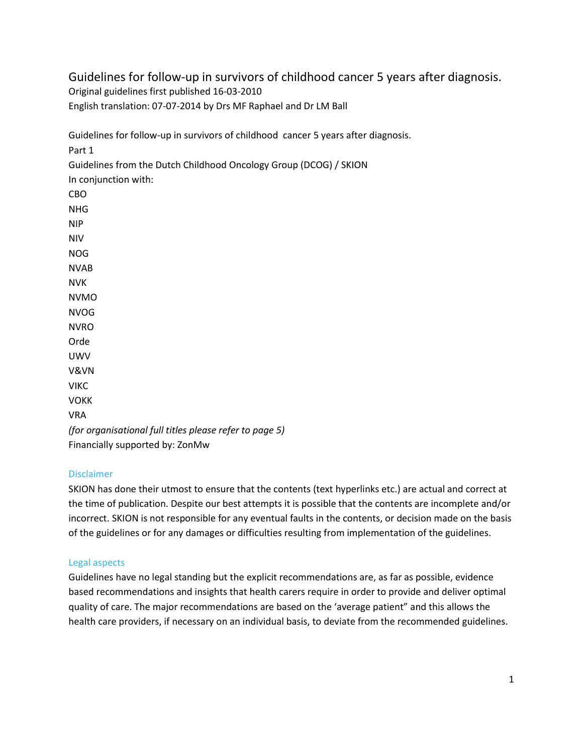# Guidelines for follow-up in survivors of childhood cancer 5 years after diagnosis.

Original guidelines first published 16-03-2010

English translation: 07-07-2014 by Drs MF Raphael and Dr LM Ball

Guidelines for follow-up in survivors of childhood cancer 5 years after diagnosis.

Part 1

Guidelines from the Dutch Childhood Oncology Group (DCOG) / SKION

In conjunction with:

CBO

NHG

NIP

NIV

NOG

NVAB

NVK

NVMO

NVOG

NVRO

Orde

UWV

V&VN

VIKC

VOKK

VRA

*(for organisational full titles please refer to page 5)*

Financially supported by: ZonMw

## Disclaimer

SKION has done their utmost to ensure that the contents (text hyperlinks etc.) are actual and correct at the time of publication. Despite our best attempts it is possible that the contents are incomplete and/or incorrect. SKION is not responsible for any eventual faults in the contents, or decision made on the basis of the guidelines or for any damages or difficulties resulting from implementation of the guidelines.

## Legal aspects

Guidelines have no legal standing but the explicit recommendations are, as far as possible, evidence based recommendations and insights that health carers require in order to provide and deliver optimal quality of care. The major recommendations are based on the 'average patient" and this allows the health care providers, if necessary on an individual basis, to deviate from the recommended guidelines.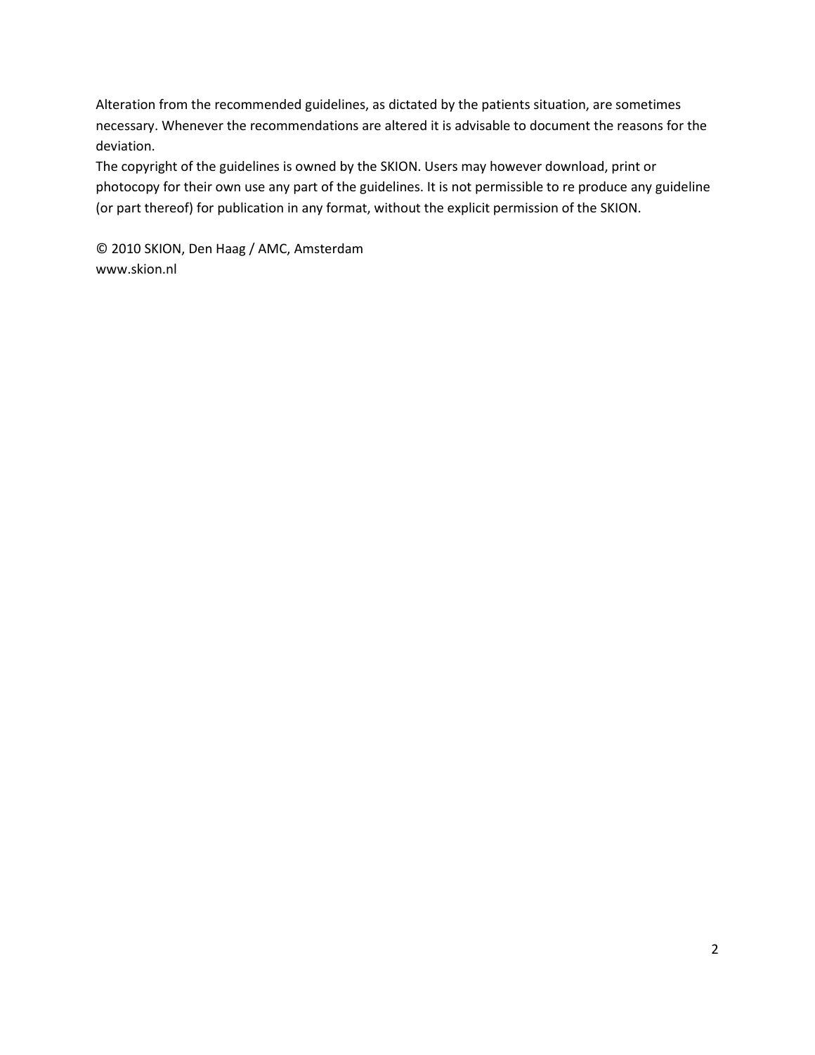Alteration from the recommended guidelines, as dictated by the patients situation, are sometimes necessary. Whenever the recommendations are altered it is advisable to document the reasons for the deviation.
The copyright of the guidelines is owned by the SKION. Users may however download, print or photocopy for their own use any part of the guidelines. It is not permissible to re produce any guideline (or part thereof) for publication in any format, without the explicit permission of the SKION.

© 2010 SKION, Den Haag / AMC, Amsterdam
www.skion.nl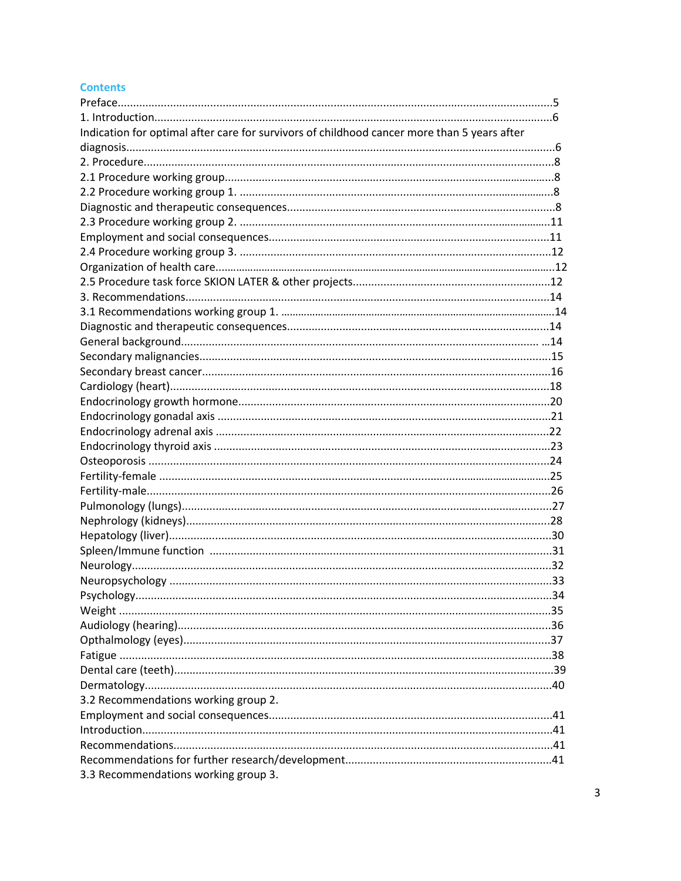## Contents

Preface....................................................................................................................5
1. Introduction............................................................................................................6
Indication for optimal after care for survivors of childhood cancer more than 5 years after diagnosis.....................................................................................................................6
2. Procedure..............................................................................................................8
2.1 Procedure working group......................................................................................8
2.2 Procedure working group 1. ..................................................................................8
Diagnostic and therapeutic consequences.................................................................8
2.3 Procedure working group 2. ..................................................................................11
Employment and social consequences......................................................................11
2.4 Procedure working group 3. ..................................................................................12
Organization of health care.........................................................................................12
2.5 Procedure task force SKION LATER & other projects...............................................12
3. Recommendations....................................................................................................14
3.1 Recommendations working group 1. .......................................................................14
Diagnostic and therapeutic consequences...................................................................14
General background....................................................................................................14
Secondary malignancies..............................................................................................15
Secondary breast cancer.............................................................................................16
Cardiology (heart).........................................................................................................18
Endocrinology growth hormone...................................................................................20
Endocrinology gonadal axis ........................................................................................21
Endocrinology adrenal axis .........................................................................................22
Endocrinology thyroid axis ..........................................................................................23
Osteoporosis ..............................................................................................................24
Fertility-female ............................................................................................................25
Fertility-male................................................................................................................26
Pulmonology (lungs).....................................................................................................27
Nephrology (kidneys)....................................................................................................28
Hepatology (liver).........................................................................................................30
Spleen/Immune function .............................................................................................31
Neurology.....................................................................................................................32
Neuropsychology .........................................................................................................33
Psychology....................................................................................................................34
Weight .........................................................................................................................35
Audiology (hearing).......................................................................................................36
Opthalmology (eyes).....................................................................................................37
Fatigue .........................................................................................................................38
Dental care (teeth).........................................................................................................39
Dermatology..................................................................................................................40
3.2 Recommendations working group 2.
Employment and social consequences..........................................................................41
Introduction...................................................................................................................41
Recommendations.........................................................................................................41
Recommendations for further research/development...................................................41
3.3 Recommendations working group 3.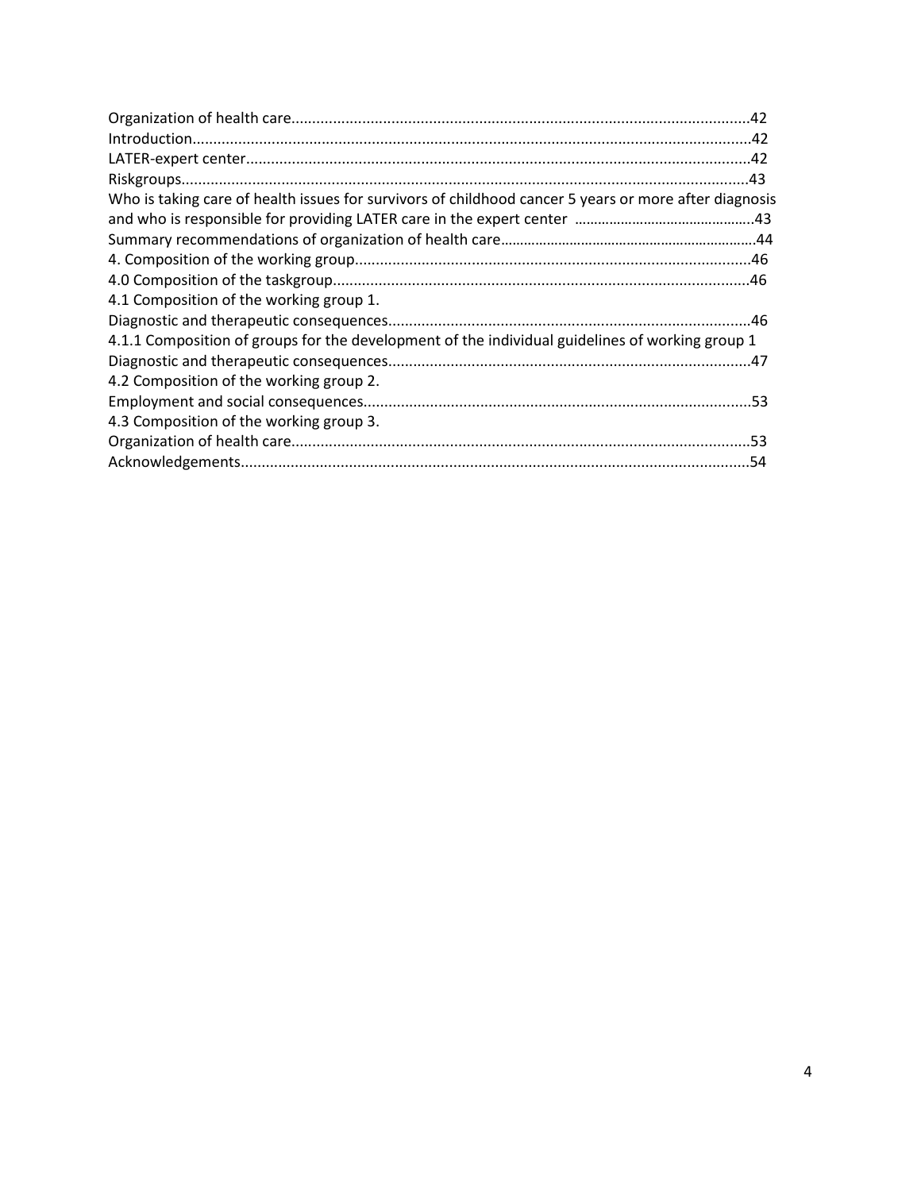Organization of health care..............................................................................................................42
Introduction......................................................................................................................................42
LATER-expert center.........................................................................................................................42
Riskgroups.......................................................................................................................................43
Who is taking care of health issues for survivors of childhood cancer 5 years or more after diagnosis and who is responsible for providing LATER care in the expert center ..............................................43
Summary recommendations of organization of health care..................................................................44
4. Composition of the working group...............................................................................................46
4.0 Composition of the taskgroup....................................................................................................46
4.1 Composition of the working group 1.
Diagnostic and therapeutic consequences.......................................................................................46
4.1.1 Composition of groups for the development of the individual guidelines of working group 1
Diagnostic and therapeutic consequences.......................................................................................47
4.2 Composition of the working group 2.
Employment and social consequences............................................................................................53
4.3 Composition of the working group 3.
Organization of health care..............................................................................................................53
Acknowledgements..........................................................................................................................54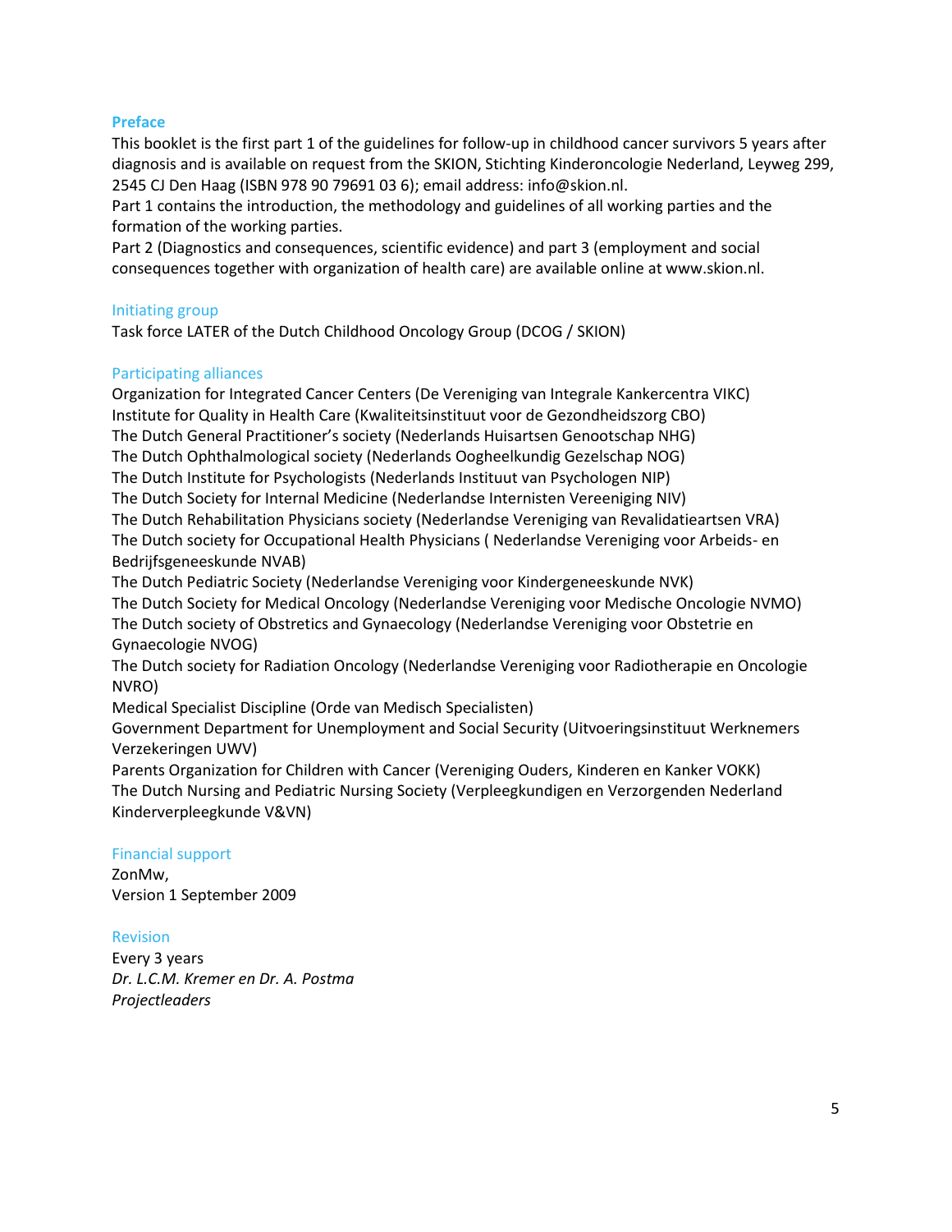## Preface

This booklet is the first part 1 of the guidelines for follow-up in childhood cancer survivors 5 years after diagnosis and is available on request from the SKION, Stichting Kinderoncologie Nederland, Leyweg 299, 2545 CJ Den Haag (ISBN 978 90 79691 03 6); email address: info@skion.nl.
Part 1 contains the introduction, the methodology and guidelines of all working parties and the formation of the working parties.
Part 2 (Diagnostics and consequences, scientific evidence) and part 3 (employment and social consequences together with organization of health care) are available online at www.skion.nl.

### Initiating group

Task force LATER of the Dutch Childhood Oncology Group (DCOG / SKION)

### Participating alliances

Organization for Integrated Cancer Centers (De Vereniging van Integrale Kankercentra VIKC)
Institute for Quality in Health Care (Kwaliteitsinstituut voor de Gezondheidszorg CBO)
The Dutch General Practitioner's society (Nederlands Huisartsen Genootschap NHG)
The Dutch Ophthalmological society (Nederlands Oogheelkundig Gezelschap NOG)
The Dutch Institute for Psychologists (Nederlands Instituut van Psychologen NIP)
The Dutch Society for Internal Medicine (Nederlandse Internisten Vereeniging NIV)
The Dutch Rehabilitation Physicians society (Nederlandse Vereniging van Revalidatieartsen VRA)
The Dutch society for Occupational Health Physicians ( Nederlandse Vereniging voor Arbeids- en Bedrijfsgeneeskunde NVAB)
The Dutch Pediatric Society (Nederlandse Vereniging voor Kindergeneeskunde NVK)
The Dutch Society for Medical Oncology (Nederlandse Vereniging voor Medische Oncologie NVMO)
The Dutch society of Obstretics and Gynaecology (Nederlandse Vereniging voor Obstetrie en Gynaecologie NVOG)
The Dutch society for Radiation Oncology (Nederlandse Vereniging voor Radiotherapie en Oncologie NVRO)
Medical Specialist Discipline (Orde van Medisch Specialisten)
Government Department for Unemployment and Social Security (Uitvoeringsinstituut Werknemers Verzekeringen UWV)
Parents Organization for Children with Cancer (Vereniging Ouders, Kinderen en Kanker VOKK)
The Dutch Nursing and Pediatric Nursing Society (Verpleegkundigen en Verzorgenden Nederland Kinderverpleegkunde V&VN)

### Financial support

ZonMw,
Version 1 September 2009

### Revision

Every 3 years
*Dr. L.C.M. Kremer en Dr. A. Postma*
*Projectleaders*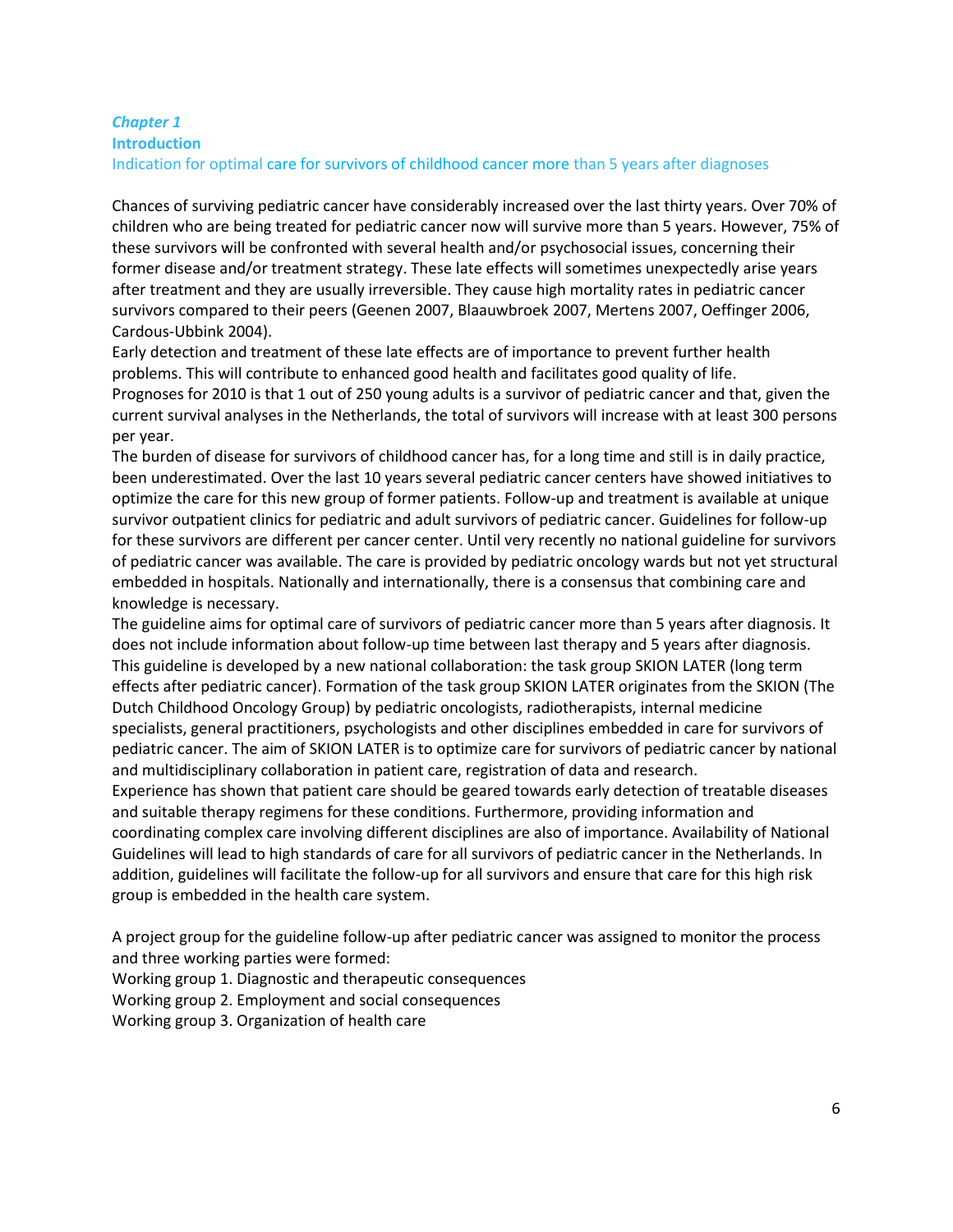***Chapter 1***

## Introduction

Indication for optimal care for survivors of childhood cancer more than 5 years after diagnoses

Chances of surviving pediatric cancer have considerably increased over the last thirty years. Over 70% of children who are being treated for pediatric cancer now will survive more than 5 years. However, 75% of these survivors will be confronted with several health and/or psychosocial issues, concerning their former disease and/or treatment strategy. These late effects will sometimes unexpectedly arise years after treatment and they are usually irreversible. They cause high mortality rates in pediatric cancer survivors compared to their peers (Geenen 2007, Blaauwbroek 2007, Mertens 2007, Oeffinger 2006, Cardous-Ubbink 2004).

Early detection and treatment of these late effects are of importance to prevent further health problems. This will contribute to enhanced good health and facilitates good quality of life.

Prognoses for 2010 is that 1 out of 250 young adults is a survivor of pediatric cancer and that, given the current survival analyses in the Netherlands, the total of survivors will increase with at least 300 persons per year.

The burden of disease for survivors of childhood cancer has, for a long time and still is in daily practice, been underestimated. Over the last 10 years several pediatric cancer centers have showed initiatives to optimize the care for this new group of former patients. Follow-up and treatment is available at unique survivor outpatient clinics for pediatric and adult survivors of pediatric cancer. Guidelines for follow-up for these survivors are different per cancer center. Until very recently no national guideline for survivors of pediatric cancer was available. The care is provided by pediatric oncology wards but not yet structural embedded in hospitals. Nationally and internationally, there is a consensus that combining care and knowledge is necessary.

The guideline aims for optimal care of survivors of pediatric cancer more than 5 years after diagnosis. It does not include information about follow-up time between last therapy and 5 years after diagnosis. This guideline is developed by a new national collaboration: the task group SKION LATER (long term effects after pediatric cancer). Formation of the task group SKION LATER originates from the SKION (The Dutch Childhood Oncology Group) by pediatric oncologists, radiotherapists, internal medicine specialists, general practitioners, psychologists and other disciplines embedded in care for survivors of pediatric cancer. The aim of SKION LATER is to optimize care for survivors of pediatric cancer by national and multidisciplinary collaboration in patient care, registration of data and research.

Experience has shown that patient care should be geared towards early detection of treatable diseases and suitable therapy regimens for these conditions. Furthermore, providing information and coordinating complex care involving different disciplines are also of importance. Availability of National Guidelines will lead to high standards of care for all survivors of pediatric cancer in the Netherlands. In addition, guidelines will facilitate the follow-up for all survivors and ensure that care for this high risk group is embedded in the health care system.

A project group for the guideline follow-up after pediatric cancer was assigned to monitor the process and three working parties were formed:

Working group 1. Diagnostic and therapeutic consequences

Working group 2. Employment and social consequences

Working group 3. Organization of health care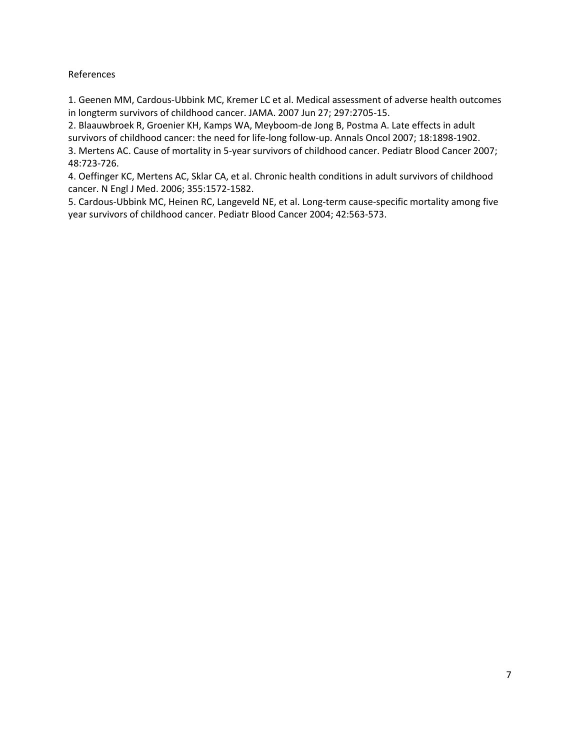References

1. Geenen MM, Cardous-Ubbink MC, Kremer LC et al. Medical assessment of adverse health outcomes in longterm survivors of childhood cancer. JAMA. 2007 Jun 27; 297:2705-15.
2. Blaauwbroek R, Groenier KH, Kamps WA, Meyboom-de Jong B, Postma A. Late effects in adult survivors of childhood cancer: the need for life-long follow-up. Annals Oncol 2007; 18:1898-1902.
3. Mertens AC. Cause of mortality in 5-year survivors of childhood cancer. Pediatr Blood Cancer 2007; 48:723-726.
4. Oeffinger KC, Mertens AC, Sklar CA, et al. Chronic health conditions in adult survivors of childhood cancer. N Engl J Med. 2006; 355:1572-1582.
5. Cardous-Ubbink MC, Heinen RC, Langeveld NE, et al. Long-term cause-specific mortality among five year survivors of childhood cancer. Pediatr Blood Cancer 2004; 42:563-573.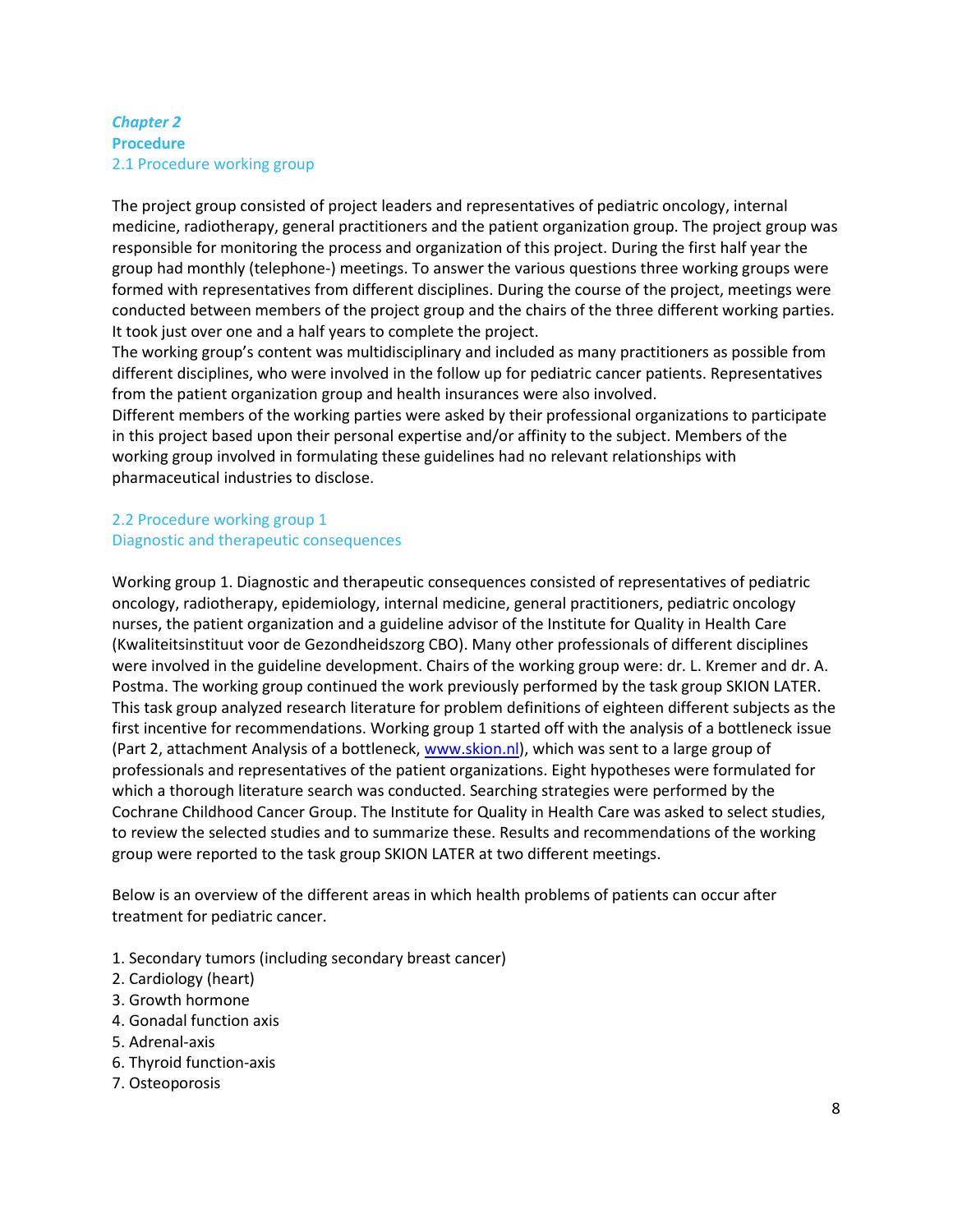## *Chapter 2*
## Procedure
### 2.1 Procedure working group

The project group consisted of project leaders and representatives of pediatric oncology, internal medicine, radiotherapy, general practitioners and the patient organization group. The project group was responsible for monitoring the process and organization of this project. During the first half year the group had monthly (telephone-) meetings. To answer the various questions three working groups were formed with representatives from different disciplines. During the course of the project, meetings were conducted between members of the project group and the chairs of the three different working parties. It took just over one and a half years to complete the project.
The working group's content was multidisciplinary and included as many practitioners as possible from different disciplines, who were involved in the follow up for pediatric cancer patients. Representatives from the patient organization group and health insurances were also involved.
Different members of the working parties were asked by their professional organizations to participate in this project based upon their personal expertise and/or affinity to the subject. Members of the working group involved in formulating these guidelines had no relevant relationships with pharmaceutical industries to disclose.

### 2.2 Procedure working group 1
### Diagnostic and therapeutic consequences

Working group 1. Diagnostic and therapeutic consequences consisted of representatives of pediatric oncology, radiotherapy, epidemiology, internal medicine, general practitioners, pediatric oncology nurses, the patient organization and a guideline advisor of the Institute for Quality in Health Care (Kwaliteitsinstituut voor de Gezondheidszorg CBO). Many other professionals of different disciplines were involved in the guideline development. Chairs of the working group were: dr. L. Kremer and dr. A. Postma. The working group continued the work previously performed by the task group SKION LATER. This task group analyzed research literature for problem definitions of eighteen different subjects as the first incentive for recommendations. Working group 1 started off with the analysis of a bottleneck issue (Part 2, attachment Analysis of a bottleneck, www.skion.nl), which was sent to a large group of professionals and representatives of the patient organizations. Eight hypotheses were formulated for which a thorough literature search was conducted. Searching strategies were performed by the Cochrane Childhood Cancer Group. The Institute for Quality in Health Care was asked to select studies, to review the selected studies and to summarize these. Results and recommendations of the working group were reported to the task group SKION LATER at two different meetings.

Below is an overview of the different areas in which health problems of patients can occur after treatment for pediatric cancer.

1. Secondary tumors (including secondary breast cancer)
2. Cardiology (heart)
3. Growth hormone
4. Gonadal function axis
5. Adrenal-axis
6. Thyroid function-axis
7. Osteoporosis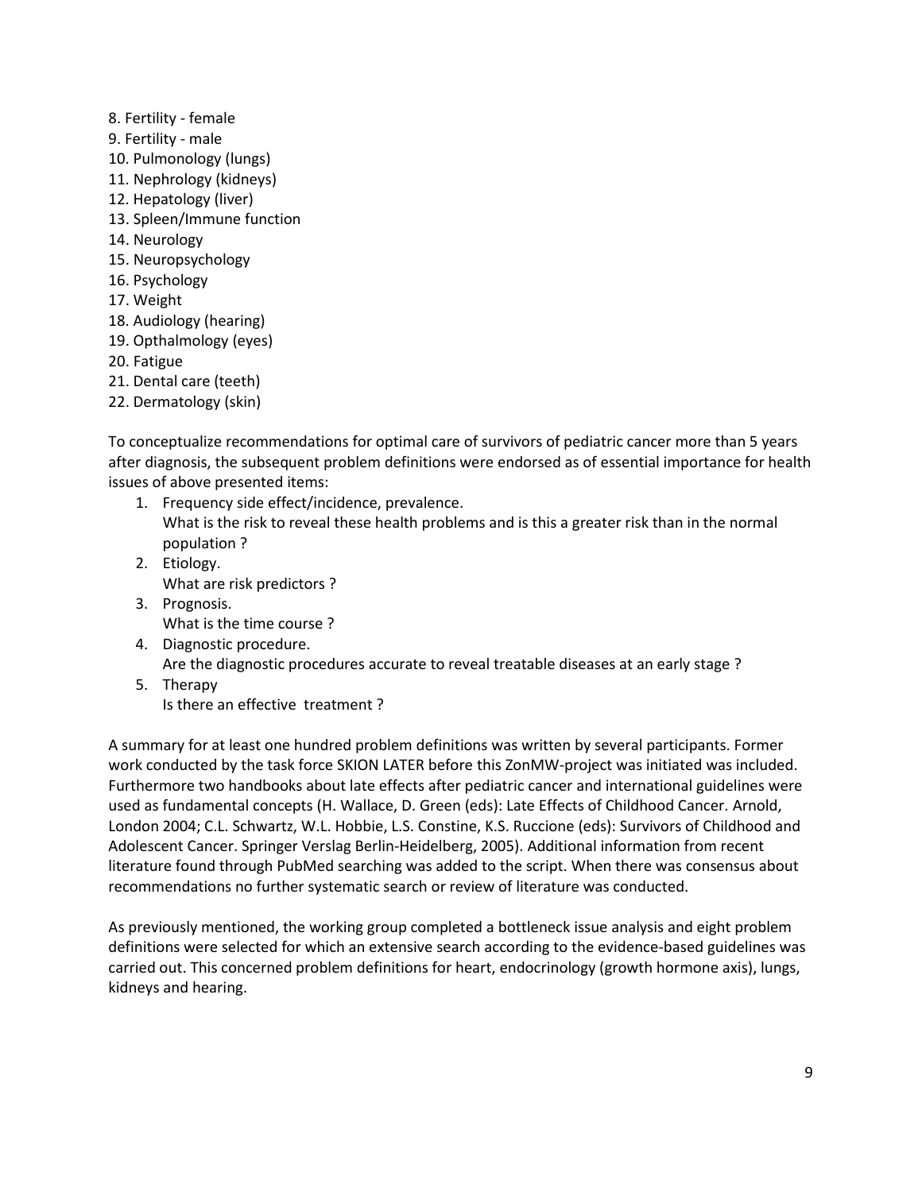8. Fertility - female
9. Fertility - male
10. Pulmonology (lungs)
11. Nephrology (kidneys)
12. Hepatology (liver)
13. Spleen/Immune function
14. Neurology
15. Neuropsychology
16. Psychology
17. Weight
18. Audiology (hearing)
19. Opthalmology (eyes)
20. Fatigue
21. Dental care (teeth)
22. Dermatology (skin)

To conceptualize recommendations for optimal care of survivors of pediatric cancer more than 5 years after diagnosis, the subsequent problem definitions were endorsed as of essential importance for health issues of above presented items:

1. Frequency side effect/incidence, prevalence.
   What is the risk to reveal these health problems and is this a greater risk than in the normal population ?
2. Etiology.
   What are risk predictors ?
3. Prognosis.
   What is the time course ?
4. Diagnostic procedure.
   Are the diagnostic procedures accurate to reveal treatable diseases at an early stage ?
5. Therapy
   Is there an effective treatment ?

A summary for at least one hundred problem definitions was written by several participants. Former work conducted by the task force SKION LATER before this ZonMW-project was initiated was included. Furthermore two handbooks about late effects after pediatric cancer and international guidelines were used as fundamental concepts (H. Wallace, D. Green (eds): Late Effects of Childhood Cancer. Arnold, London 2004; C.L. Schwartz, W.L. Hobbie, L.S. Constine, K.S. Ruccione (eds): Survivors of Childhood and Adolescent Cancer. Springer Verslag Berlin-Heidelberg, 2005). Additional information from recent literature found through PubMed searching was added to the script. When there was consensus about recommendations no further systematic search or review of literature was conducted.

As previously mentioned, the working group completed a bottleneck issue analysis and eight problem definitions were selected for which an extensive search according to the evidence-based guidelines was carried out. This concerned problem definitions for heart, endocrinology (growth hormone axis), lungs, kidneys and hearing.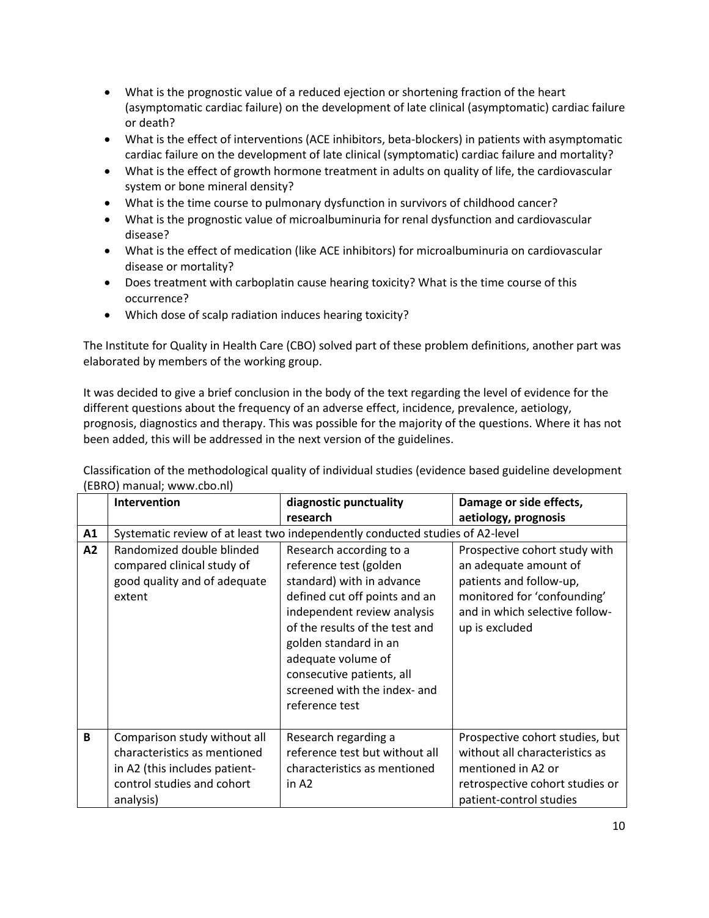- What is the prognostic value of a reduced ejection or shortening fraction of the heart (asymptomatic cardiac failure) on the development of late clinical (asymptomatic) cardiac failure or death?
- What is the effect of interventions (ACE inhibitors, beta-blockers) in patients with asymptomatic cardiac failure on the development of late clinical (symptomatic) cardiac failure and mortality?
- What is the effect of growth hormone treatment in adults on quality of life, the cardiovascular system or bone mineral density?
- What is the time course to pulmonary dysfunction in survivors of childhood cancer?
- What is the prognostic value of microalbuminuria for renal dysfunction and cardiovascular disease?
- What is the effect of medication (like ACE inhibitors) for microalbuminuria on cardiovascular disease or mortality?
- Does treatment with carboplatin cause hearing toxicity? What is the time course of this occurrence?
- Which dose of scalp radiation induces hearing toxicity?

The Institute for Quality in Health Care (CBO) solved part of these problem definitions, another part was elaborated by members of the working group.

It was decided to give a brief conclusion in the body of the text regarding the level of evidence for the different questions about the frequency of an adverse effect, incidence, prevalence, aetiology, prognosis, diagnostics and therapy. This was possible for the majority of the questions. Where it has not been added, this will be addressed in the next version of the guidelines.

Classification of the methodological quality of individual studies (evidence based guideline development (EBRO) manual; www.cbo.nl)

| | **Intervention** | **diagnostic punctuality research** | **Damage or side effects, aetiology, prognosis** |
|---|---|---|---|
| **A1** | Systematic review of at least two independently conducted studies of A2-level | | |
| **A2** | Randomized double blinded compared clinical study of good quality and of adequate extent | Research according to a reference test (golden standard) with in advance defined cut off points and an independent review analysis of the results of the test and golden standard in an adequate volume of consecutive patients, all screened with the index- and reference test | Prospective cohort study with an adequate amount of patients and follow-up, monitored for 'confounding' and in which selective follow-up is excluded |
| **B** | Comparison study without all characteristics as mentioned in A2 (this includes patient-control studies and cohort analysis) | Research regarding a reference test but without all characteristics as mentioned in A2 | Prospective cohort studies, but without all characteristics as mentioned in A2 or retrospective cohort studies or patient-control studies |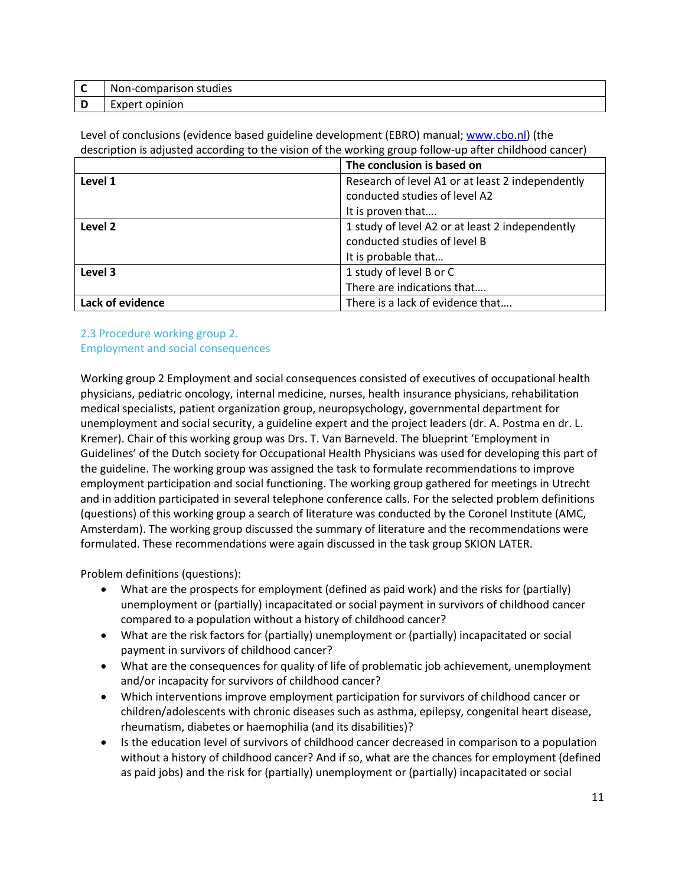| | |
|---|---|
| **C** | Non-comparison studies |
| **D** | Expert opinion |

Level of conclusions (evidence based guideline development (EBRO) manual; www.cbo.nl) (the description is adjusted according to the vision of the working group follow-up after childhood cancer)

| | **The conclusion is based on** |
|---|---|
| **Level 1** | Research of level A1 or at least 2 independently conducted studies of level A2<br>It is proven that…. |
| **Level 2** | 1 study of level A2 or at least 2 independently conducted studies of level B<br>It is probable that… |
| **Level 3** | 1 study of level B or C<br>There are indications that…. |
| **Lack of evidence** | There is a lack of evidence that…. |

## 2.3 Procedure working group 2. Employment and social consequences

Working group 2 Employment and social consequences consisted of executives of occupational health physicians, pediatric oncology, internal medicine, nurses, health insurance physicians, rehabilitation medical specialists, patient organization group, neuropsychology, governmental department for unemployment and social security, a guideline expert and the project leaders (dr. A. Postma en dr. L. Kremer). Chair of this working group was Drs. T. Van Barneveld. The blueprint 'Employment in Guidelines' of the Dutch society for Occupational Health Physicians was used for developing this part of the guideline. The working group was assigned the task to formulate recommendations to improve employment participation and social functioning. The working group gathered for meetings in Utrecht and in addition participated in several telephone conference calls. For the selected problem definitions (questions) of this working group a search of literature was conducted by the Coronel Institute (AMC, Amsterdam). The working group discussed the summary of literature and the recommendations were formulated. These recommendations were again discussed in the task group SKION LATER.

Problem definitions (questions):

- What are the prospects for employment (defined as paid work) and the risks for (partially) unemployment or (partially) incapacitated or social payment in survivors of childhood cancer compared to a population without a history of childhood cancer?
- What are the risk factors for (partially) unemployment or (partially) incapacitated or social payment in survivors of childhood cancer?
- What are the consequences for quality of life of problematic job achievement, unemployment and/or incapacity for survivors of childhood cancer?
- Which interventions improve employment participation for survivors of childhood cancer or children/adolescents with chronic diseases such as asthma, epilepsy, congenital heart disease, rheumatism, diabetes or haemophilia (and its disabilities)?
- Is the education level of survivors of childhood cancer decreased in comparison to a population without a history of childhood cancer? And if so, what are the chances for employment (defined as paid jobs) and the risk for (partially) unemployment or (partially) incapacitated or social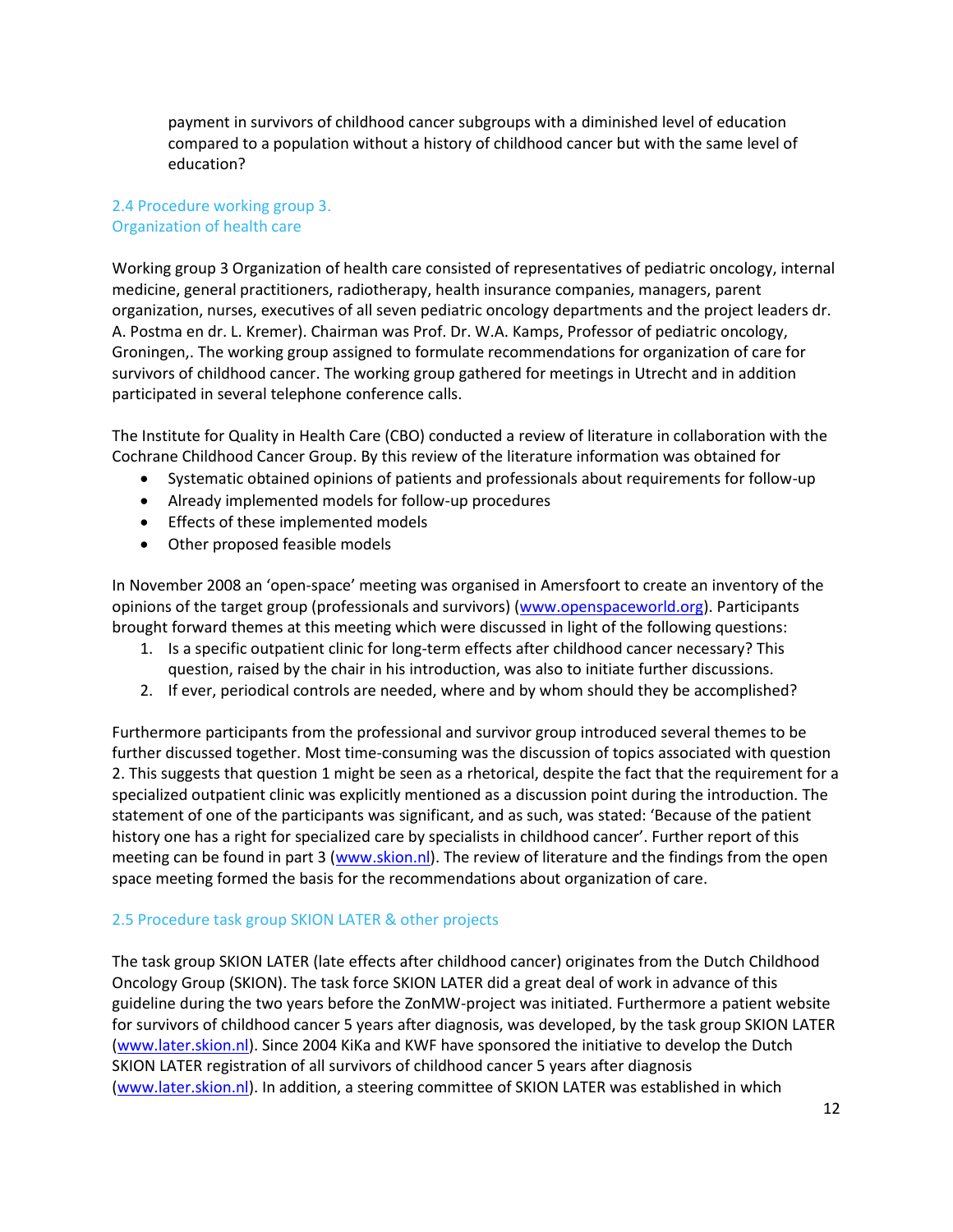payment in survivors of childhood cancer subgroups with a diminished level of education compared to a population without a history of childhood cancer but with the same level of education?

## 2.4 Procedure working group 3. Organization of health care

Working group 3 Organization of health care consisted of representatives of pediatric oncology, internal medicine, general practitioners, radiotherapy, health insurance companies, managers, parent organization, nurses, executives of all seven pediatric oncology departments and the project leaders dr. A. Postma en dr. L. Kremer). Chairman was Prof. Dr. W.A. Kamps, Professor of pediatric oncology, Groningen,. The working group assigned to formulate recommendations for organization of care for survivors of childhood cancer. The working group gathered for meetings in Utrecht and in addition participated in several telephone conference calls.

The Institute for Quality in Health Care (CBO) conducted a review of literature in collaboration with the Cochrane Childhood Cancer Group. By this review of the literature information was obtained for

- Systematic obtained opinions of patients and professionals about requirements for follow-up
- Already implemented models for follow-up procedures
- Effects of these implemented models
- Other proposed feasible models

In November 2008 an 'open-space' meeting was organised in Amersfoort to create an inventory of the opinions of the target group (professionals and survivors) (www.openspaceworld.org). Participants brought forward themes at this meeting which were discussed in light of the following questions:

1. Is a specific outpatient clinic for long-term effects after childhood cancer necessary? This question, raised by the chair in his introduction, was also to initiate further discussions.
2. If ever, periodical controls are needed, where and by whom should they be accomplished?

Furthermore participants from the professional and survivor group introduced several themes to be further discussed together. Most time-consuming was the discussion of topics associated with question 2. This suggests that question 1 might be seen as a rhetorical, despite the fact that the requirement for a specialized outpatient clinic was explicitly mentioned as a discussion point during the introduction. The statement of one of the participants was significant, and as such, was stated: 'Because of the patient history one has a right for specialized care by specialists in childhood cancer'. Further report of this meeting can be found in part 3 (www.skion.nl). The review of literature and the findings from the open space meeting formed the basis for the recommendations about organization of care.

## 2.5 Procedure task group SKION LATER & other projects

The task group SKION LATER (late effects after childhood cancer) originates from the Dutch Childhood Oncology Group (SKION). The task force SKION LATER did a great deal of work in advance of this guideline during the two years before the ZonMW-project was initiated. Furthermore a patient website for survivors of childhood cancer 5 years after diagnosis, was developed, by the task group SKION LATER (www.later.skion.nl). Since 2004 KiKa and KWF have sponsored the initiative to develop the Dutch SKION LATER registration of all survivors of childhood cancer 5 years after diagnosis (www.later.skion.nl). In addition, a steering committee of SKION LATER was established in which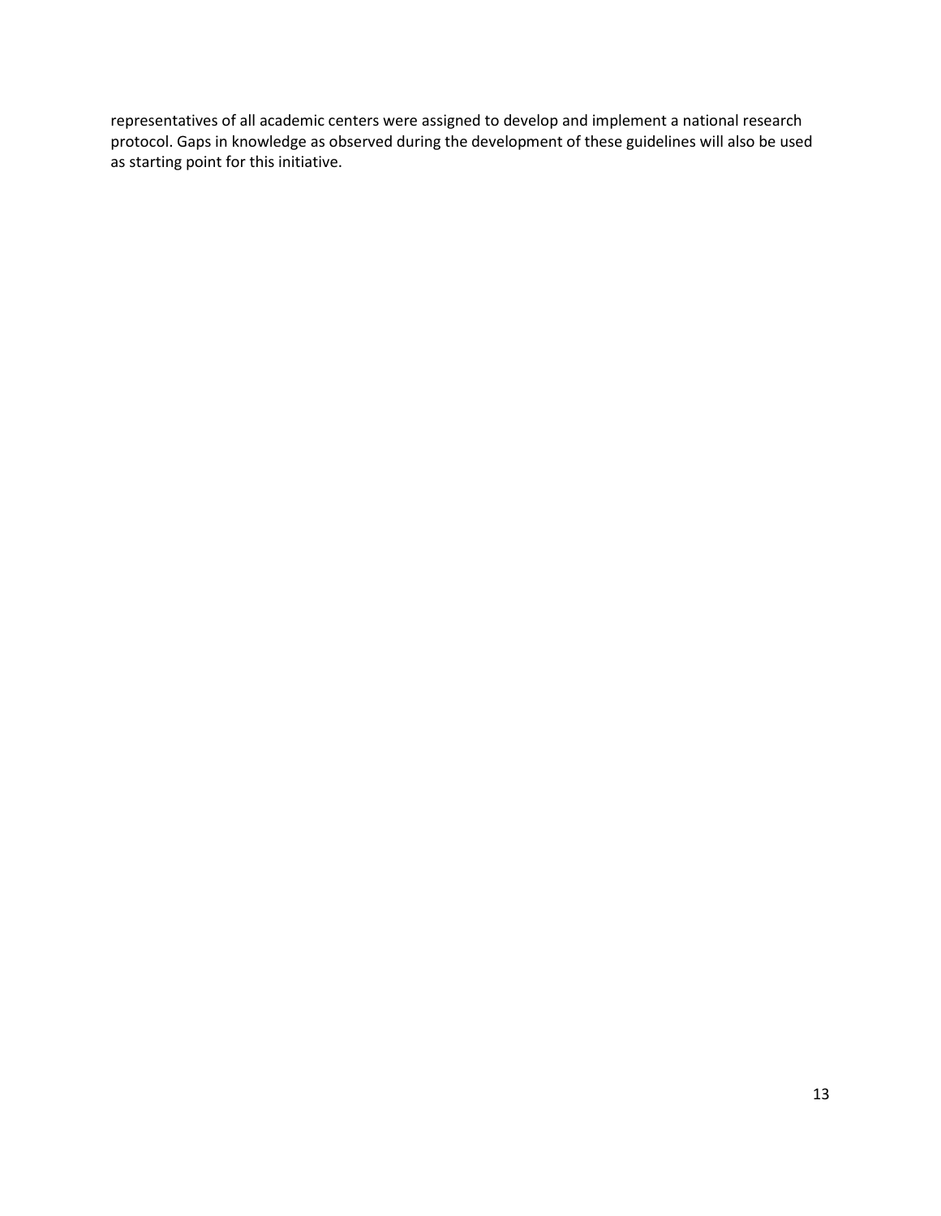representatives of all academic centers were assigned to develop and implement a national research protocol. Gaps in knowledge as observed during the development of these guidelines will also be used as starting point for this initiative.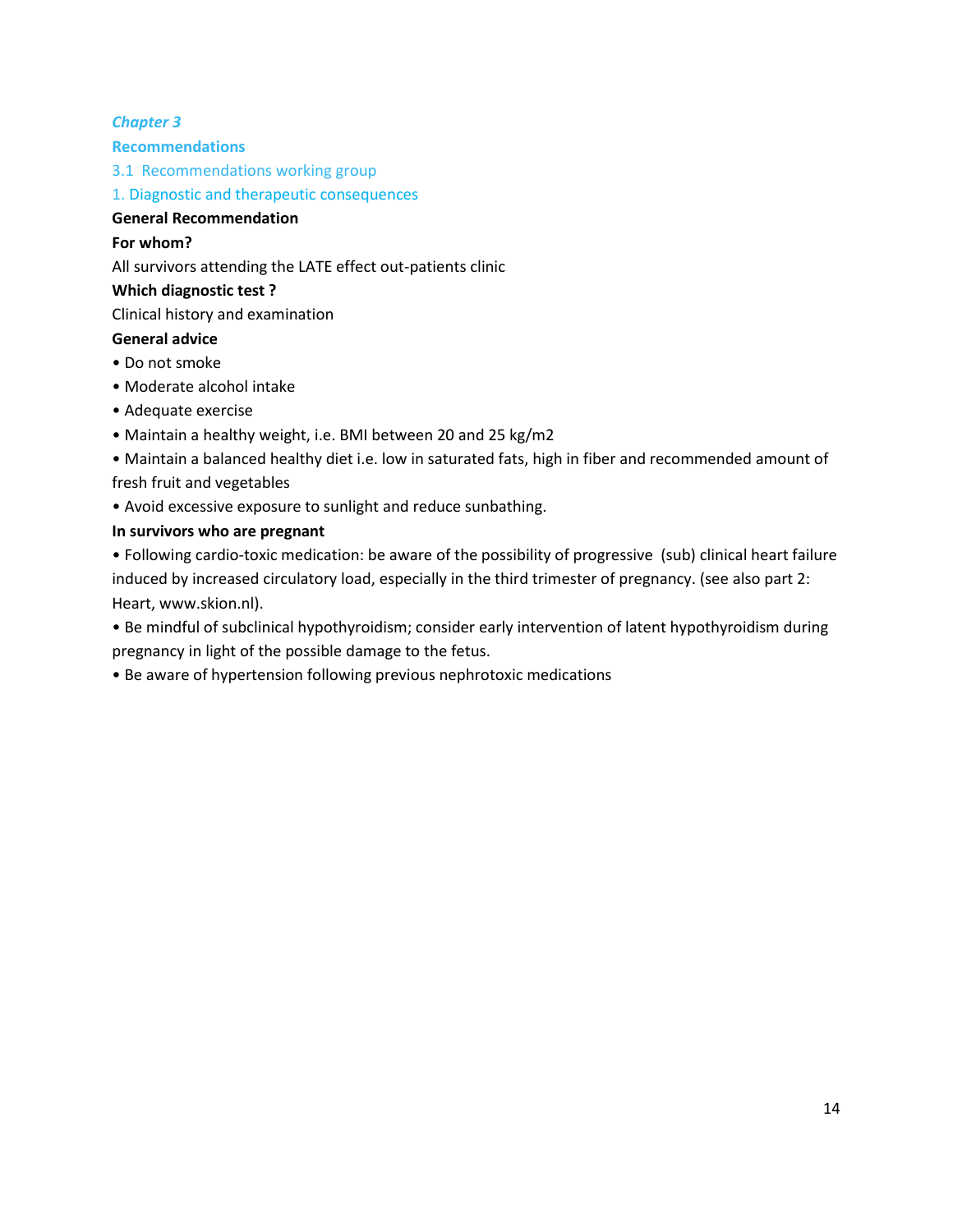# *Chapter 3*

# Recommendations

## 3.1 Recommendations working group

### 1. Diagnostic and therapeutic consequences

**General Recommendation**

**For whom?**

All survivors attending the LATE effect out-patients clinic

**Which diagnostic test ?**

Clinical history and examination

**General advice**

- Do not smoke
- Moderate alcohol intake
- Adequate exercise
- Maintain a healthy weight, i.e. BMI between 20 and 25 kg/m2
- Maintain a balanced healthy diet i.e. low in saturated fats, high in fiber and recommended amount of fresh fruit and vegetables
- Avoid excessive exposure to sunlight and reduce sunbathing.

**In survivors who are pregnant**

- Following cardio-toxic medication: be aware of the possibility of progressive (sub) clinical heart failure induced by increased circulatory load, especially in the third trimester of pregnancy. (see also part 2: Heart, www.skion.nl).
- Be mindful of subclinical hypothyroidism; consider early intervention of latent hypothyroidism during pregnancy in light of the possible damage to the fetus.
- Be aware of hypertension following previous nephrotoxic medications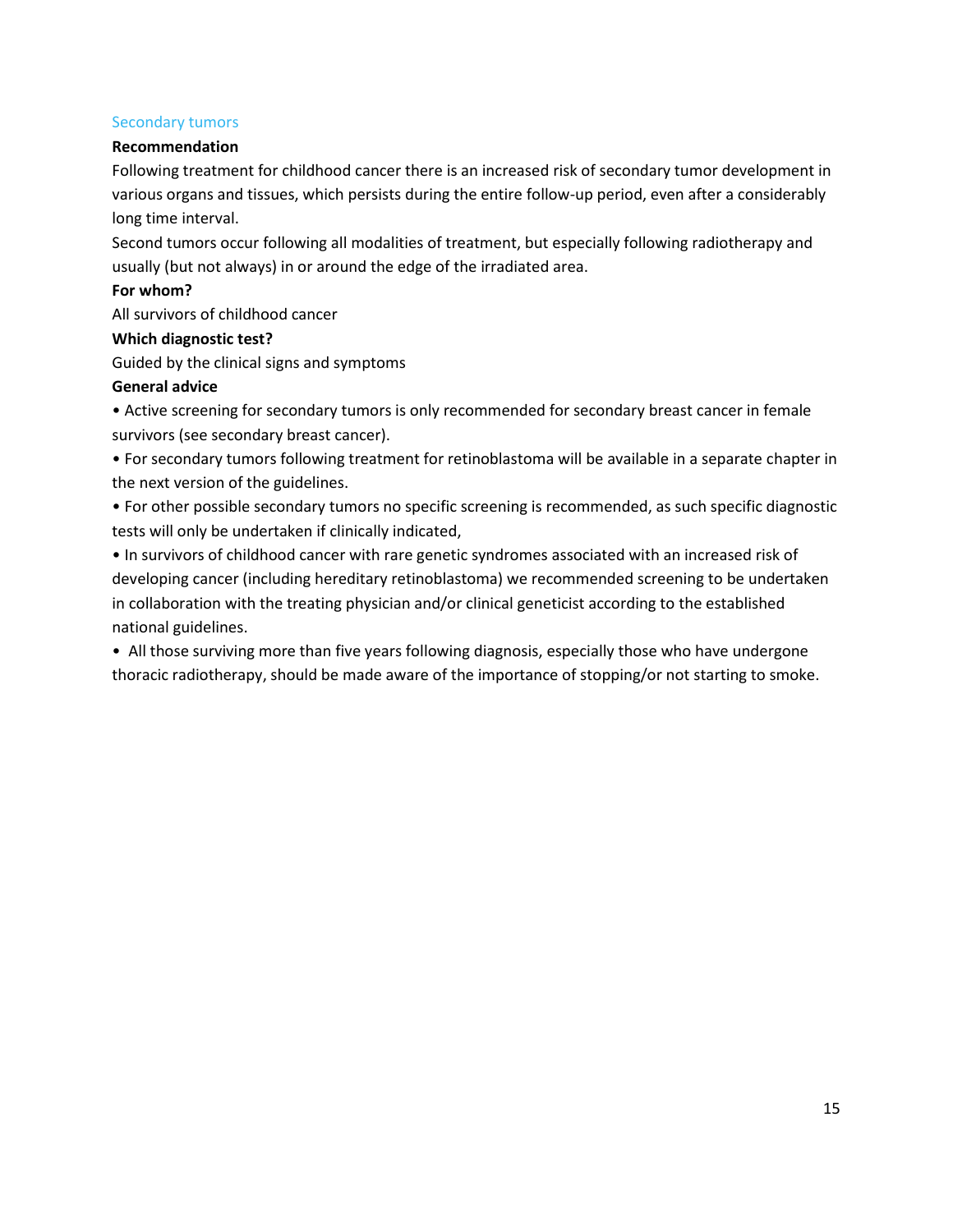## Secondary tumors

**Recommendation**

Following treatment for childhood cancer there is an increased risk of secondary tumor development in various organs and tissues, which persists during the entire follow-up period, even after a considerably long time interval.

Second tumors occur following all modalities of treatment, but especially following radiotherapy and usually (but not always) in or around the edge of the irradiated area.

**For whom?**

All survivors of childhood cancer

**Which diagnostic test?**

Guided by the clinical signs and symptoms

**General advice**

- Active screening for secondary tumors is only recommended for secondary breast cancer in female survivors (see secondary breast cancer).
- For secondary tumors following treatment for retinoblastoma will be available in a separate chapter in the next version of the guidelines.
- For other possible secondary tumors no specific screening is recommended, as such specific diagnostic tests will only be undertaken if clinically indicated,
- In survivors of childhood cancer with rare genetic syndromes associated with an increased risk of developing cancer (including hereditary retinoblastoma) we recommended screening to be undertaken in collaboration with the treating physician and/or clinical geneticist according to the established national guidelines.
- All those surviving more than five years following diagnosis, especially those who have undergone thoracic radiotherapy, should be made aware of the importance of stopping/or not starting to smoke.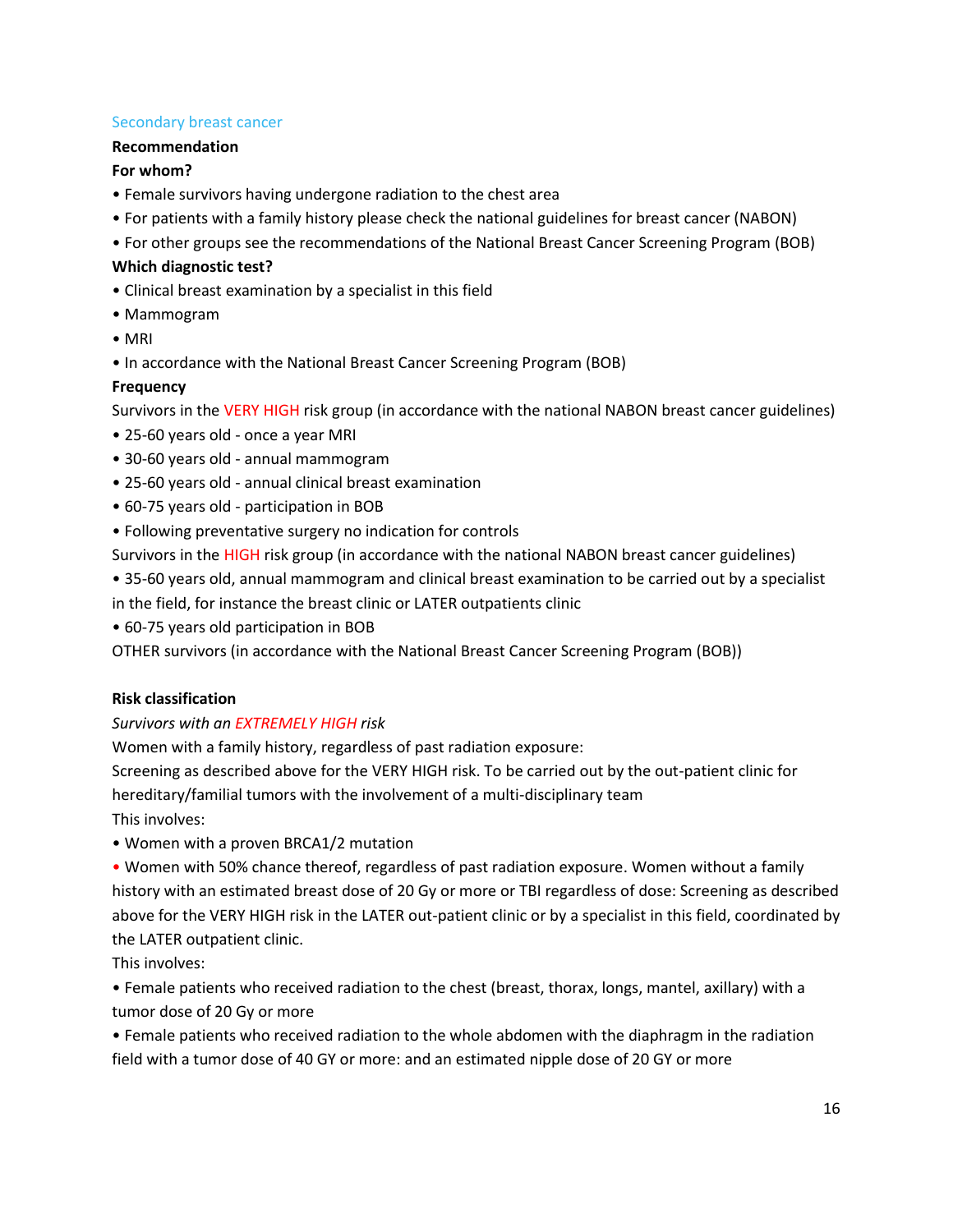## Secondary breast cancer

**Recommendation**

**For whom?**

- Female survivors having undergone radiation to the chest area
- For patients with a family history please check the national guidelines for breast cancer (NABON)
- For other groups see the recommendations of the National Breast Cancer Screening Program (BOB)

**Which diagnostic test?**

- Clinical breast examination by a specialist in this field
- Mammogram
- MRI
- In accordance with the National Breast Cancer Screening Program (BOB)

**Frequency**

Survivors in the VERY HIGH risk group (in accordance with the national NABON breast cancer guidelines)

- 25-60 years old - once a year MRI
- 30-60 years old - annual mammogram
- 25-60 years old - annual clinical breast examination
- 60-75 years old - participation in BOB
- Following preventative surgery no indication for controls

Survivors in the HIGH risk group (in accordance with the national NABON breast cancer guidelines)

- 35-60 years old, annual mammogram and clinical breast examination to be carried out by a specialist in the field, for instance the breast clinic or LATER outpatients clinic
- 60-75 years old participation in BOB

OTHER survivors (in accordance with the National Breast Cancer Screening Program (BOB))

**Risk classification**

*Survivors with an EXTREMELY HIGH risk*

Women with a family history, regardless of past radiation exposure:

Screening as described above for the VERY HIGH risk. To be carried out by the out-patient clinic for hereditary/familial tumors with the involvement of a multi-disciplinary team

This involves:

- Women with a proven BRCA1/2 mutation
- Women with 50% chance thereof, regardless of past radiation exposure. Women without a family history with an estimated breast dose of 20 Gy or more or TBI regardless of dose: Screening as described above for the VERY HIGH risk in the LATER out-patient clinic or by a specialist in this field, coordinated by the LATER outpatient clinic.

This involves:

- Female patients who received radiation to the chest (breast, thorax, longs, mantel, axillary) with a tumor dose of 20 Gy or more
- Female patients who received radiation to the whole abdomen with the diaphragm in the radiation field with a tumor dose of 40 GY or more: and an estimated nipple dose of 20 GY or more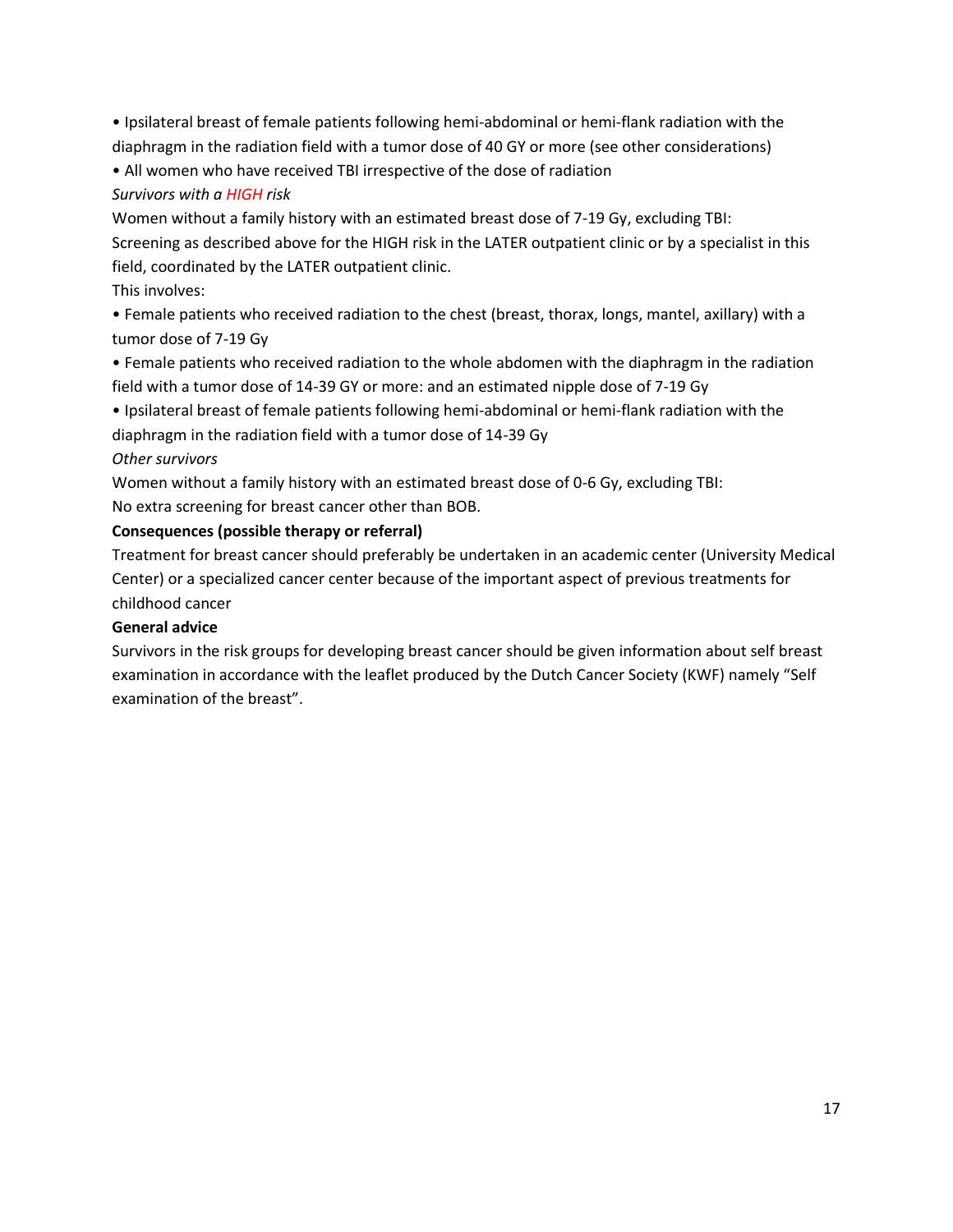- Ipsilateral breast of female patients following hemi-abdominal or hemi-flank radiation with the diaphragm in the radiation field with a tumor dose of 40 GY or more (see other considerations)
- All women who have received TBI irrespective of the dose of radiation

*Survivors with a HIGH risk*

Women without a family history with an estimated breast dose of 7-19 Gy, excluding TBI:
Screening as described above for the HIGH risk in the LATER outpatient clinic or by a specialist in this field, coordinated by the LATER outpatient clinic.

This involves:

- Female patients who received radiation to the chest (breast, thorax, longs, mantel, axillary) with a tumor dose of 7-19 Gy
- Female patients who received radiation to the whole abdomen with the diaphragm in the radiation field with a tumor dose of 14-39 GY or more: and an estimated nipple dose of 7-19 Gy
- Ipsilateral breast of female patients following hemi-abdominal or hemi-flank radiation with the diaphragm in the radiation field with a tumor dose of 14-39 Gy

*Other survivors*

Women without a family history with an estimated breast dose of 0-6 Gy, excluding TBI:
No extra screening for breast cancer other than BOB.

**Consequences (possible therapy or referral)**

Treatment for breast cancer should preferably be undertaken in an academic center (University Medical Center) or a specialized cancer center because of the important aspect of previous treatments for childhood cancer

**General advice**

Survivors in the risk groups for developing breast cancer should be given information about self breast examination in accordance with the leaflet produced by the Dutch Cancer Society (KWF) namely "Self examination of the breast".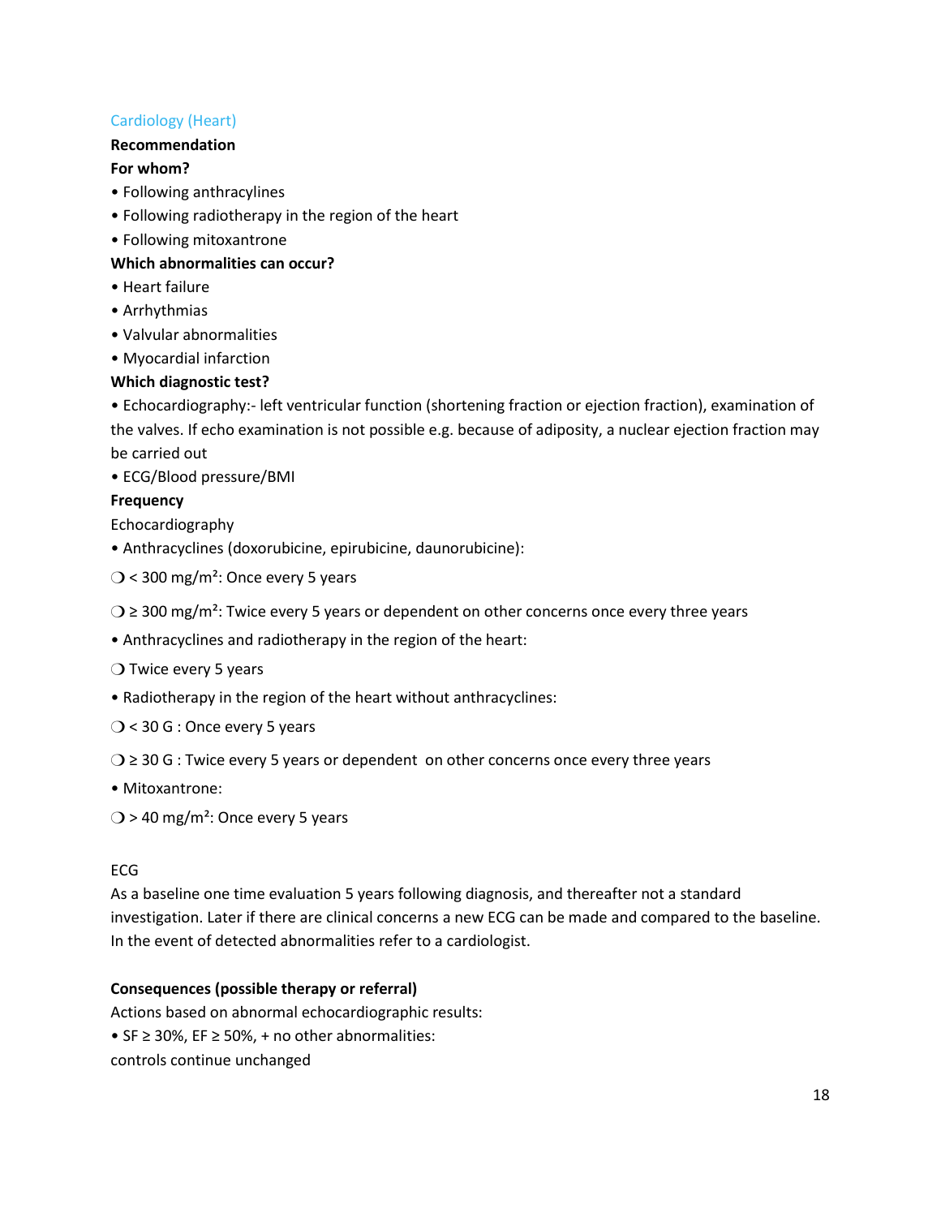## Cardiology (Heart)

**Recommendation**

**For whom?**

- Following anthracylines
- Following radiotherapy in the region of the heart
- Following mitoxantrone

**Which abnormalities can occur?**

- Heart failure
- Arrhythmias
- Valvular abnormalities
- Myocardial infarction

**Which diagnostic test?**

- Echocardiography:- left ventricular function (shortening fraction or ejection fraction), examination of the valves. If echo examination is not possible e.g. because of adiposity, a nuclear ejection fraction may be carried out
- ECG/Blood pressure/BMI

**Frequency**

Echocardiography

- Anthracyclines (doxorubicine, epirubicine, daunorubicine):
  - ❍ < 300 mg/m²: Once every 5 years
  - ❍ ≥ 300 mg/m²: Twice every 5 years or dependent on other concerns once every three years
- Anthracyclines and radiotherapy in the region of the heart:
  - ❍ Twice every 5 years
- Radiotherapy in the region of the heart without anthracyclines:
  - ❍ < 30 G : Once every 5 years
  - ❍ ≥ 30 G : Twice every 5 years or dependent on other concerns once every three years
- Mitoxantrone:
  - ❍ > 40 mg/m²: Once every 5 years

ECG

As a baseline one time evaluation 5 years following diagnosis, and thereafter not a standard investigation. Later if there are clinical concerns a new ECG can be made and compared to the baseline. In the event of detected abnormalities refer to a cardiologist.

**Consequences (possible therapy or referral)**

Actions based on abnormal echocardiographic results:

- SF ≥ 30%, EF ≥ 50%, + no other abnormalities:

controls continue unchanged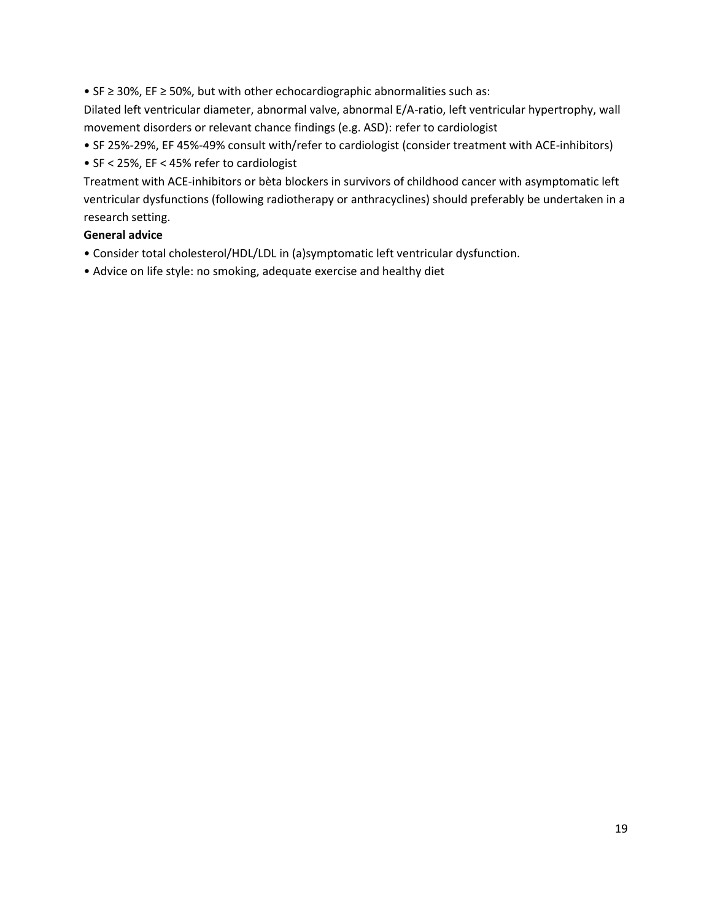- SF ≥ 30%, EF ≥ 50%, but with other echocardiographic abnormalities such as:

Dilated left ventricular diameter, abnormal valve, abnormal E/A-ratio, left ventricular hypertrophy, wall movement disorders or relevant chance findings (e.g. ASD): refer to cardiologist

- SF 25%-29%, EF 45%-49% consult with/refer to cardiologist (consider treatment with ACE-inhibitors)
- SF < 25%, EF < 45% refer to cardiologist

Treatment with ACE-inhibitors or bèta blockers in survivors of childhood cancer with asymptomatic left ventricular dysfunctions (following radiotherapy or anthracyclines) should preferably be undertaken in a research setting.

**General advice**

- Consider total cholesterol/HDL/LDL in (a)symptomatic left ventricular dysfunction.
- Advice on life style: no smoking, adequate exercise and healthy diet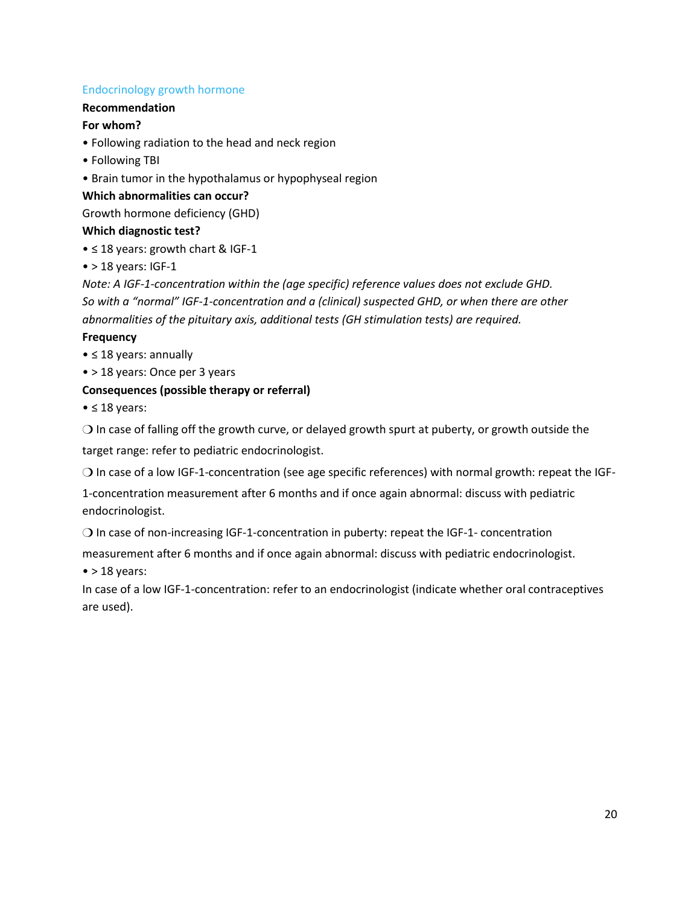## Endocrinology growth hormone

**Recommendation**

**For whom?**

- Following radiation to the head and neck region
- Following TBI
- Brain tumor in the hypothalamus or hypophyseal region

**Which abnormalities can occur?**

Growth hormone deficiency (GHD)

**Which diagnostic test?**

- ≤ 18 years: growth chart & IGF-1
- > 18 years: IGF-1

*Note: A IGF-1-concentration within the (age specific) reference values does not exclude GHD. So with a "normal" IGF-1-concentration and a (clinical) suspected GHD, or when there are other abnormalities of the pituitary axis, additional tests (GH stimulation tests) are required.*

**Frequency**

- ≤ 18 years: annually
- > 18 years: Once per 3 years

**Consequences (possible therapy or referral)**

- ≤ 18 years:

❍ In case of falling off the growth curve, or delayed growth spurt at puberty, or growth outside the target range: refer to pediatric endocrinologist.

❍ In case of a low IGF-1-concentration (see age specific references) with normal growth: repeat the IGF-1-concentration measurement after 6 months and if once again abnormal: discuss with pediatric endocrinologist.

❍ In case of non-increasing IGF-1-concentration in puberty: repeat the IGF-1- concentration measurement after 6 months and if once again abnormal: discuss with pediatric endocrinologist.

- > 18 years:

In case of a low IGF-1-concentration: refer to an endocrinologist (indicate whether oral contraceptives are used).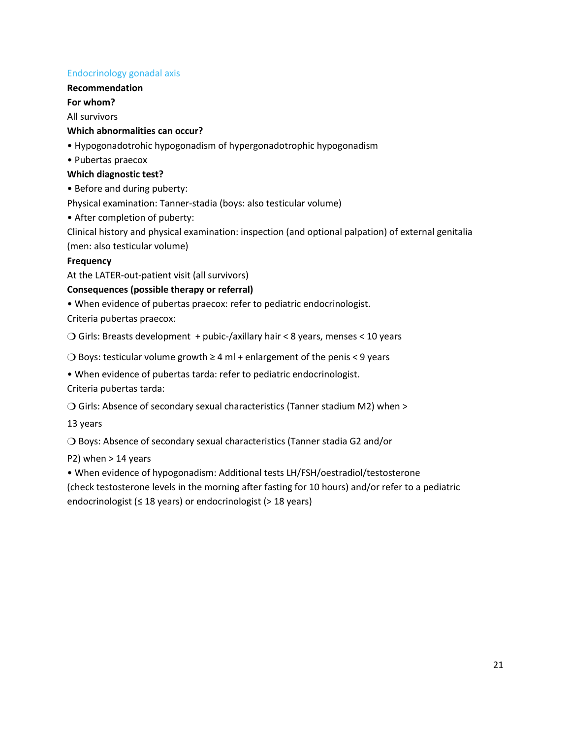## Endocrinology gonadal axis

**Recommendation**

**For whom?**

All survivors

**Which abnormalities can occur?**

- Hypogonadotrohic hypogonadism of hypergonadotrophic hypogonadism
- Pubertas praecox

**Which diagnostic test?**

- Before and during puberty:

Physical examination: Tanner-stadia (boys: also testicular volume)

- After completion of puberty:

Clinical history and physical examination: inspection (and optional palpation) of external genitalia (men: also testicular volume)

**Frequency**

At the LATER-out-patient visit (all survivors)

**Consequences (possible therapy or referral)**

- When evidence of pubertas praecox: refer to pediatric endocrinologist.

Criteria pubertas praecox:

- ❍ Girls: Breasts development + pubic-/axillary hair < 8 years, menses < 10 years
- ❍ Boys: testicular volume growth ≥ 4 ml + enlargement of the penis < 9 years

- When evidence of pubertas tarda: refer to pediatric endocrinologist.

Criteria pubertas tarda:

- ❍ Girls: Absence of secondary sexual characteristics (Tanner stadium M2) when > 13 years
- ❍ Boys: Absence of secondary sexual characteristics (Tanner stadia G2 and/or P2) when > 14 years

- When evidence of hypogonadism: Additional tests LH/FSH/oestradiol/testosterone (check testosterone levels in the morning after fasting for 10 hours) and/or refer to a pediatric endocrinologist (≤ 18 years) or endocrinologist (> 18 years)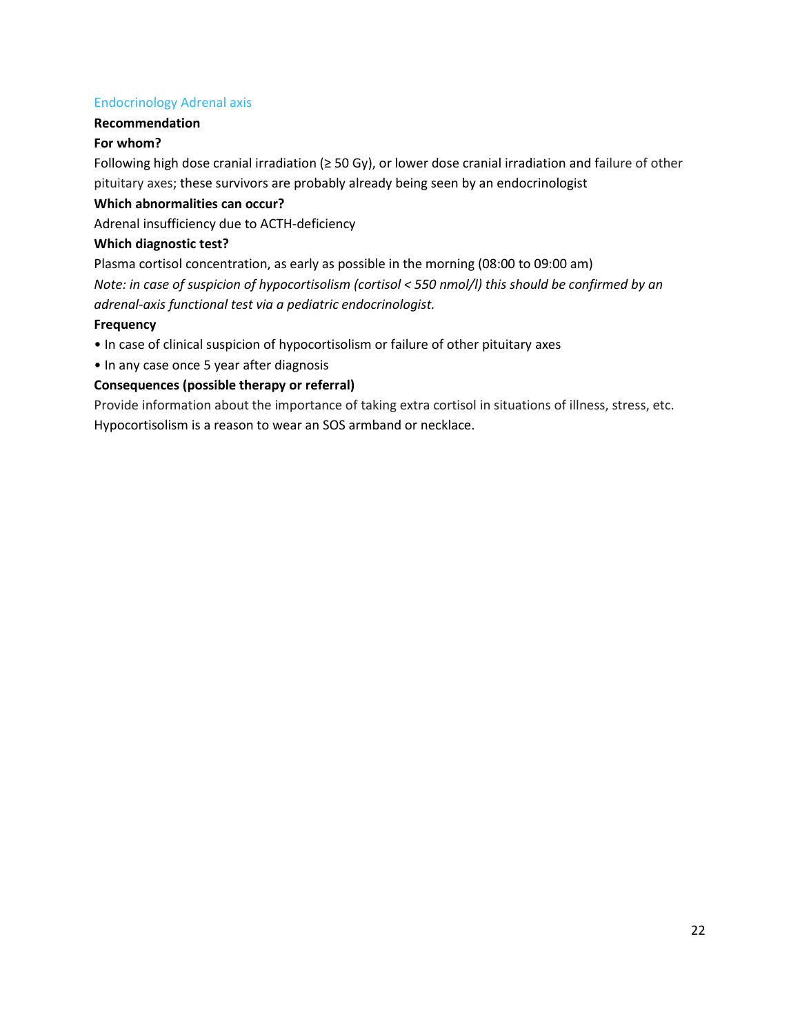## Endocrinology Adrenal axis

**Recommendation**

**For whom?**

Following high dose cranial irradiation (≥ 50 Gy), or lower dose cranial irradiation and failure of other pituitary axes; these survivors are probably already being seen by an endocrinologist

**Which abnormalities can occur?**

Adrenal insufficiency due to ACTH-deficiency

**Which diagnostic test?**

Plasma cortisol concentration, as early as possible in the morning (08:00 to 09:00 am)

*Note: in case of suspicion of hypocortisolism (cortisol < 550 nmol/l) this should be confirmed by an adrenal-axis functional test via a pediatric endocrinologist.*

**Frequency**

- In case of clinical suspicion of hypocortisolism or failure of other pituitary axes
- In any case once 5 year after diagnosis

**Consequences (possible therapy or referral)**

Provide information about the importance of taking extra cortisol in situations of illness, stress, etc. Hypocortisolism is a reason to wear an SOS armband or necklace.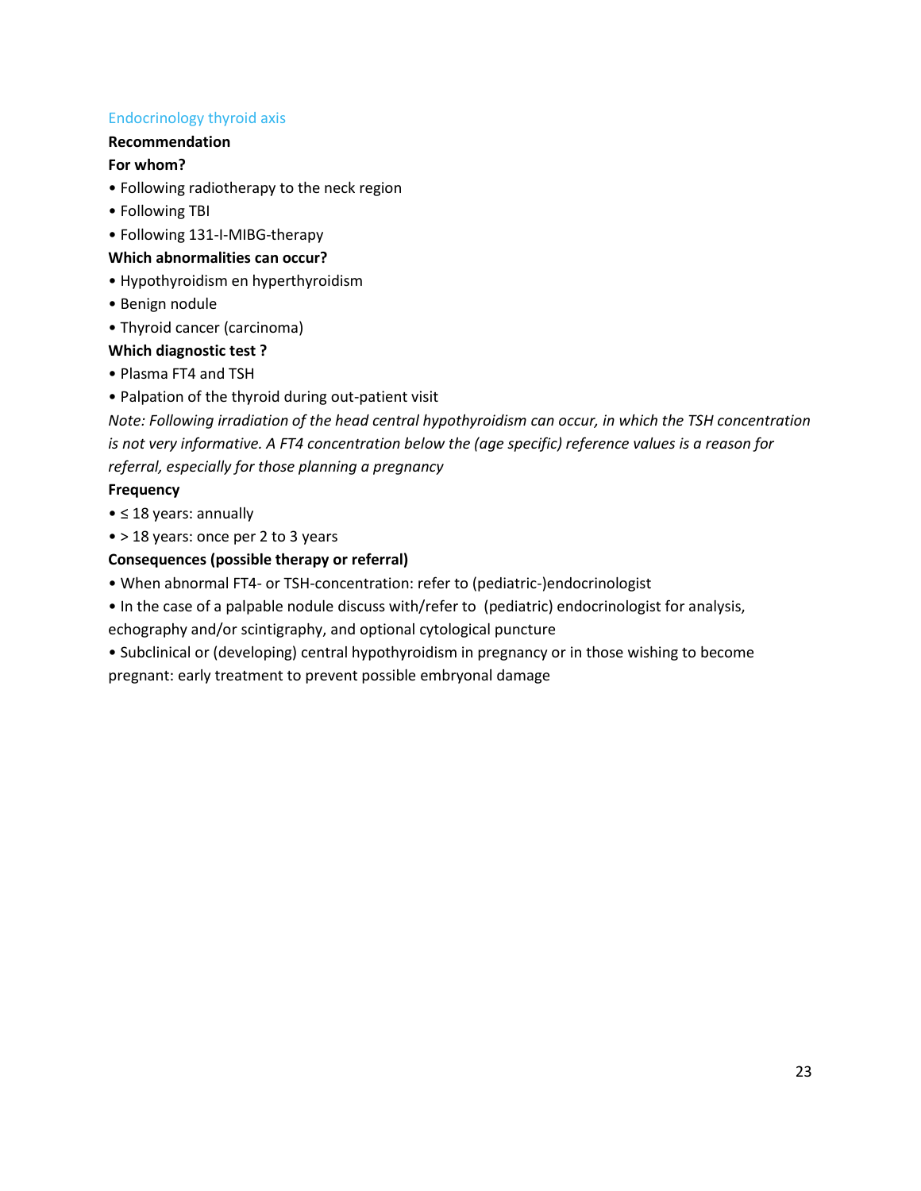## Endocrinology thyroid axis

**Recommendation**

**For whom?**

- Following radiotherapy to the neck region
- Following TBI
- Following 131-I-MIBG-therapy

**Which abnormalities can occur?**

- Hypothyroidism en hyperthyroidism
- Benign nodule
- Thyroid cancer (carcinoma)

**Which diagnostic test ?**

- Plasma FT4 and TSH
- Palpation of the thyroid during out-patient visit

*Note: Following irradiation of the head central hypothyroidism can occur, in which the TSH concentration is not very informative. A FT4 concentration below the (age specific) reference values is a reason for referral, especially for those planning a pregnancy*

**Frequency**

- ≤ 18 years: annually
- > 18 years: once per 2 to 3 years

**Consequences (possible therapy or referral)**

- When abnormal FT4- or TSH-concentration: refer to (pediatric-)endocrinologist
- In the case of a palpable nodule discuss with/refer to (pediatric) endocrinologist for analysis, echography and/or scintigraphy, and optional cytological puncture
- Subclinical or (developing) central hypothyroidism in pregnancy or in those wishing to become pregnant: early treatment to prevent possible embryonal damage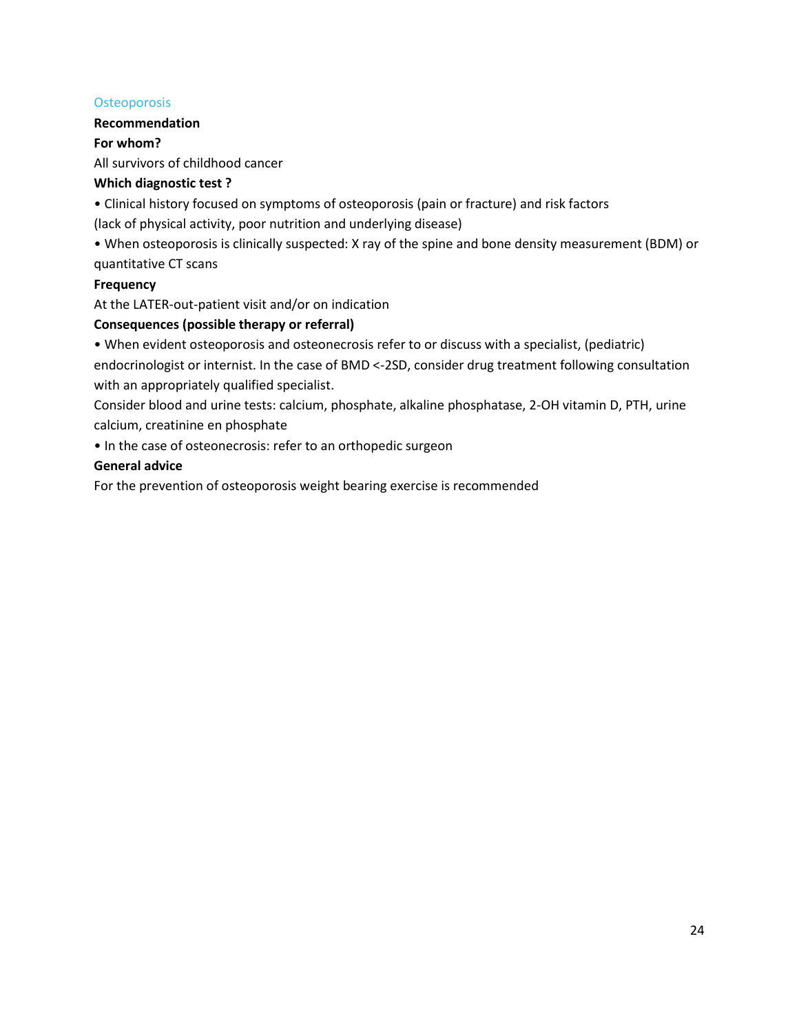## Osteoporosis

**Recommendation**

**For whom?**

All survivors of childhood cancer

**Which diagnostic test ?**

- Clinical history focused on symptoms of osteoporosis (pain or fracture) and risk factors (lack of physical activity, poor nutrition and underlying disease)
- When osteoporosis is clinically suspected: X ray of the spine and bone density measurement (BDM) or quantitative CT scans

**Frequency**

At the LATER-out-patient visit and/or on indication

**Consequences (possible therapy or referral)**

- When evident osteoporosis and osteonecrosis refer to or discuss with a specialist, (pediatric) endocrinologist or internist. In the case of BMD <-2SD, consider drug treatment following consultation with an appropriately qualified specialist.

Consider blood and urine tests: calcium, phosphate, alkaline phosphatase, 2-OH vitamin D, PTH, urine calcium, creatinine en phosphate

- In the case of osteonecrosis: refer to an orthopedic surgeon

**General advice**

For the prevention of osteoporosis weight bearing exercise is recommended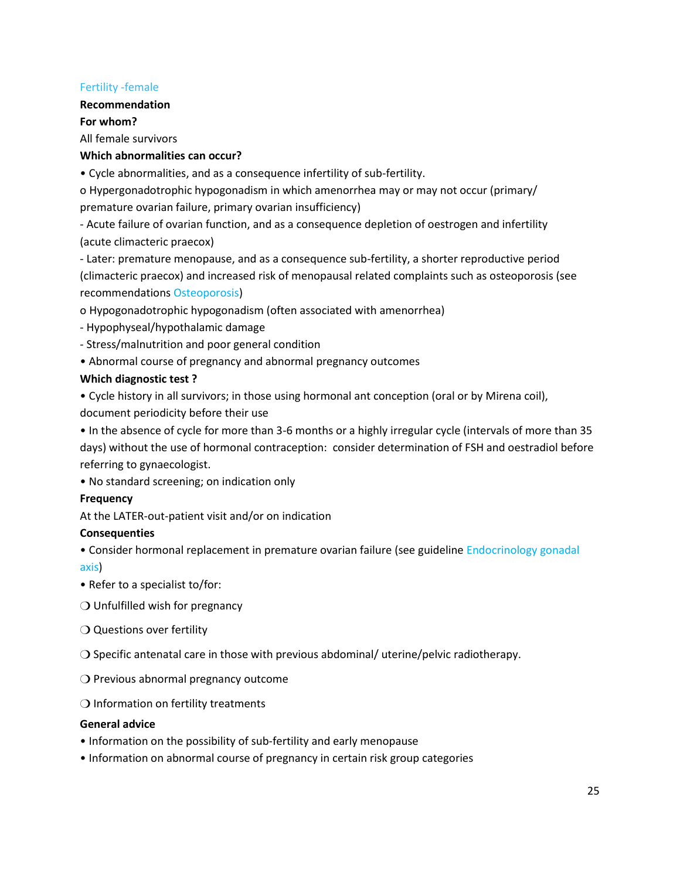## Fertility -female

**Recommendation**

**For whom?**

All female survivors

**Which abnormalities can occur?**

• Cycle abnormalities, and as a consequence infertility of sub-fertility.

o Hypergonadotrophic hypogonadism in which amenorrhea may or may not occur (primary/ premature ovarian failure, primary ovarian insufficiency)

- Acute failure of ovarian function, and as a consequence depletion of oestrogen and infertility (acute climacteric praecox)

- Later: premature menopause, and as a consequence sub-fertility, a shorter reproductive period (climacteric praecox) and increased risk of menopausal related complaints such as osteoporosis (see recommendations Osteoporosis)

o Hypogonadotrophic hypogonadism (often associated with amenorrhea)

- Hypophyseal/hypothalamic damage

- Stress/malnutrition and poor general condition

• Abnormal course of pregnancy and abnormal pregnancy outcomes

**Which diagnostic test ?**

• Cycle history in all survivors; in those using hormonal ant conception (oral or by Mirena coil), document periodicity before their use

• In the absence of cycle for more than 3-6 months or a highly irregular cycle (intervals of more than 35 days) without the use of hormonal contraception: consider determination of FSH and oestradiol before referring to gynaecologist.

• No standard screening; on indication only

**Frequency**

At the LATER-out-patient visit and/or on indication

**Consequenties**

• Consider hormonal replacement in premature ovarian failure (see guideline Endocrinology gonadal axis)

• Refer to a specialist to/for:

❍ Unfulfilled wish for pregnancy

❍ Questions over fertility

❍ Specific antenatal care in those with previous abdominal/ uterine/pelvic radiotherapy.

❍ Previous abnormal pregnancy outcome

❍ Information on fertility treatments

**General advice**

• Information on the possibility of sub-fertility and early menopause

• Information on abnormal course of pregnancy in certain risk group categories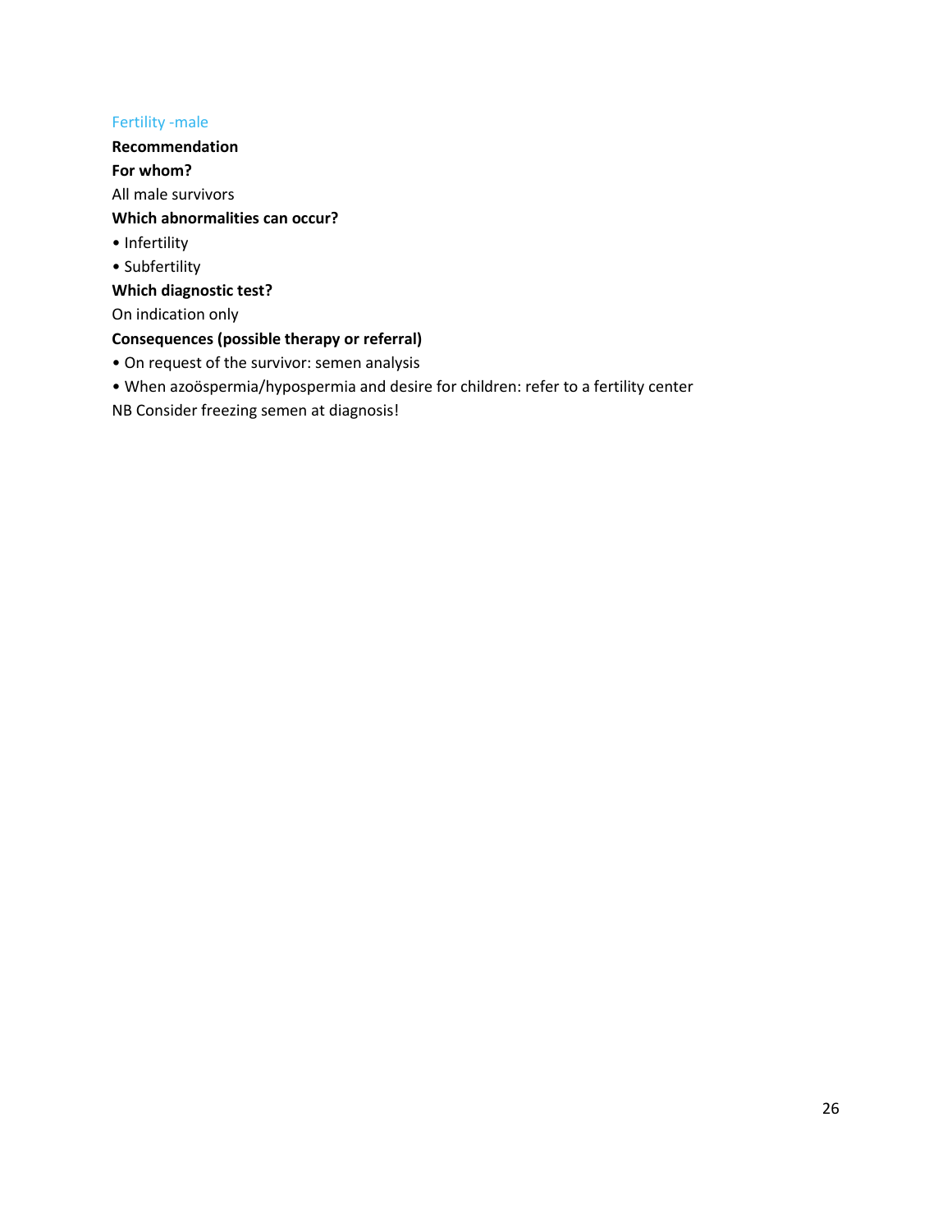## Fertility -male

**Recommendation**

**For whom?**

All male survivors

**Which abnormalities can occur?**

- Infertility
- Subfertility

**Which diagnostic test?**

On indication only

**Consequences (possible therapy or referral)**

- On request of the survivor: semen analysis
- When azoöspermia/hypospermia and desire for children: refer to a fertility center

NB Consider freezing semen at diagnosis!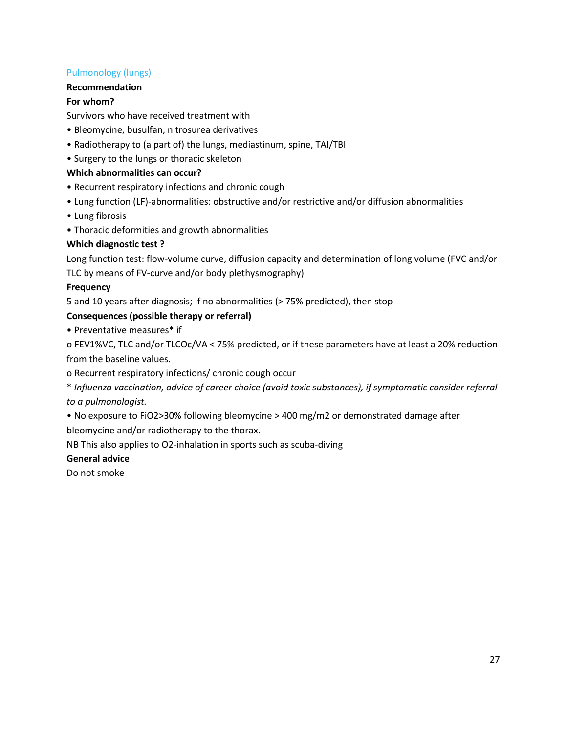## Pulmonology (lungs)

**Recommendation**

**For whom?**

Survivors who have received treatment with

- Bleomycine, busulfan, nitrosurea derivatives
- Radiotherapy to (a part of) the lungs, mediastinum, spine, TAI/TBI
- Surgery to the lungs or thoracic skeleton

**Which abnormalities can occur?**

- Recurrent respiratory infections and chronic cough
- Lung function (LF)-abnormalities: obstructive and/or restrictive and/or diffusion abnormalities
- Lung fibrosis
- Thoracic deformities and growth abnormalities

**Which diagnostic test ?**

Long function test: flow-volume curve, diffusion capacity and determination of long volume (FVC and/or TLC by means of FV-curve and/or body plethysmography)

**Frequency**

5 and 10 years after diagnosis; If no abnormalities (> 75% predicted), then stop

**Consequences (possible therapy or referral)**

- Preventative measures* if
  - o FEV1%VC, TLC and/or TLCOc/VA < 75% predicted, or if these parameters have at least a 20% reduction from the baseline values.
  - o Recurrent respiratory infections/ chronic cough occur

\* *Influenza vaccination, advice of career choice (avoid toxic substances), if symptomatic consider referral to a pulmonologist.*

- No exposure to $FiO_2$>30% following bleomycine > 400 mg/m2 or demonstrated damage after bleomycine and/or radiotherapy to the thorax.

NB This also applies to $O_2$-inhalation in sports such as scuba-diving

**General advice**

Do not smoke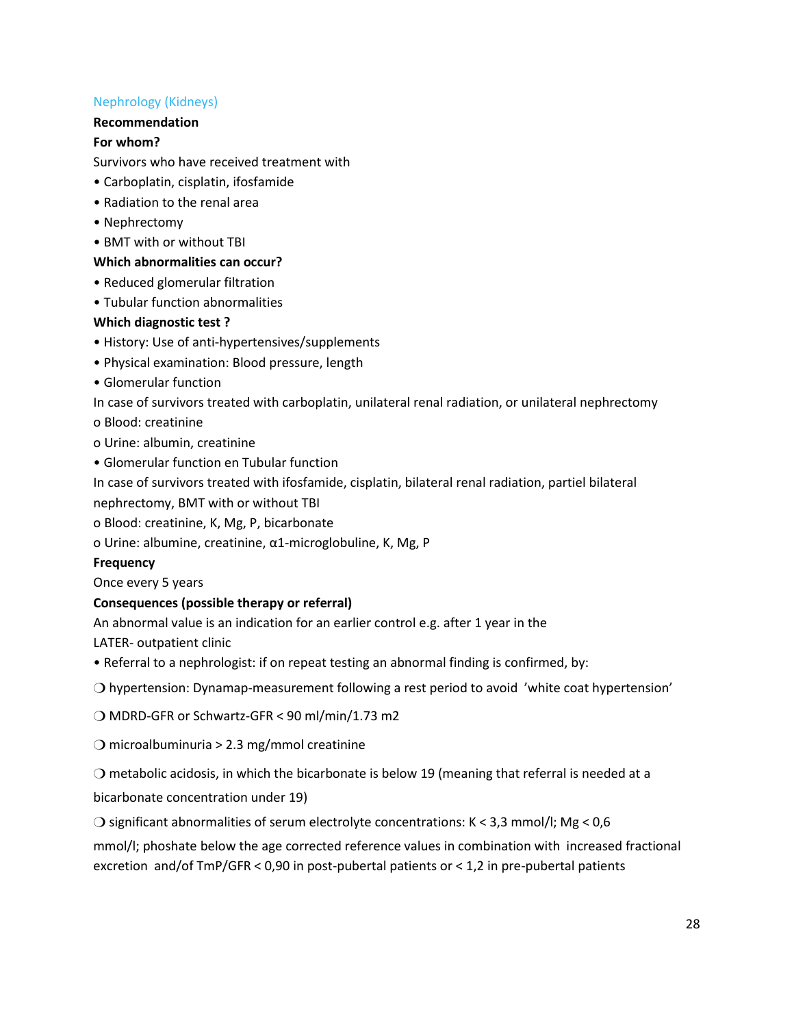## Nephrology (Kidneys)

**Recommendation**

**For whom?**

Survivors who have received treatment with

- Carboplatin, cisplatin, ifosfamide
- Radiation to the renal area
- Nephrectomy
- BMT with or without TBI

**Which abnormalities can occur?**

- Reduced glomerular filtration
- Tubular function abnormalities

**Which diagnostic test ?**

- History: Use of anti-hypertensives/supplements
- Physical examination: Blood pressure, length
- Glomerular function

In case of survivors treated with carboplatin, unilateral renal radiation, or unilateral nephrectomy

o Blood: creatinine

o Urine: albumin, creatinine

- Glomerular function en Tubular function

In case of survivors treated with ifosfamide, cisplatin, bilateral renal radiation, partiel bilateral nephrectomy, BMT with or without TBI

o Blood: creatinine, K, Mg, P, bicarbonate

o Urine: albumine, creatinine, α1-microglobuline, K, Mg, P

**Frequency**

Once every 5 years

**Consequences (possible therapy or referral)**

An abnormal value is an indication for an earlier control e.g. after 1 year in the LATER- outpatient clinic

- Referral to a nephrologist: if on repeat testing an abnormal finding is confirmed, by:

❍ hypertension: Dynamap-measurement following a rest period to avoid 'white coat hypertension'

❍ MDRD-GFR or Schwartz-GFR < 90 ml/min/1.73 m2

❍ microalbuminuria > 2.3 mg/mmol creatinine

❍ metabolic acidosis, in which the bicarbonate is below 19 (meaning that referral is needed at a bicarbonate concentration under 19)

❍ significant abnormalities of serum electrolyte concentrations: K < 3,3 mmol/l; Mg < 0,6 mmol/l; phoshate below the age corrected reference values in combination with increased fractional excretion and/of TmP/GFR < 0,90 in post-pubertal patients or < 1,2 in pre-pubertal patients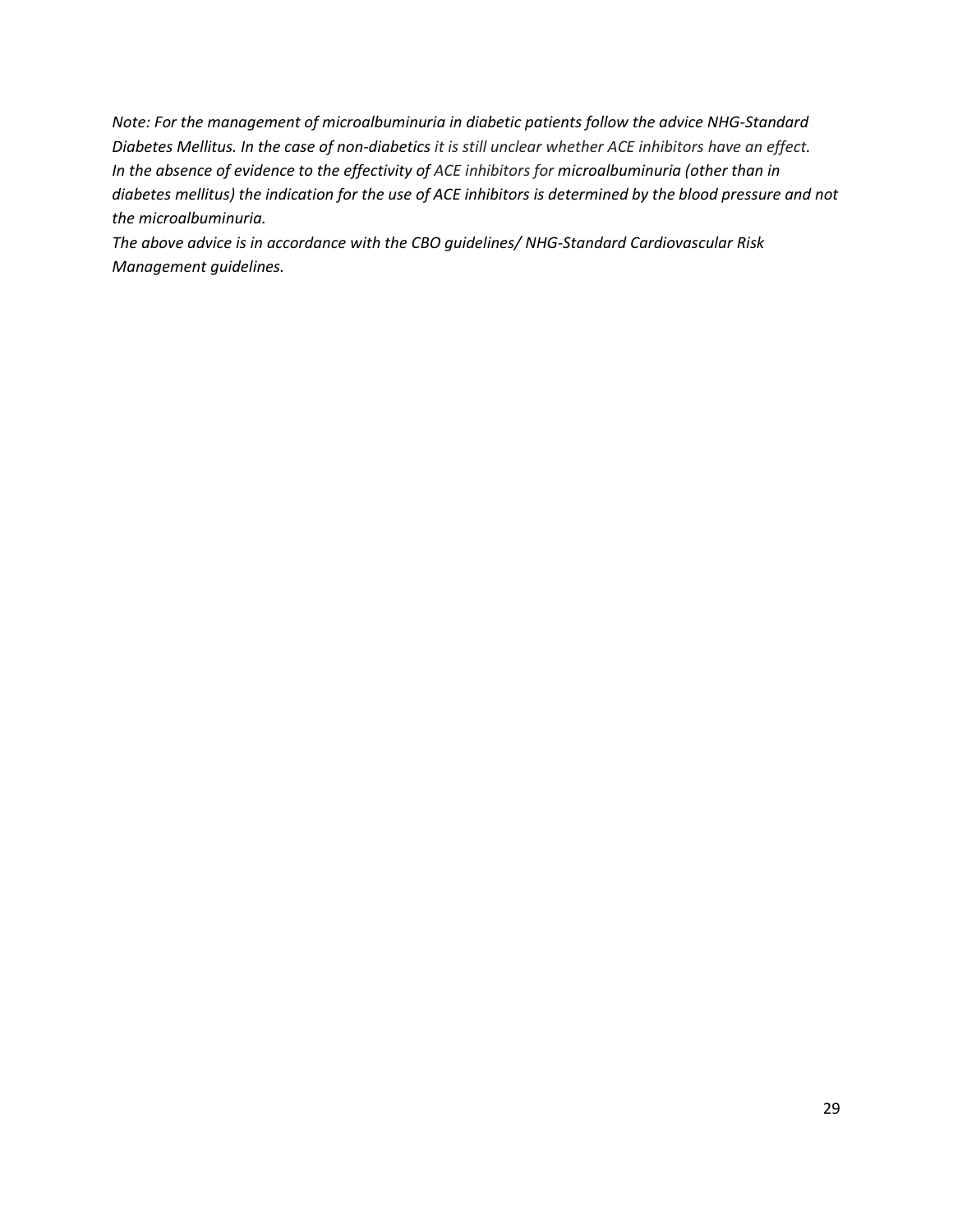*Note: For the management of microalbuminuria in diabetic patients follow the advice NHG-Standard Diabetes Mellitus. In the case of non-diabetics it is still unclear whether ACE inhibitors have an effect. In the absence of evidence to the effectivity of ACE inhibitors for microalbuminuria (other than in diabetes mellitus) the indication for the use of ACE inhibitors is determined by the blood pressure and not the microalbuminuria.*

*The above advice is in accordance with the CBO guidelines/ NHG-Standard Cardiovascular Risk Management guidelines.*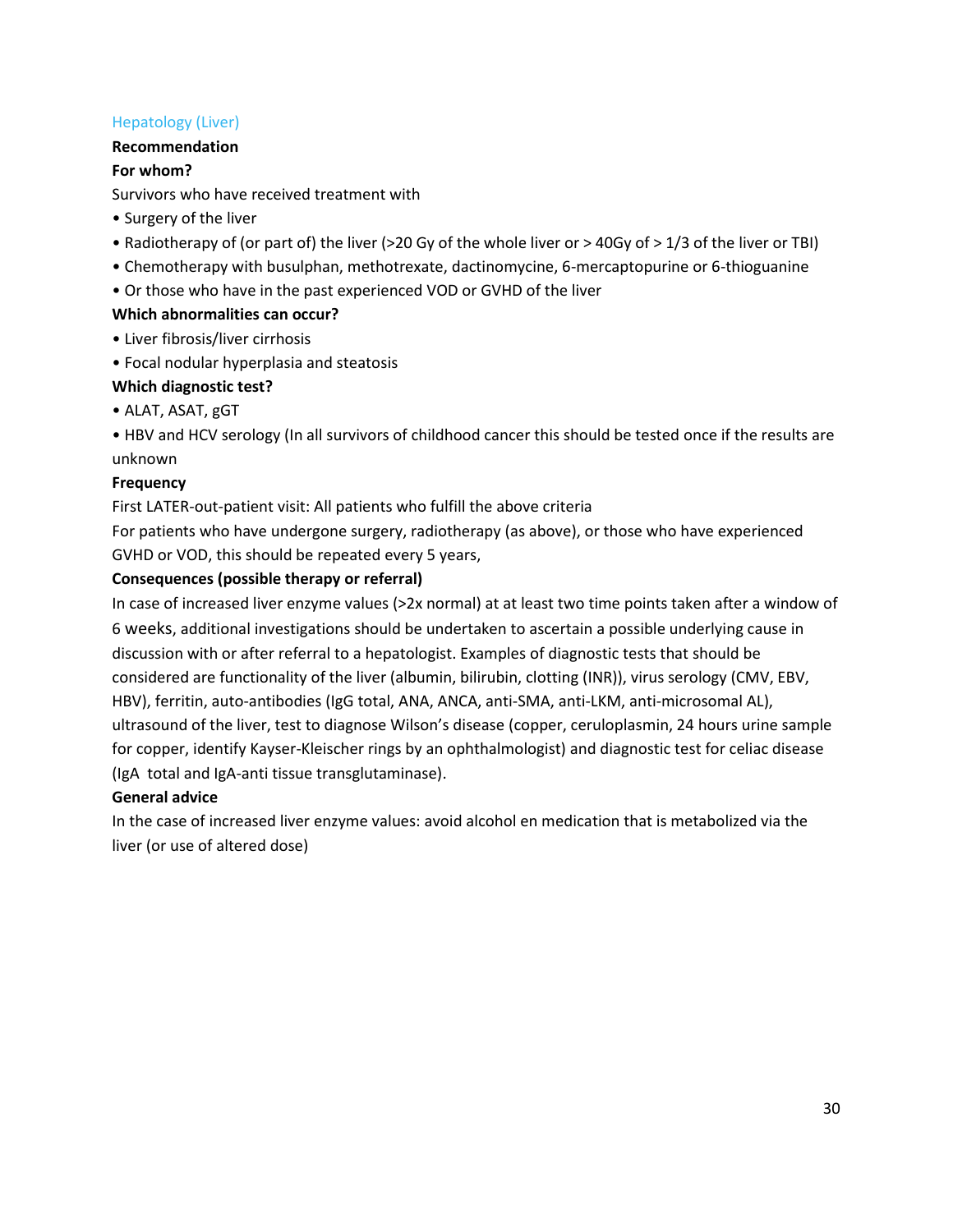## Hepatology (Liver)

**Recommendation**

**For whom?**

Survivors who have received treatment with

- Surgery of the liver
- Radiotherapy of (or part of) the liver (>20 Gy of the whole liver or > 40Gy of > 1/3 of the liver or TBI)
- Chemotherapy with busulphan, methotrexate, dactinomycine, 6-mercaptopurine or 6-thioguanine
- Or those who have in the past experienced VOD or GVHD of the liver

**Which abnormalities can occur?**

- Liver fibrosis/liver cirrhosis
- Focal nodular hyperplasia and steatosis

**Which diagnostic test?**

- ALAT, ASAT, gGT
- HBV and HCV serology (In all survivors of childhood cancer this should be tested once if the results are unknown

**Frequency**

First LATER-out-patient visit: All patients who fulfill the above criteria

For patients who have undergone surgery, radiotherapy (as above), or those who have experienced GVHD or VOD, this should be repeated every 5 years,

**Consequences (possible therapy or referral)**

In case of increased liver enzyme values (>2x normal) at at least two time points taken after a window of 6 weeks, additional investigations should be undertaken to ascertain a possible underlying cause in discussion with or after referral to a hepatologist. Examples of diagnostic tests that should be considered are functionality of the liver (albumin, bilirubin, clotting (INR)), virus serology (CMV, EBV, HBV), ferritin, auto-antibodies (IgG total, ANA, ANCA, anti-SMA, anti-LKM, anti-microsomal AL), ultrasound of the liver, test to diagnose Wilson's disease (copper, ceruloplasmin, 24 hours urine sample for copper, identify Kayser-Kleischer rings by an ophthalmologist) and diagnostic test for celiac disease (IgA total and IgA-anti tissue transglutaminase).

**General advice**

In the case of increased liver enzyme values: avoid alcohol en medication that is metabolized via the liver (or use of altered dose)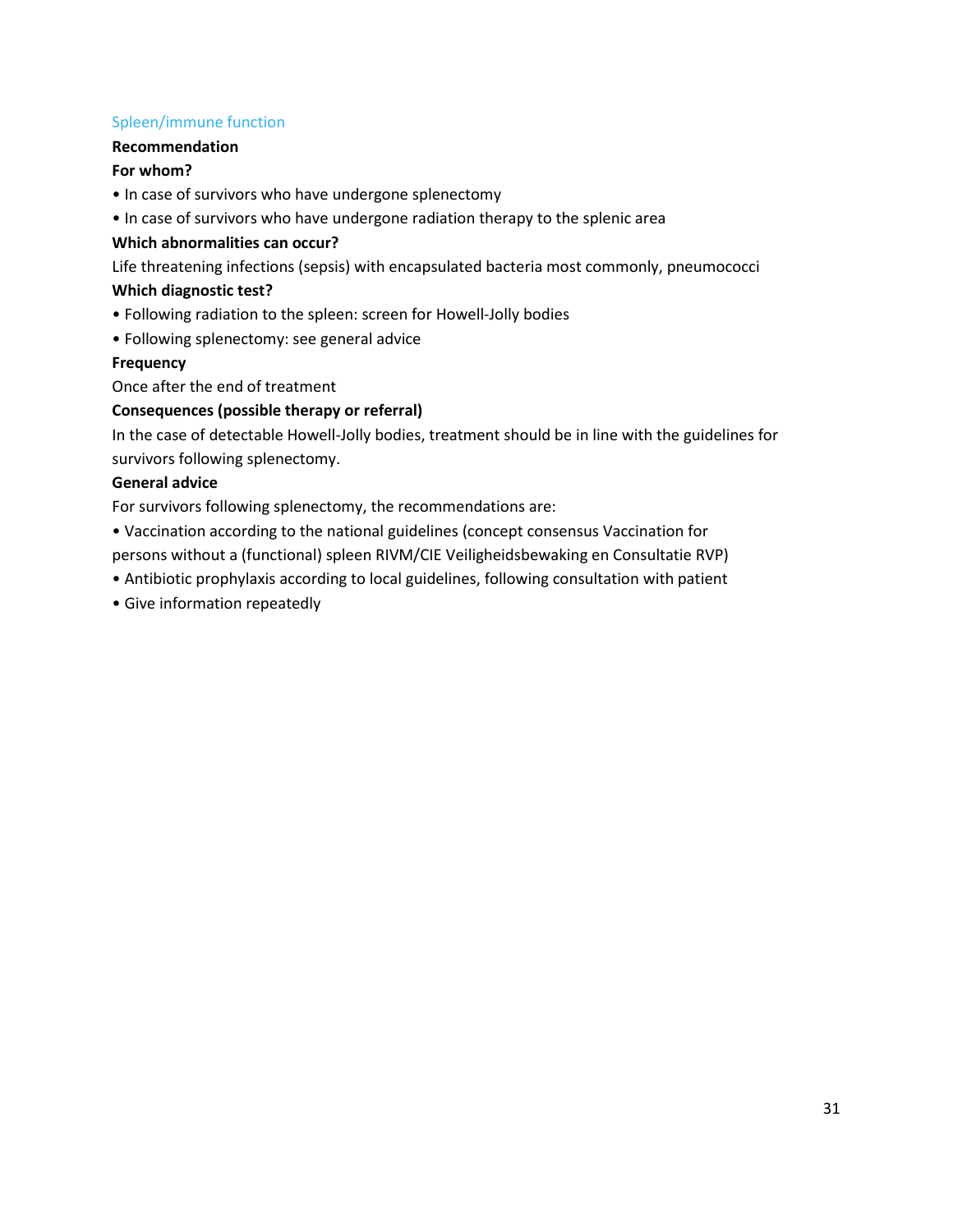## Spleen/immune function

**Recommendation**

**For whom?**

- In case of survivors who have undergone splenectomy
- In case of survivors who have undergone radiation therapy to the splenic area

**Which abnormalities can occur?**

Life threatening infections (sepsis) with encapsulated bacteria most commonly, pneumococci

**Which diagnostic test?**

- Following radiation to the spleen: screen for Howell-Jolly bodies
- Following splenectomy: see general advice

**Frequency**

Once after the end of treatment

**Consequences (possible therapy or referral)**

In the case of detectable Howell-Jolly bodies, treatment should be in line with the guidelines for survivors following splenectomy.

**General advice**

For survivors following splenectomy, the recommendations are:

- Vaccination according to the national guidelines (concept consensus Vaccination for persons without a (functional) spleen RIVM/CIE Veiligheidsbewaking en Consultatie RVP)
- Antibiotic prophylaxis according to local guidelines, following consultation with patient
- Give information repeatedly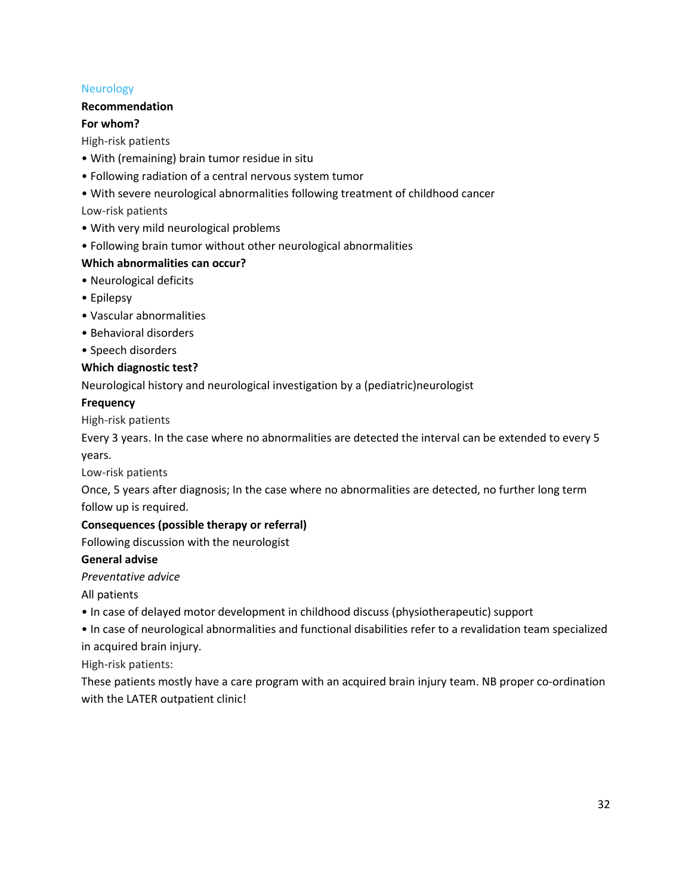## Neurology

**Recommendation**

**For whom?**

High-risk patients

- With (remaining) brain tumor residue in situ
- Following radiation of a central nervous system tumor
- With severe neurological abnormalities following treatment of childhood cancer

Low-risk patients

- With very mild neurological problems
- Following brain tumor without other neurological abnormalities

**Which abnormalities can occur?**

- Neurological deficits
- Epilepsy
- Vascular abnormalities
- Behavioral disorders
- Speech disorders

**Which diagnostic test?**

Neurological history and neurological investigation by a (pediatric)neurologist

**Frequency**

High-risk patients

Every 3 years. In the case where no abnormalities are detected the interval can be extended to every 5 years.

Low-risk patients

Once, 5 years after diagnosis; In the case where no abnormalities are detected, no further long term follow up is required.

**Consequences (possible therapy or referral)**

Following discussion with the neurologist

**General advise**

*Preventative advice*

All patients

- In case of delayed motor development in childhood discuss (physiotherapeutic) support
- In case of neurological abnormalities and functional disabilities refer to a revalidation team specialized in acquired brain injury.

High-risk patients:

These patients mostly have a care program with an acquired brain injury team. NB proper co-ordination with the LATER outpatient clinic!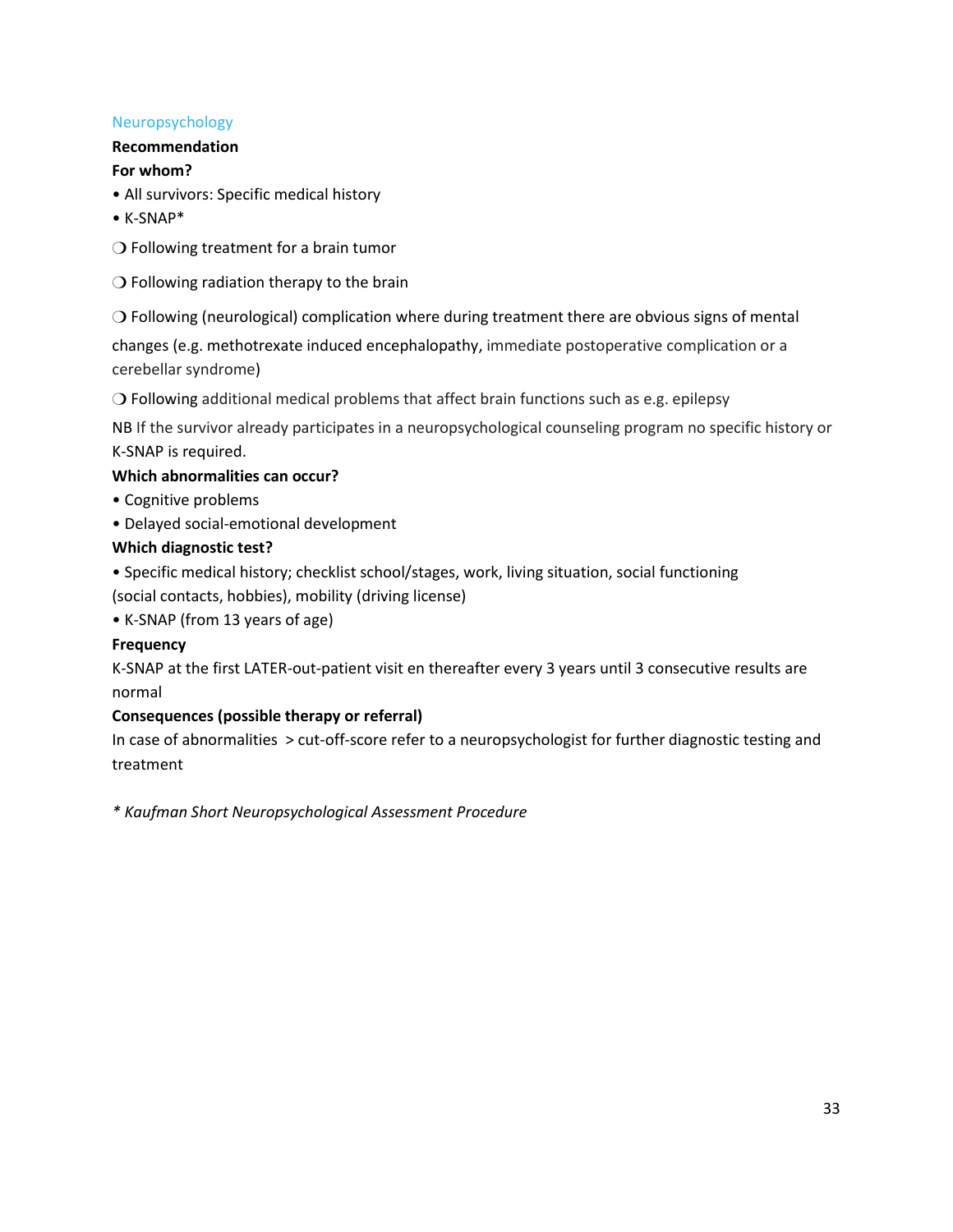### Neuropsychology

**Recommendation**

**For whom?**

- All survivors: Specific medical history
- K-SNAP*

❍ Following treatment for a brain tumor

❍ Following radiation therapy to the brain

❍ Following (neurological) complication where during treatment there are obvious signs of mental changes (e.g. methotrexate induced encephalopathy, immediate postoperative complication or a cerebellar syndrome)

❍ Following additional medical problems that affect brain functions such as e.g. epilepsy

NB If the survivor already participates in a neuropsychological counseling program no specific history or K-SNAP is required.

**Which abnormalities can occur?**

- Cognitive problems
- Delayed social-emotional development

**Which diagnostic test?**

- Specific medical history; checklist school/stages, work, living situation, social functioning (social contacts, hobbies), mobility (driving license)
- K-SNAP (from 13 years of age)

**Frequency**

K-SNAP at the first LATER-out-patient visit en thereafter every 3 years until 3 consecutive results are normal

**Consequences (possible therapy or referral)**

In case of abnormalities > cut-off-score refer to a neuropsychologist for further diagnostic testing and treatment

*\* Kaufman Short Neuropsychological Assessment Procedure*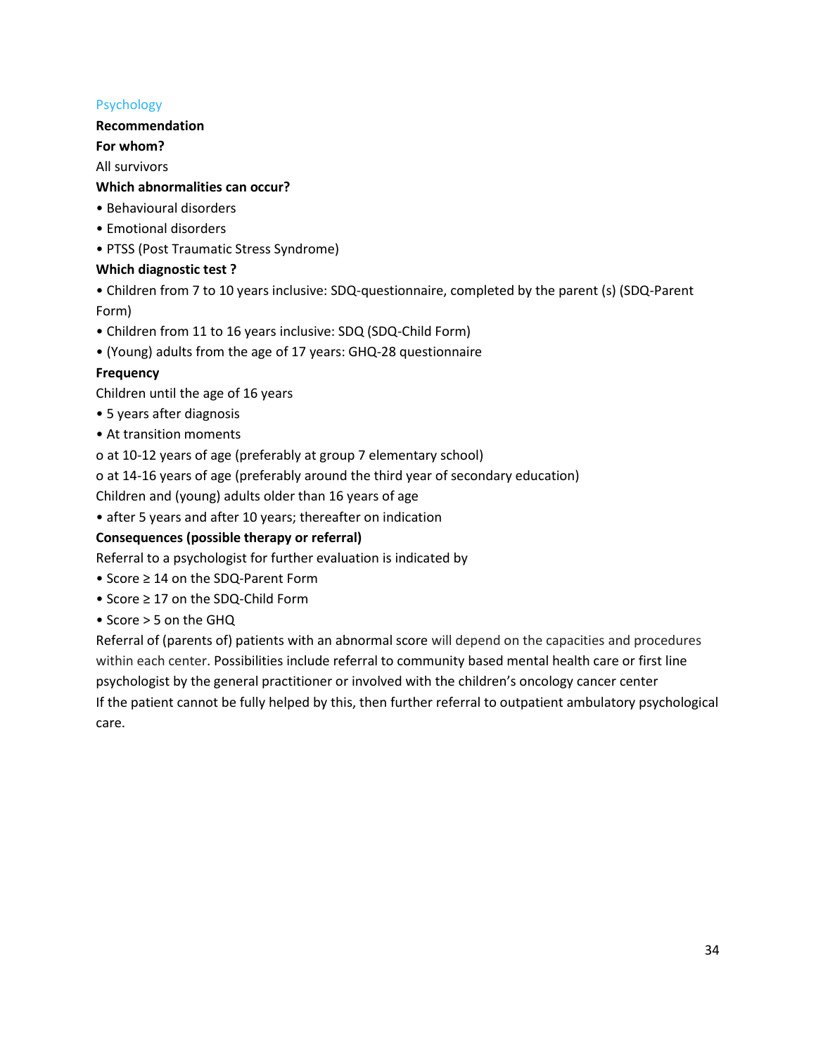## Psychology

**Recommendation**

**For whom?**

All survivors

**Which abnormalities can occur?**

- Behavioural disorders
- Emotional disorders
- PTSS (Post Traumatic Stress Syndrome)

**Which diagnostic test ?**

- Children from 7 to 10 years inclusive: SDQ-questionnaire, completed by the parent (s) (SDQ-Parent Form)
- Children from 11 to 16 years inclusive: SDQ (SDQ-Child Form)
- (Young) adults from the age of 17 years: GHQ-28 questionnaire

**Frequency**

Children until the age of 16 years

- 5 years after diagnosis
- At transition moments
  - at 10-12 years of age (preferably at group 7 elementary school)
  - at 14-16 years of age (preferably around the third year of secondary education)

Children and (young) adults older than 16 years of age

- after 5 years and after 10 years; thereafter on indication

**Consequences (possible therapy or referral)**

Referral to a psychologist for further evaluation is indicated by

- Score ≥ 14 on the SDQ-Parent Form
- Score ≥ 17 on the SDQ-Child Form
- Score > 5 on the GHQ

Referral of (parents of) patients with an abnormal score will depend on the capacities and procedures within each center. Possibilities include referral to community based mental health care or first line psychologist by the general practitioner or involved with the children's oncology cancer center

If the patient cannot be fully helped by this, then further referral to outpatient ambulatory psychological care.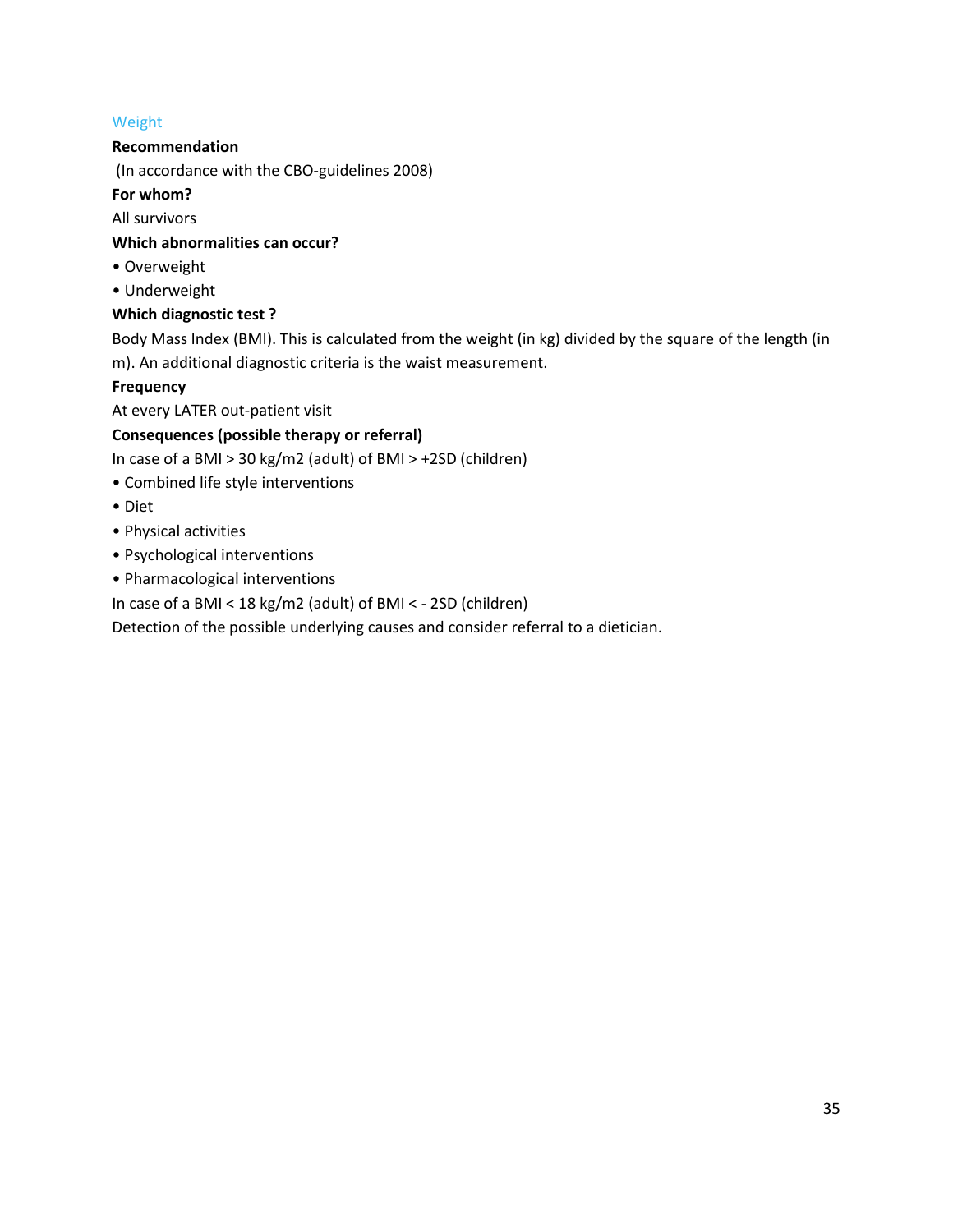## Weight

**Recommendation**

(In accordance with the CBO-guidelines 2008)

**For whom?**

All survivors

**Which abnormalities can occur?**

- Overweight
- Underweight

**Which diagnostic test ?**

Body Mass Index (BMI). This is calculated from the weight (in kg) divided by the square of the length (in m). An additional diagnostic criteria is the waist measurement.

**Frequency**

At every LATER out-patient visit

**Consequences (possible therapy or referral)**

In case of a BMI > 30 kg/m2 (adult) of BMI > +2SD (children)

- Combined life style interventions
- Diet
- Physical activities
- Psychological interventions
- Pharmacological interventions

In case of a BMI < 18 kg/m2 (adult) of BMI < - 2SD (children)

Detection of the possible underlying causes and consider referral to a dietician.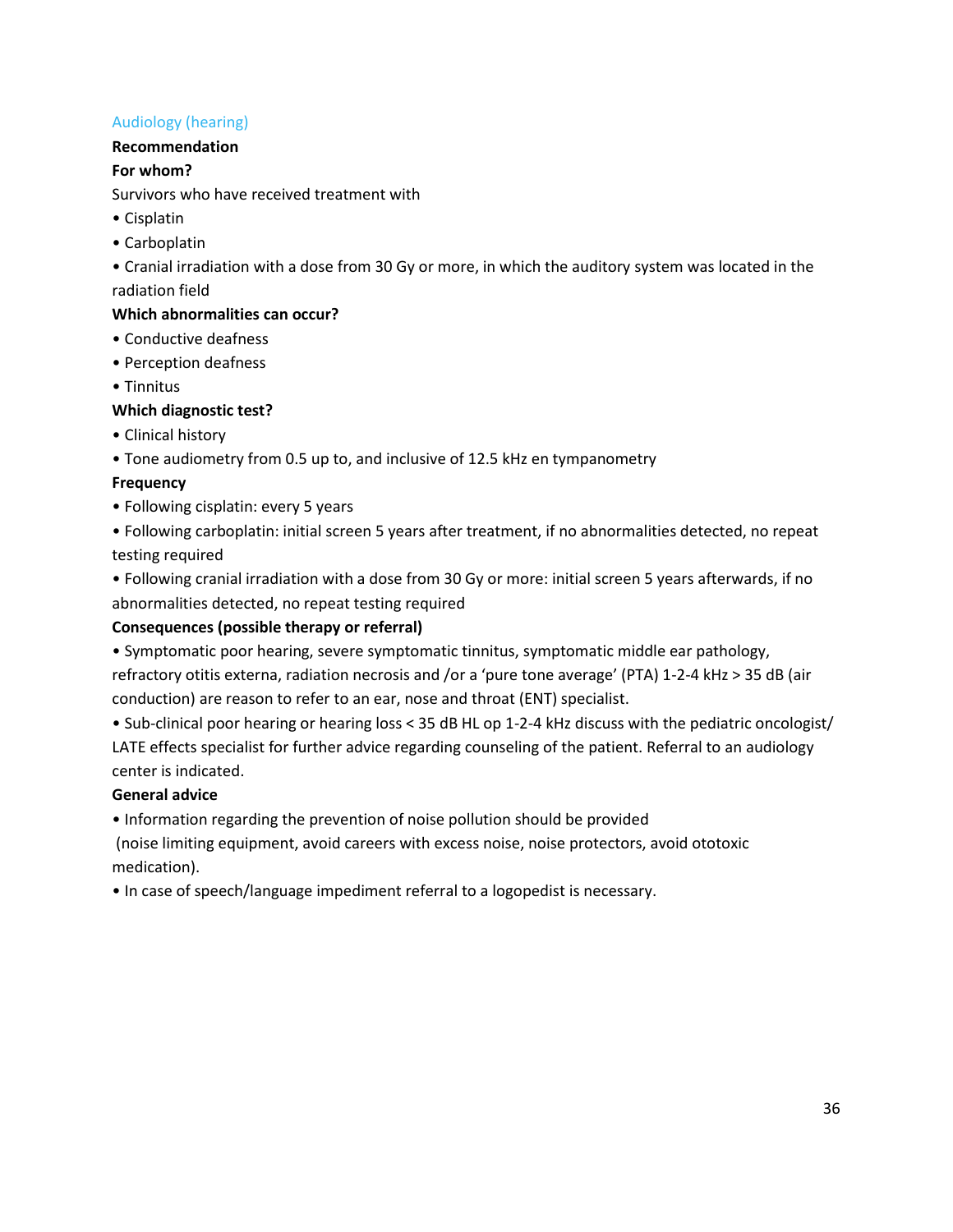## Audiology (hearing)

**Recommendation**

**For whom?**

Survivors who have received treatment with

- Cisplatin
- Carboplatin
- Cranial irradiation with a dose from 30 Gy or more, in which the auditory system was located in the radiation field

**Which abnormalities can occur?**

- Conductive deafness
- Perception deafness
- Tinnitus

**Which diagnostic test?**

- Clinical history
- Tone audiometry from 0.5 up to, and inclusive of 12.5 kHz en tympanometry

**Frequency**

- Following cisplatin: every 5 years
- Following carboplatin: initial screen 5 years after treatment, if no abnormalities detected, no repeat testing required
- Following cranial irradiation with a dose from 30 Gy or more: initial screen 5 years afterwards, if no abnormalities detected, no repeat testing required

**Consequences (possible therapy or referral)**

- Symptomatic poor hearing, severe symptomatic tinnitus, symptomatic middle ear pathology, refractory otitis externa, radiation necrosis and /or a 'pure tone average' (PTA) 1-2-4 kHz > 35 dB (air conduction) are reason to refer to an ear, nose and throat (ENT) specialist.
- Sub-clinical poor hearing or hearing loss < 35 dB HL op 1-2-4 kHz discuss with the pediatric oncologist/ LATE effects specialist for further advice regarding counseling of the patient. Referral to an audiology center is indicated.

**General advice**

- Information regarding the prevention of noise pollution should be provided (noise limiting equipment, avoid careers with excess noise, noise protectors, avoid ototoxic medication).
- In case of speech/language impediment referral to a logopedist is necessary.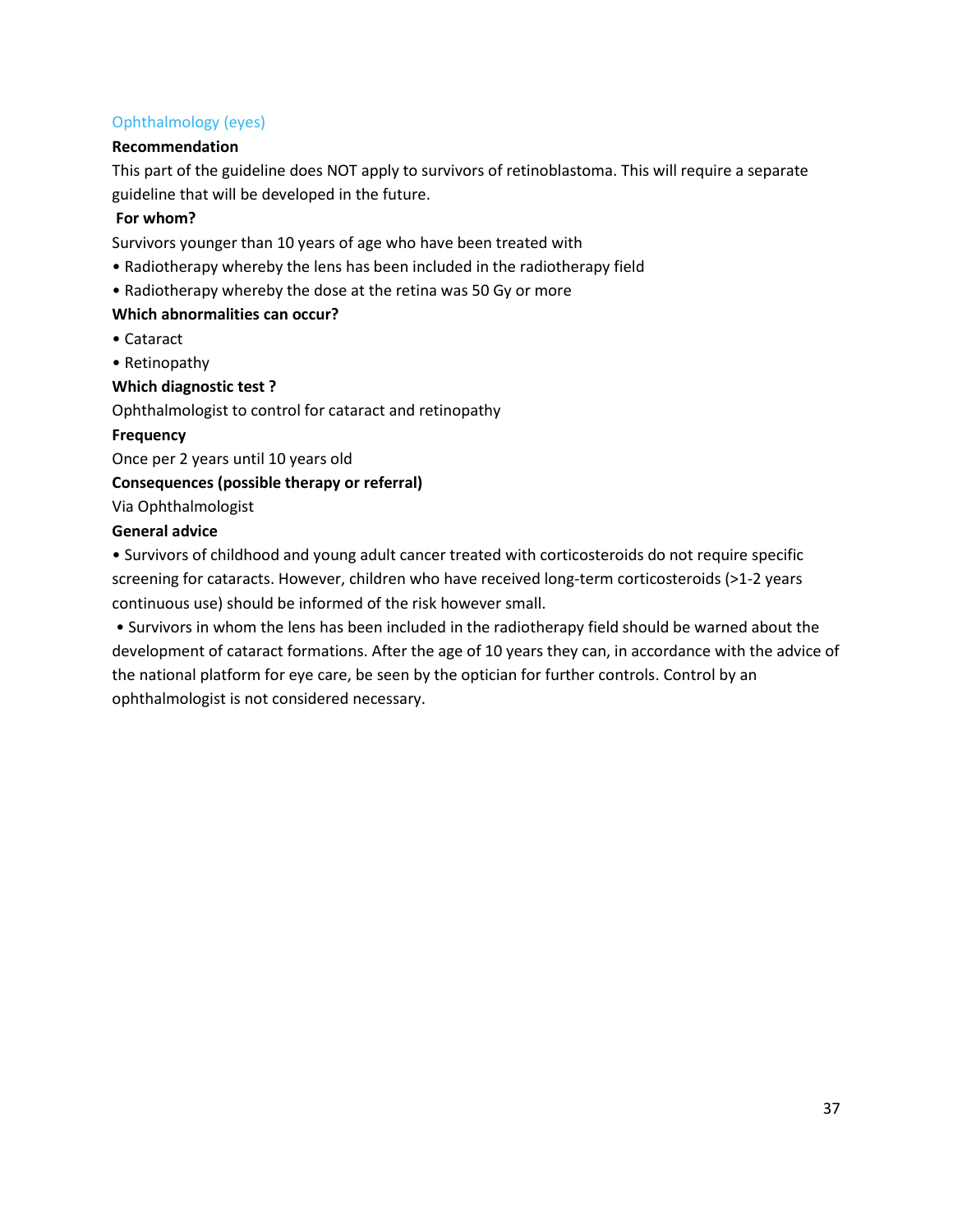## Ophthalmology (eyes)

**Recommendation**

This part of the guideline does NOT apply to survivors of retinoblastoma. This will require a separate guideline that will be developed in the future.

**For whom?**

Survivors younger than 10 years of age who have been treated with

- Radiotherapy whereby the lens has been included in the radiotherapy field
- Radiotherapy whereby the dose at the retina was 50 Gy or more

**Which abnormalities can occur?**

- Cataract
- Retinopathy

**Which diagnostic test ?**

Ophthalmologist to control for cataract and retinopathy

**Frequency**

Once per 2 years until 10 years old

**Consequences (possible therapy or referral)**

Via Ophthalmologist

**General advice**

- Survivors of childhood and young adult cancer treated with corticosteroids do not require specific screening for cataracts. However, children who have received long-term corticosteroids (>1-2 years continuous use) should be informed of the risk however small.
- Survivors in whom the lens has been included in the radiotherapy field should be warned about the development of cataract formations. After the age of 10 years they can, in accordance with the advice of the national platform for eye care, be seen by the optician for further controls. Control by an ophthalmologist is not considered necessary.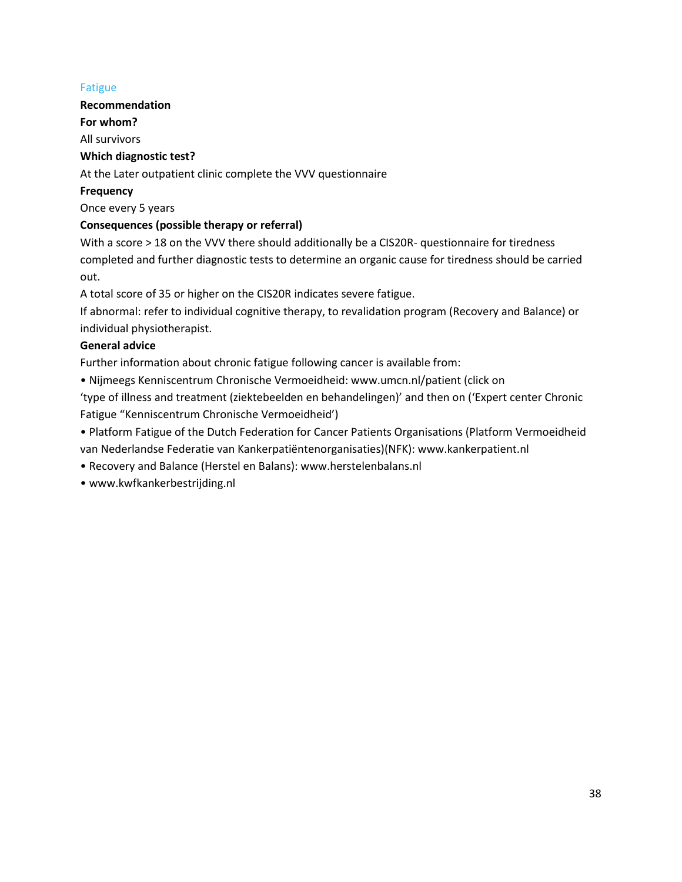## Fatigue

**Recommendation**

**For whom?**

All survivors

**Which diagnostic test?**

At the Later outpatient clinic complete the VVV questionnaire

**Frequency**

Once every 5 years

**Consequences (possible therapy or referral)**

With a score > 18 on the VVV there should additionally be a CIS20R- questionnaire for tiredness completed and further diagnostic tests to determine an organic cause for tiredness should be carried out.

A total score of 35 or higher on the CIS20R indicates severe fatigue.

If abnormal: refer to individual cognitive therapy, to revalidation program (Recovery and Balance) or individual physiotherapist.

**General advice**

Further information about chronic fatigue following cancer is available from:

- Nijmeegs Kenniscentrum Chronische Vermoeidheid: www.umcn.nl/patient (click on 'type of illness and treatment (ziektebeelden en behandelingen)' and then on ('Expert center Chronic Fatigue "Kenniscentrum Chronische Vermoeidheid')
- Platform Fatigue of the Dutch Federation for Cancer Patients Organisations (Platform Vermoeidheid van Nederlandse Federatie van Kankerpatiëntenorganisaties)(NFK): www.kankerpatient.nl
- Recovery and Balance (Herstel en Balans): www.herstelenbalans.nl
- www.kwfkankerbestrijding.nl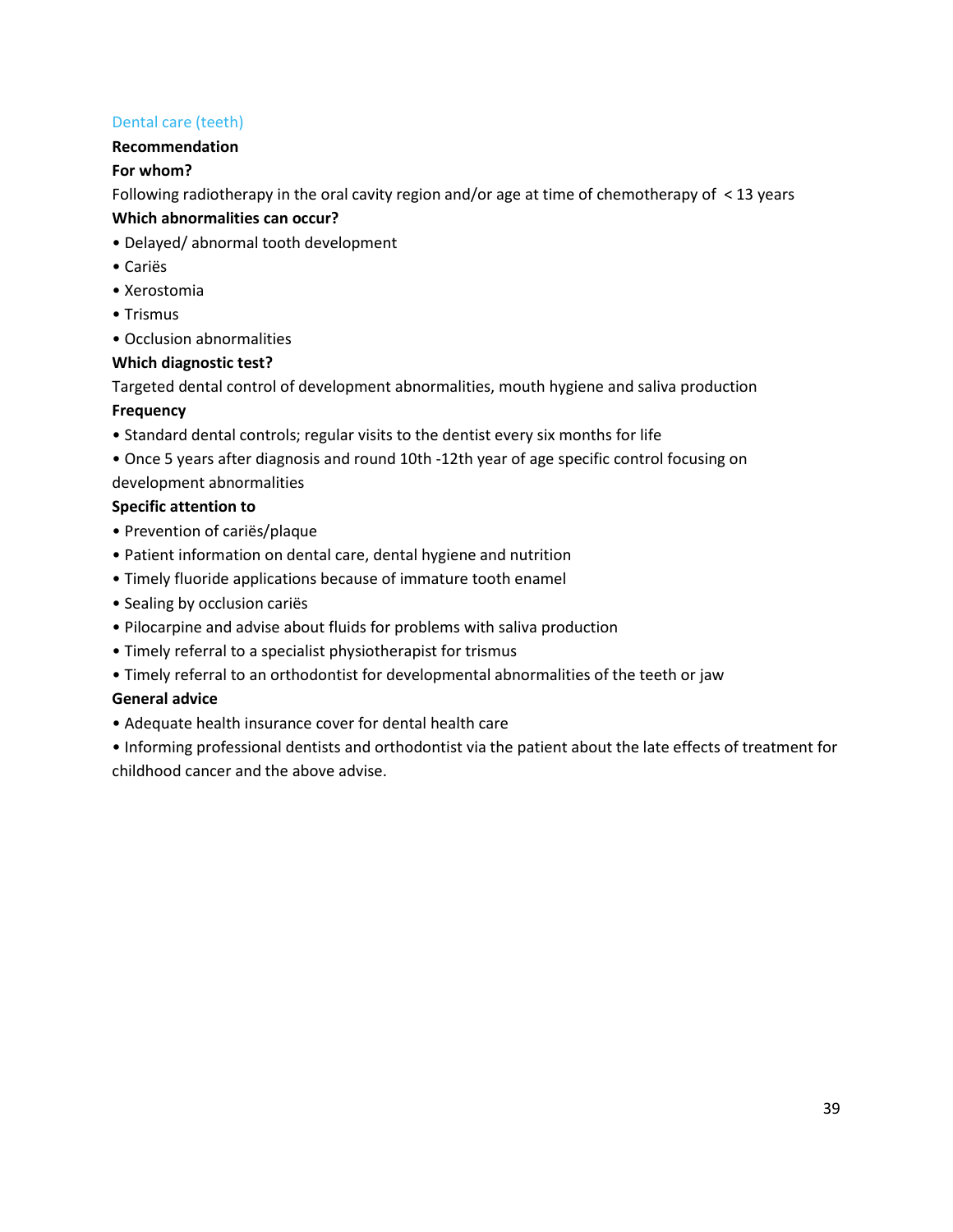## Dental care (teeth)

**Recommendation**

**For whom?**

Following radiotherapy in the oral cavity region and/or age at time of chemotherapy of < 13 years

**Which abnormalities can occur?**

- Delayed/ abnormal tooth development
- Cariës
- Xerostomia
- Trismus
- Occlusion abnormalities

**Which diagnostic test?**

Targeted dental control of development abnormalities, mouth hygiene and saliva production

**Frequency**

- Standard dental controls; regular visits to the dentist every six months for life
- Once 5 years after diagnosis and round 10th -12th year of age specific control focusing on development abnormalities

**Specific attention to**

- Prevention of cariës/plaque
- Patient information on dental care, dental hygiene and nutrition
- Timely fluoride applications because of immature tooth enamel
- Sealing by occlusion cariës
- Pilocarpine and advise about fluids for problems with saliva production
- Timely referral to a specialist physiotherapist for trismus
- Timely referral to an orthodontist for developmental abnormalities of the teeth or jaw

**General advice**

- Adequate health insurance cover for dental health care
- Informing professional dentists and orthodontist via the patient about the late effects of treatment for childhood cancer and the above advise.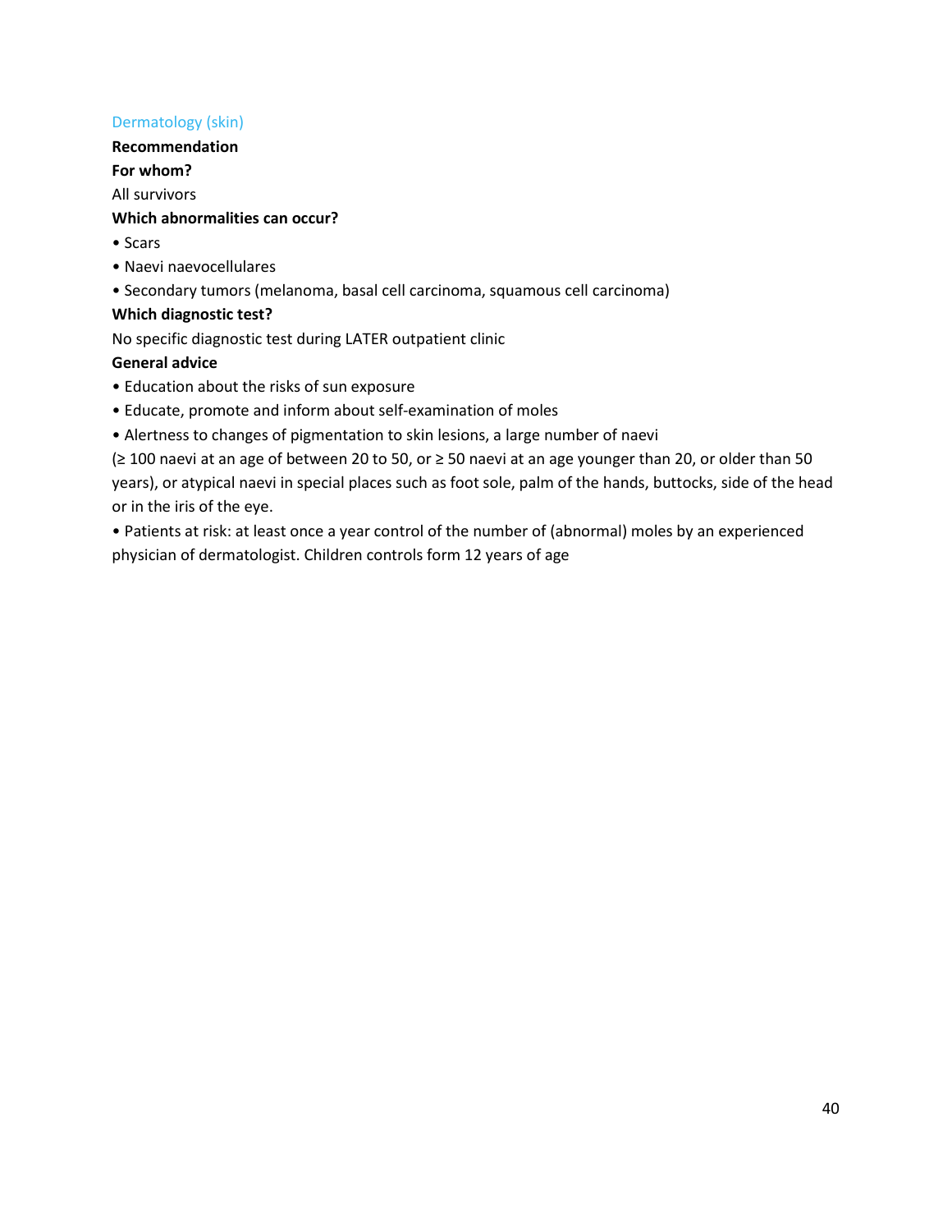## Dermatology (skin)

**Recommendation**

**For whom?**

All survivors

**Which abnormalities can occur?**

- Scars
- Naevi naevocellulares
- Secondary tumors (melanoma, basal cell carcinoma, squamous cell carcinoma)

**Which diagnostic test?**

No specific diagnostic test during LATER outpatient clinic

**General advice**

- Education about the risks of sun exposure
- Educate, promote and inform about self-examination of moles
- Alertness to changes of pigmentation to skin lesions, a large number of naevi (≥ 100 naevi at an age of between 20 to 50, or ≥ 50 naevi at an age younger than 20, or older than 50 years), or atypical naevi in special places such as foot sole, palm of the hands, buttocks, side of the head or in the iris of the eye.
- Patients at risk: at least once a year control of the number of (abnormal) moles by an experienced physician of dermatologist. Children controls form 12 years of age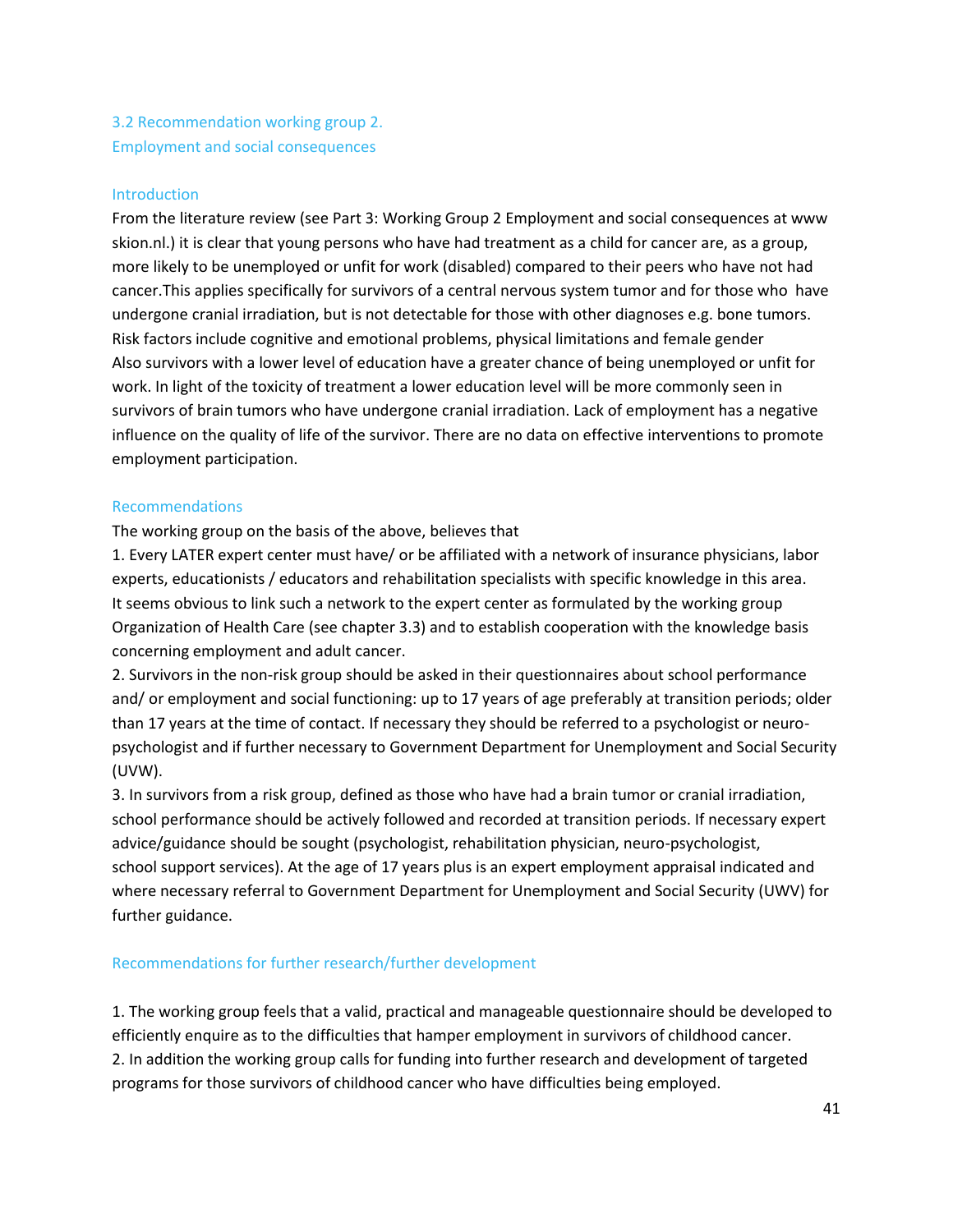## 3.2 Recommendation working group 2.
## Employment and social consequences

### Introduction

From the literature review (see Part 3: Working Group 2 Employment and social consequences at www skion.nl.) it is clear that young persons who have had treatment as a child for cancer are, as a group, more likely to be unemployed or unfit for work (disabled) compared to their peers who have not had cancer.This applies specifically for survivors of a central nervous system tumor and for those who have undergone cranial irradiation, but is not detectable for those with other diagnoses e.g. bone tumors. Risk factors include cognitive and emotional problems, physical limitations and female gender
Also survivors with a lower level of education have a greater chance of being unemployed or unfit for work. In light of the toxicity of treatment a lower education level will be more commonly seen in survivors of brain tumors who have undergone cranial irradiation. Lack of employment has a negative influence on the quality of life of the survivor. There are no data on effective interventions to promote employment participation.

### Recommendations

The working group on the basis of the above, believes that

1. Every LATER expert center must have/ or be affiliated with a network of insurance physicians, labor experts, educationists / educators and rehabilitation specialists with specific knowledge in this area. It seems obvious to link such a network to the expert center as formulated by the working group Organization of Health Care (see chapter 3.3) and to establish cooperation with the knowledge basis concerning employment and adult cancer.
2. Survivors in the non-risk group should be asked in their questionnaires about school performance and/ or employment and social functioning: up to 17 years of age preferably at transition periods; older than 17 years at the time of contact. If necessary they should be referred to a psychologist or neuro-psychologist and if further necessary to Government Department for Unemployment and Social Security (UVW).
3. In survivors from a risk group, defined as those who have had a brain tumor or cranial irradiation, school performance should be actively followed and recorded at transition periods. If necessary expert advice/guidance should be sought (psychologist, rehabilitation physician, neuro-psychologist, school support services). At the age of 17 years plus is an expert employment appraisal indicated and where necessary referral to Government Department for Unemployment and Social Security (UWV) for further guidance.

### Recommendations for further research/further development

1. The working group feels that a valid, practical and manageable questionnaire should be developed to efficiently enquire as to the difficulties that hamper employment in survivors of childhood cancer.
2. In addition the working group calls for funding into further research and development of targeted programs for those survivors of childhood cancer who have difficulties being employed.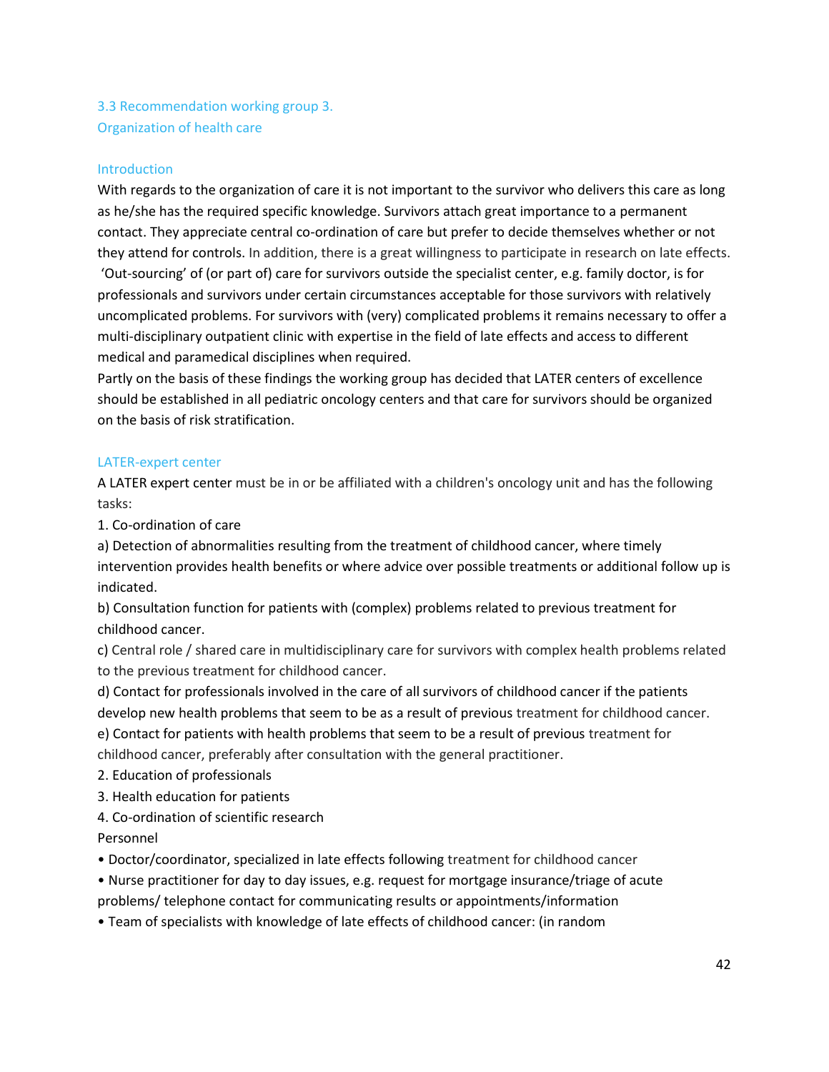## 3.3 Recommendation working group 3. Organization of health care

### Introduction

With regards to the organization of care it is not important to the survivor who delivers this care as long as he/she has the required specific knowledge. Survivors attach great importance to a permanent contact. They appreciate central co-ordination of care but prefer to decide themselves whether or not they attend for controls. In addition, there is a great willingness to participate in research on late effects. 'Out-sourcing' of (or part of) care for survivors outside the specialist center, e.g. family doctor, is for professionals and survivors under certain circumstances acceptable for those survivors with relatively uncomplicated problems. For survivors with (very) complicated problems it remains necessary to offer a multi-disciplinary outpatient clinic with expertise in the field of late effects and access to different medical and paramedical disciplines when required.

Partly on the basis of these findings the working group has decided that LATER centers of excellence should be established in all pediatric oncology centers and that care for survivors should be organized on the basis of risk stratification.

### LATER-expert center

A LATER expert center must be in or be affiliated with a children's oncology unit and has the following tasks:

1. Co-ordination of care

a) Detection of abnormalities resulting from the treatment of childhood cancer, where timely intervention provides health benefits or where advice over possible treatments or additional follow up is indicated.

b) Consultation function for patients with (complex) problems related to previous treatment for childhood cancer.

c) Central role / shared care in multidisciplinary care for survivors with complex health problems related to the previous treatment for childhood cancer.

d) Contact for professionals involved in the care of all survivors of childhood cancer if the patients develop new health problems that seem to be as a result of previous treatment for childhood cancer.

e) Contact for patients with health problems that seem to be a result of previous treatment for childhood cancer, preferably after consultation with the general practitioner.

2. Education of professionals
3. Health education for patients
4. Co-ordination of scientific research

Personnel

- Doctor/coordinator, specialized in late effects following treatment for childhood cancer
- Nurse practitioner for day to day issues, e.g. request for mortgage insurance/triage of acute problems/ telephone contact for communicating results or appointments/information
- Team of specialists with knowledge of late effects of childhood cancer: (in random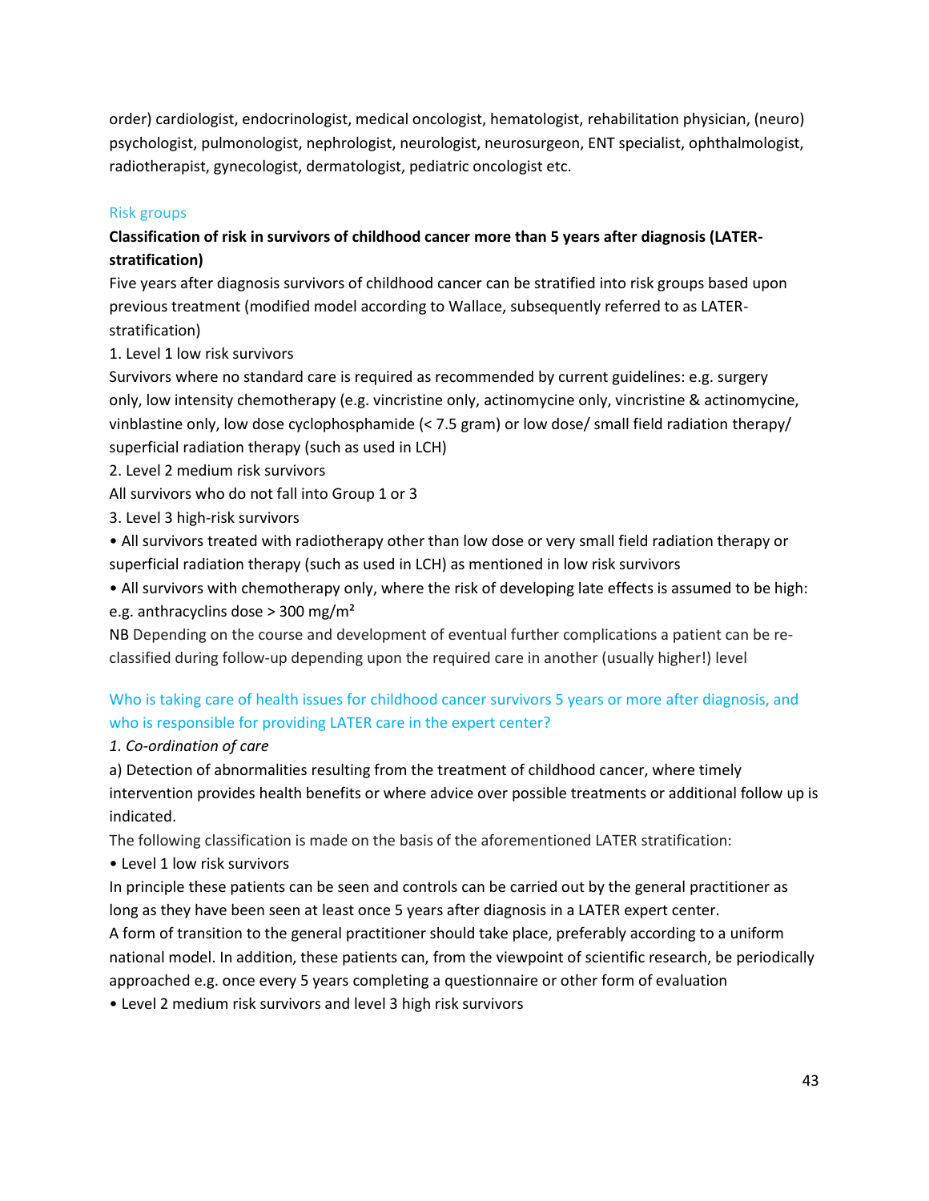order) cardiologist, endocrinologist, medical oncologist, hematologist, rehabilitation physician, (neuro) psychologist, pulmonologist, nephrologist, neurologist, neurosurgeon, ENT specialist, ophthalmologist, radiotherapist, gynecologist, dermatologist, pediatric oncologist etc.

## Risk groups

**Classification of risk in survivors of childhood cancer more than 5 years after diagnosis (LATER-stratification)**

Five years after diagnosis survivors of childhood cancer can be stratified into risk groups based upon previous treatment (modified model according to Wallace, subsequently referred to as LATER-stratification)

1. Level 1 low risk survivors

Survivors where no standard care is required as recommended by current guidelines: e.g. surgery only, low intensity chemotherapy (e.g. vincristine only, actinomycine only, vincristine & actinomycine, vinblastine only, low dose cyclophosphamide (< 7.5 gram) or low dose/ small field radiation therapy/ superficial radiation therapy (such as used in LCH)

2. Level 2 medium risk survivors

All survivors who do not fall into Group 1 or 3

3. Level 3 high-risk survivors

- All survivors treated with radiotherapy other than low dose or very small field radiation therapy or superficial radiation therapy (such as used in LCH) as mentioned in low risk survivors
- All survivors with chemotherapy only, where the risk of developing late effects is assumed to be high: e.g. anthracyclins dose > 300 mg/m²

NB Depending on the course and development of eventual further complications a patient can be re-classified during follow-up depending upon the required care in another (usually higher!) level

## Who is taking care of health issues for childhood cancer survivors 5 years or more after diagnosis, and who is responsible for providing LATER care in the expert center?

*1. Co-ordination of care*

a) Detection of abnormalities resulting from the treatment of childhood cancer, where timely intervention provides health benefits or where advice over possible treatments or additional follow up is indicated.

The following classification is made on the basis of the aforementioned LATER stratification:

- Level 1 low risk survivors

In principle these patients can be seen and controls can be carried out by the general practitioner as long as they have been seen at least once 5 years after diagnosis in a LATER expert center.

A form of transition to the general practitioner should take place, preferably according to a uniform national model. In addition, these patients can, from the viewpoint of scientific research, be periodically approached e.g. once every 5 years completing a questionnaire or other form of evaluation

- Level 2 medium risk survivors and level 3 high risk survivors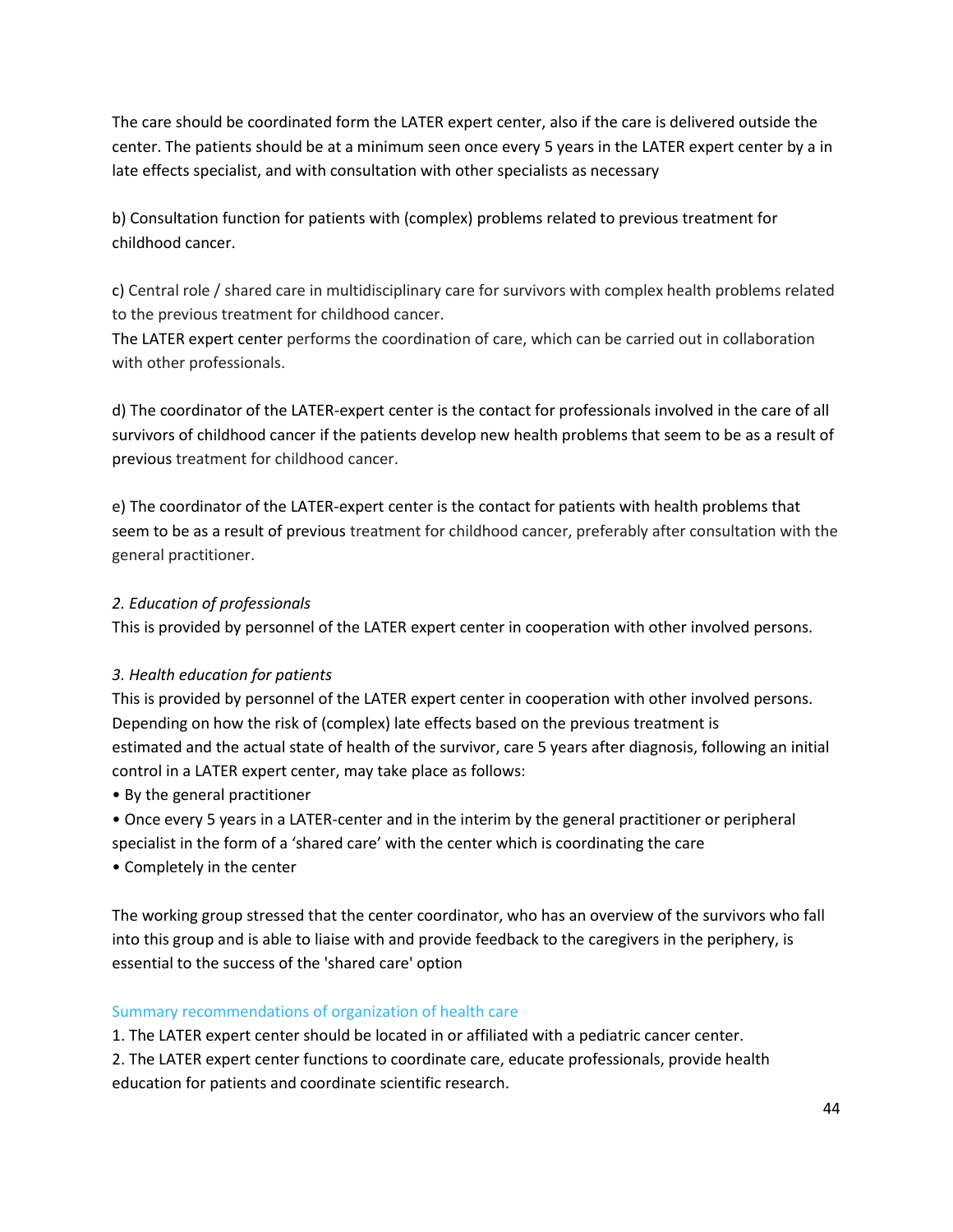The care should be coordinated form the LATER expert center, also if the care is delivered outside the center. The patients should be at a minimum seen once every 5 years in the LATER expert center by a in late effects specialist, and with consultation with other specialists as necessary

b) Consultation function for patients with (complex) problems related to previous treatment for childhood cancer.

c) Central role / shared care in multidisciplinary care for survivors with complex health problems related to the previous treatment for childhood cancer.
The LATER expert center performs the coordination of care, which can be carried out in collaboration with other professionals.

d) The coordinator of the LATER-expert center is the contact for professionals involved in the care of all survivors of childhood cancer if the patients develop new health problems that seem to be as a result of previous treatment for childhood cancer.

e) The coordinator of the LATER-expert center is the contact for patients with health problems that seem to be as a result of previous treatment for childhood cancer, preferably after consultation with the general practitioner.

*2. Education of professionals*
This is provided by personnel of the LATER expert center in cooperation with other involved persons.

*3. Health education for patients*
This is provided by personnel of the LATER expert center in cooperation with other involved persons.
Depending on how the risk of (complex) late effects based on the previous treatment is estimated and the actual state of health of the survivor, care 5 years after diagnosis, following an initial control in a LATER expert center, may take place as follows:

- By the general practitioner
- Once every 5 years in a LATER-center and in the interim by the general practitioner or peripheral specialist in the form of a 'shared care' with the center which is coordinating the care
- Completely in the center

The working group stressed that the center coordinator, who has an overview of the survivors who fall into this group and is able to liaise with and provide feedback to the caregivers in the periphery, is essential to the success of the 'shared care' option

### Summary recommendations of organization of health care

1. The LATER expert center should be located in or affiliated with a pediatric cancer center.
2. The LATER expert center functions to coordinate care, educate professionals, provide health education for patients and coordinate scientific research.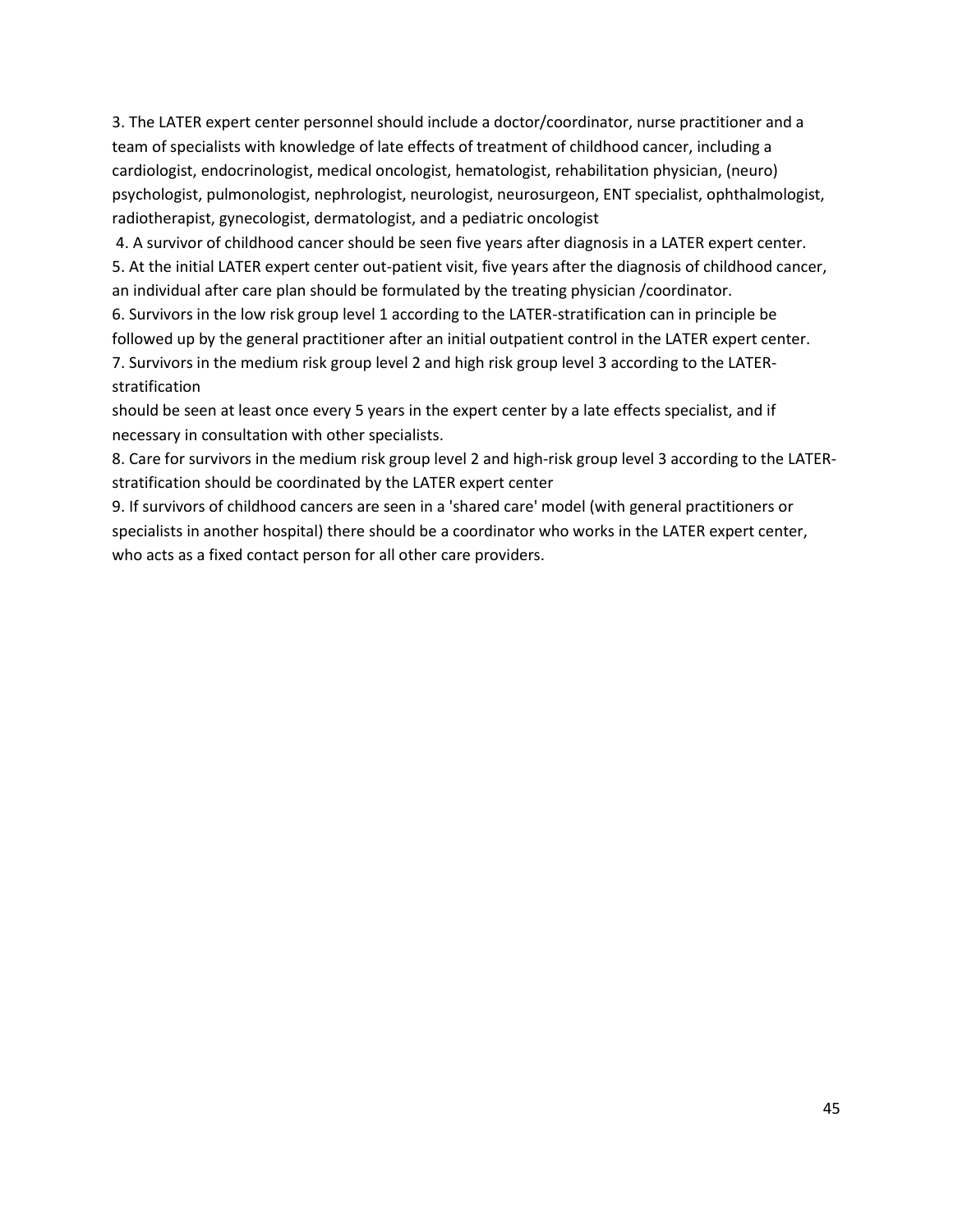3. The LATER expert center personnel should include a doctor/coordinator, nurse practitioner and a team of specialists with knowledge of late effects of treatment of childhood cancer, including a cardiologist, endocrinologist, medical oncologist, hematologist, rehabilitation physician, (neuro) psychologist, pulmonologist, nephrologist, neurologist, neurosurgeon, ENT specialist, ophthalmologist, radiotherapist, gynecologist, dermatologist, and a pediatric oncologist

4. A survivor of childhood cancer should be seen five years after diagnosis in a LATER expert center.

5. At the initial LATER expert center out-patient visit, five years after the diagnosis of childhood cancer, an individual after care plan should be formulated by the treating physician /coordinator.

6. Survivors in the low risk group level 1 according to the LATER-stratification can in principle be followed up by the general practitioner after an initial outpatient control in the LATER expert center.

7. Survivors in the medium risk group level 2 and high risk group level 3 according to the LATER-stratification

should be seen at least once every 5 years in the expert center by a late effects specialist, and if necessary in consultation with other specialists.

8. Care for survivors in the medium risk group level 2 and high-risk group level 3 according to the LATER-stratification should be coordinated by the LATER expert center

9. If survivors of childhood cancers are seen in a 'shared care' model (with general practitioners or specialists in another hospital) there should be a coordinator who works in the LATER expert center, who acts as a fixed contact person for all other care providers.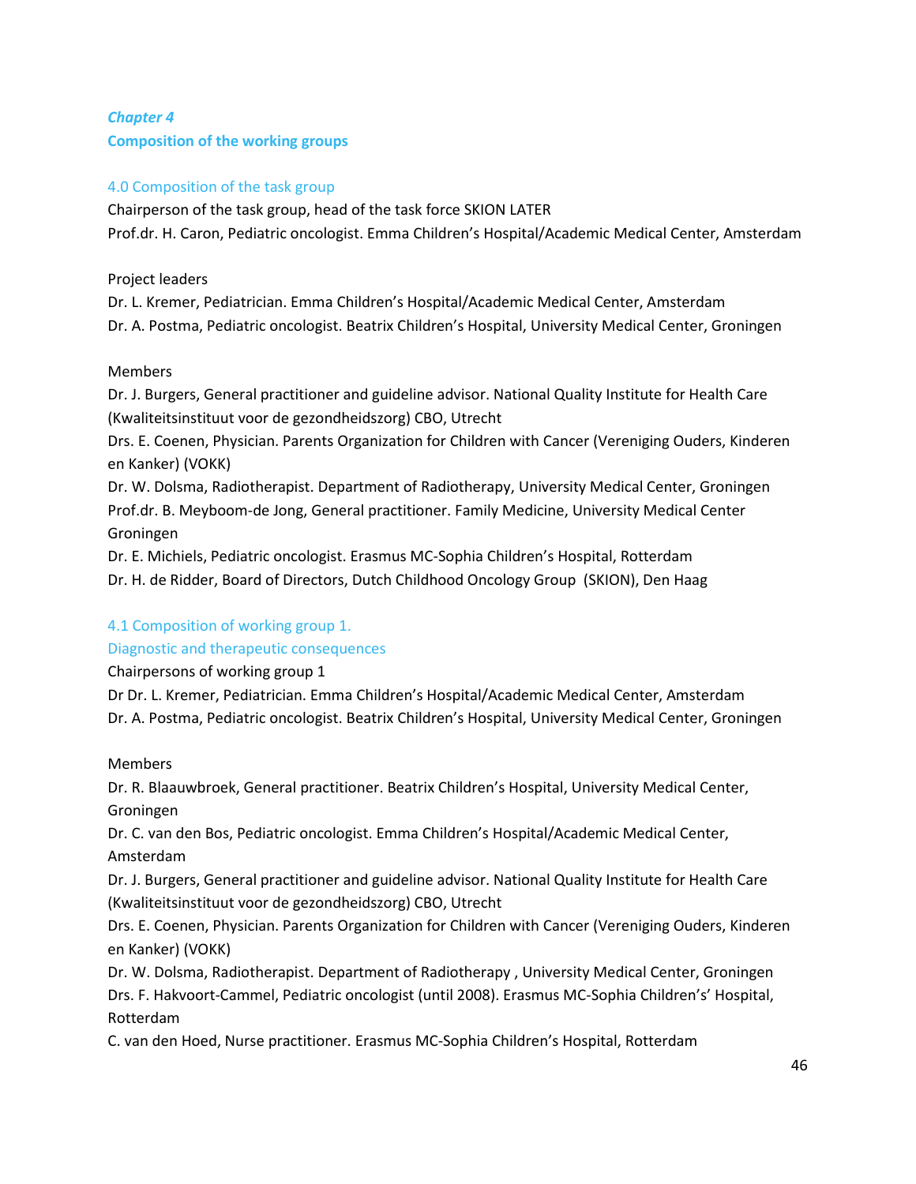*Chapter 4*

**Composition of the working groups**

## 4.0 Composition of the task group

Chairperson of the task group, head of the task force SKION LATER
Prof.dr. H. Caron, Pediatric oncologist. Emma Children's Hospital/Academic Medical Center, Amsterdam

Project leaders
Dr. L. Kremer, Pediatrician. Emma Children's Hospital/Academic Medical Center, Amsterdam
Dr. A. Postma, Pediatric oncologist. Beatrix Children's Hospital, University Medical Center, Groningen

Members
Dr. J. Burgers, General practitioner and guideline advisor. National Quality Institute for Health Care (Kwaliteitsinstituut voor de gezondheidszorg) CBO, Utrecht
Drs. E. Coenen, Physician. Parents Organization for Children with Cancer (Vereniging Ouders, Kinderen en Kanker) (VOKK)
Dr. W. Dolsma, Radiotherapist. Department of Radiotherapy, University Medical Center, Groningen
Prof.dr. B. Meyboom-de Jong, General practitioner. Family Medicine, University Medical Center Groningen
Dr. E. Michiels, Pediatric oncologist. Erasmus MC-Sophia Children's Hospital, Rotterdam
Dr. H. de Ridder, Board of Directors, Dutch Childhood Oncology Group (SKION), Den Haag

## 4.1 Composition of working group 1. Diagnostic and therapeutic consequences

Chairpersons of working group 1
Dr Dr. L. Kremer, Pediatrician. Emma Children's Hospital/Academic Medical Center, Amsterdam
Dr. A. Postma, Pediatric oncologist. Beatrix Children's Hospital, University Medical Center, Groningen

Members
Dr. R. Blaauwbroek, General practitioner. Beatrix Children's Hospital, University Medical Center, Groningen
Dr. C. van den Bos, Pediatric oncologist. Emma Children's Hospital/Academic Medical Center, Amsterdam
Dr. J. Burgers, General practitioner and guideline advisor. National Quality Institute for Health Care (Kwaliteitsinstituut voor de gezondheidszorg) CBO, Utrecht
Drs. E. Coenen, Physician. Parents Organization for Children with Cancer (Vereniging Ouders, Kinderen en Kanker) (VOKK)
Dr. W. Dolsma, Radiotherapist. Department of Radiotherapy , University Medical Center, Groningen
Drs. F. Hakvoort-Cammel, Pediatric oncologist (until 2008). Erasmus MC-Sophia Children's' Hospital, Rotterdam
C. van den Hoed, Nurse practitioner. Erasmus MC-Sophia Children's Hospital, Rotterdam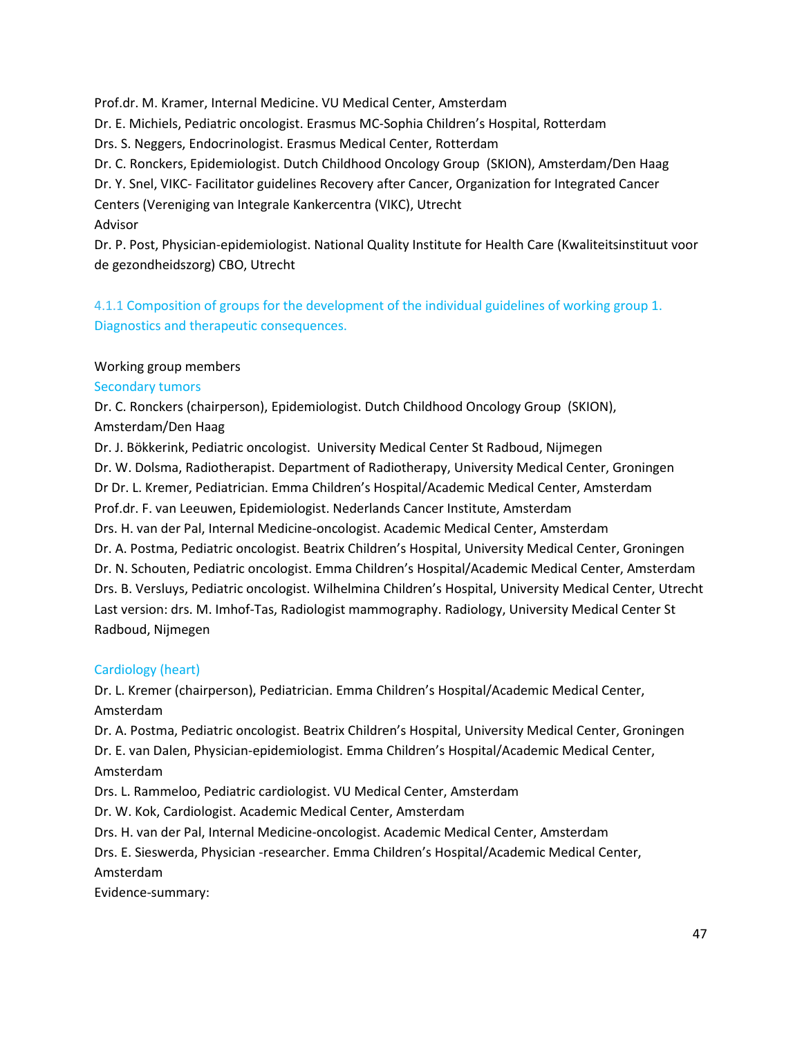Prof.dr. M. Kramer, Internal Medicine. VU Medical Center, Amsterdam
Dr. E. Michiels, Pediatric oncologist. Erasmus MC-Sophia Children's Hospital, Rotterdam
Drs. S. Neggers, Endocrinologist. Erasmus Medical Center, Rotterdam
Dr. C. Ronckers, Epidemiologist. Dutch Childhood Oncology Group (SKION), Amsterdam/Den Haag
Dr. Y. Snel, VIKC- Facilitator guidelines Recovery after Cancer, Organization for Integrated Cancer Centers (Vereniging van Integrale Kankercentra (VIKC), Utrecht
Advisor
Dr. P. Post, Physician-epidemiologist. National Quality Institute for Health Care (Kwaliteitsinstituut voor de gezondheidszorg) CBO, Utrecht

### 4.1.1 Composition of groups for the development of the individual guidelines of working group 1. Diagnostics and therapeutic consequences.

Working group members

#### Secondary tumors

Dr. C. Ronckers (chairperson), Epidemiologist. Dutch Childhood Oncology Group (SKION), Amsterdam/Den Haag
Dr. J. Bökkerink, Pediatric oncologist. University Medical Center St Radboud, Nijmegen
Dr. W. Dolsma, Radiotherapist. Department of Radiotherapy, University Medical Center, Groningen
Dr Dr. L. Kremer, Pediatrician. Emma Children's Hospital/Academic Medical Center, Amsterdam
Prof.dr. F. van Leeuwen, Epidemiologist. Nederlands Cancer Institute, Amsterdam
Drs. H. van der Pal, Internal Medicine-oncologist. Academic Medical Center, Amsterdam
Dr. A. Postma, Pediatric oncologist. Beatrix Children's Hospital, University Medical Center, Groningen
Dr. N. Schouten, Pediatric oncologist. Emma Children's Hospital/Academic Medical Center, Amsterdam
Drs. B. Versluys, Pediatric oncologist. Wilhelmina Children's Hospital, University Medical Center, Utrecht
Last version: drs. M. Imhof-Tas, Radiologist mammography. Radiology, University Medical Center St Radboud, Nijmegen

#### Cardiology (heart)

Dr. L. Kremer (chairperson), Pediatrician. Emma Children's Hospital/Academic Medical Center, Amsterdam
Dr. A. Postma, Pediatric oncologist. Beatrix Children's Hospital, University Medical Center, Groningen
Dr. E. van Dalen, Physician-epidemiologist. Emma Children's Hospital/Academic Medical Center, Amsterdam
Drs. L. Rammeloo, Pediatric cardiologist. VU Medical Center, Amsterdam
Dr. W. Kok, Cardiologist. Academic Medical Center, Amsterdam
Drs. H. van der Pal, Internal Medicine-oncologist. Academic Medical Center, Amsterdam
Drs. E. Sieswerda, Physician -researcher. Emma Children's Hospital/Academic Medical Center, Amsterdam
Evidence-summary: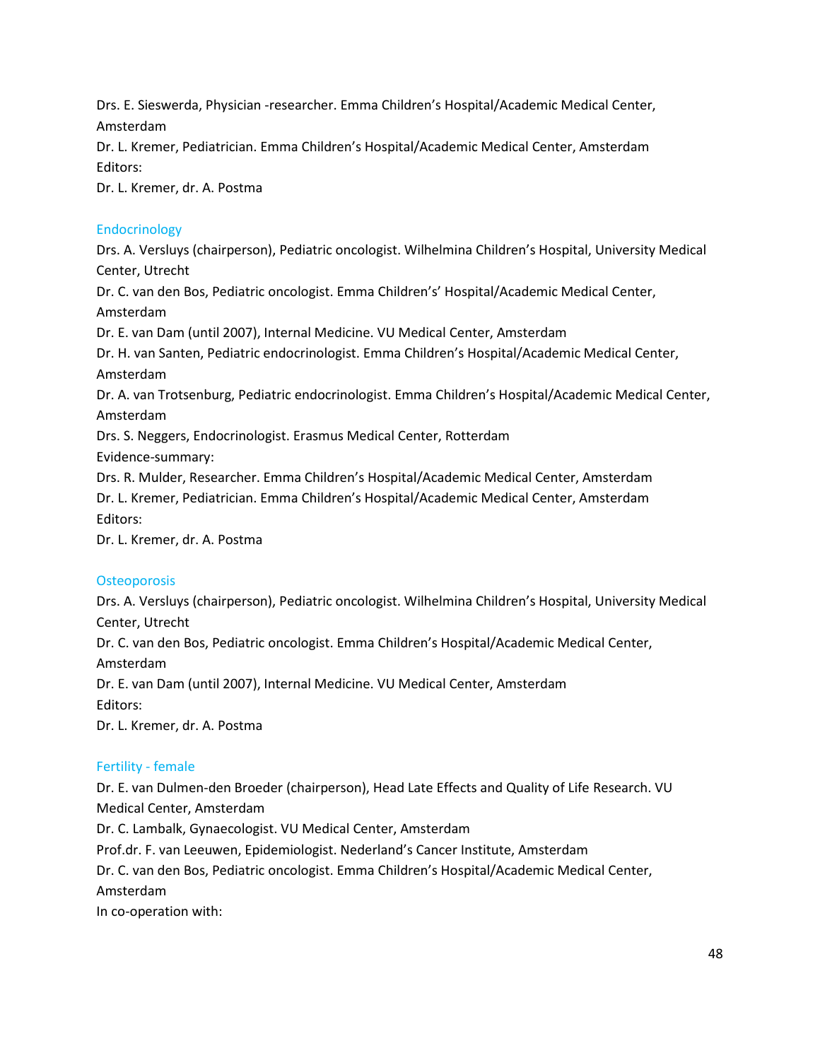Drs. E. Sieswerda, Physician -researcher. Emma Children's Hospital/Academic Medical Center, Amsterdam

Dr. L. Kremer, Pediatrician. Emma Children's Hospital/Academic Medical Center, Amsterdam

Editors:

Dr. L. Kremer, dr. A. Postma

## Endocrinology

Drs. A. Versluys (chairperson), Pediatric oncologist. Wilhelmina Children's Hospital, University Medical Center, Utrecht

Dr. C. van den Bos, Pediatric oncologist. Emma Children's' Hospital/Academic Medical Center, Amsterdam

Dr. E. van Dam (until 2007), Internal Medicine. VU Medical Center, Amsterdam

Dr. H. van Santen, Pediatric endocrinologist. Emma Children's Hospital/Academic Medical Center, Amsterdam

Dr. A. van Trotsenburg, Pediatric endocrinologist. Emma Children's Hospital/Academic Medical Center, Amsterdam

Drs. S. Neggers, Endocrinologist. Erasmus Medical Center, Rotterdam

Evidence-summary:

Drs. R. Mulder, Researcher. Emma Children's Hospital/Academic Medical Center, Amsterdam

Dr. L. Kremer, Pediatrician. Emma Children's Hospital/Academic Medical Center, Amsterdam

Editors:

Dr. L. Kremer, dr. A. Postma

## Osteoporosis

Drs. A. Versluys (chairperson), Pediatric oncologist. Wilhelmina Children's Hospital, University Medical Center, Utrecht

Dr. C. van den Bos, Pediatric oncologist. Emma Children's Hospital/Academic Medical Center, Amsterdam

Dr. E. van Dam (until 2007), Internal Medicine. VU Medical Center, Amsterdam

Editors:

Dr. L. Kremer, dr. A. Postma

## Fertility - female

Dr. E. van Dulmen-den Broeder (chairperson), Head Late Effects and Quality of Life Research. VU Medical Center, Amsterdam

Dr. C. Lambalk, Gynaecologist. VU Medical Center, Amsterdam

Prof.dr. F. van Leeuwen, Epidemiologist. Nederland's Cancer Institute, Amsterdam

Dr. C. van den Bos, Pediatric oncologist. Emma Children's Hospital/Academic Medical Center, Amsterdam

In co-operation with: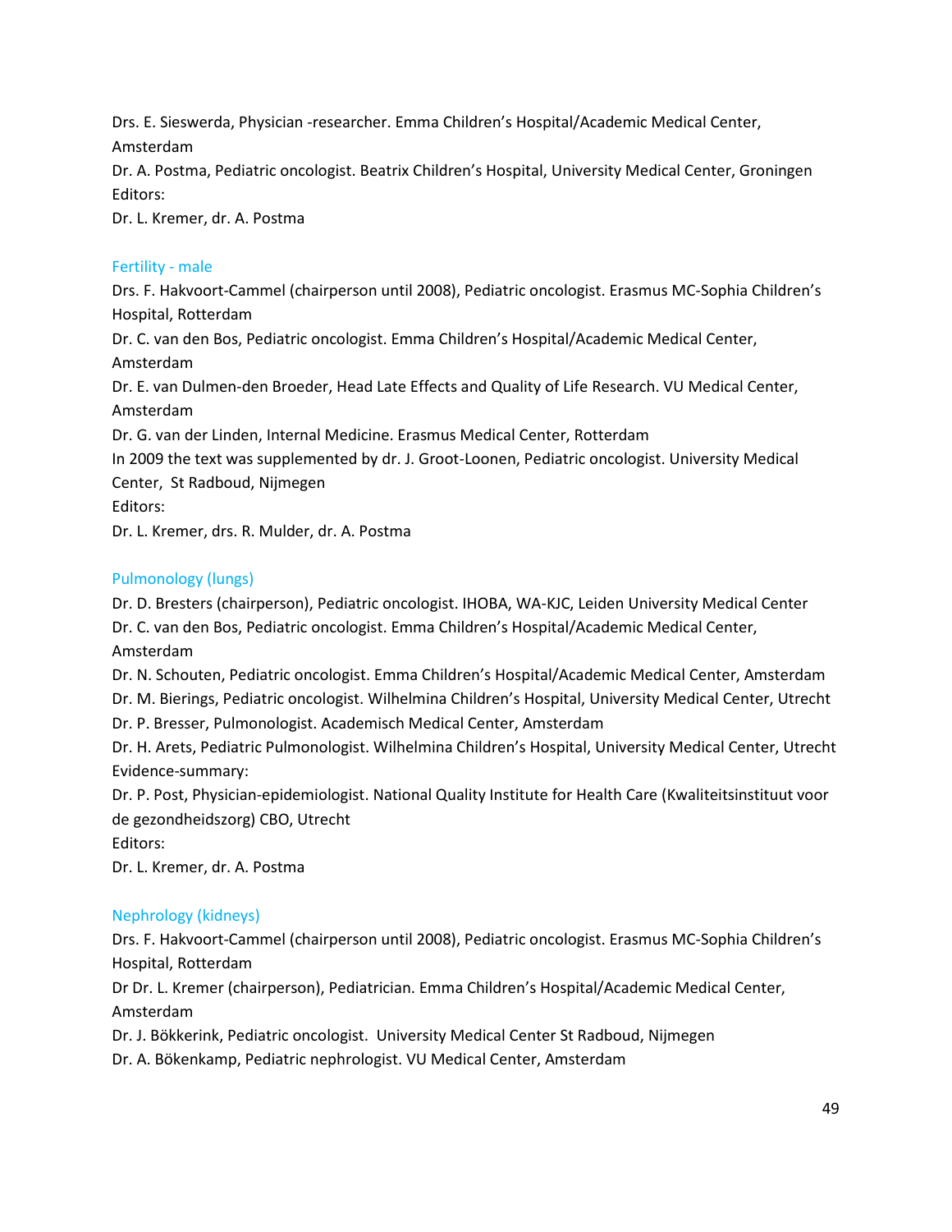Drs. E. Sieswerda, Physician -researcher. Emma Children's Hospital/Academic Medical Center, Amsterdam
Dr. A. Postma, Pediatric oncologist. Beatrix Children's Hospital, University Medical Center, Groningen
Editors:
Dr. L. Kremer, dr. A. Postma

### Fertility - male

Drs. F. Hakvoort-Cammel (chairperson until 2008), Pediatric oncologist. Erasmus MC-Sophia Children's Hospital, Rotterdam
Dr. C. van den Bos, Pediatric oncologist. Emma Children's Hospital/Academic Medical Center, Amsterdam
Dr. E. van Dulmen-den Broeder, Head Late Effects and Quality of Life Research. VU Medical Center, Amsterdam
Dr. G. van der Linden, Internal Medicine. Erasmus Medical Center, Rotterdam
In 2009 the text was supplemented by dr. J. Groot-Loonen, Pediatric oncologist. University Medical Center, St Radboud, Nijmegen
Editors:
Dr. L. Kremer, drs. R. Mulder, dr. A. Postma

### Pulmonology (lungs)

Dr. D. Bresters (chairperson), Pediatric oncologist. IHOBA, WA-KJC, Leiden University Medical Center
Dr. C. van den Bos, Pediatric oncologist. Emma Children's Hospital/Academic Medical Center, Amsterdam
Dr. N. Schouten, Pediatric oncologist. Emma Children's Hospital/Academic Medical Center, Amsterdam
Dr. M. Bierings, Pediatric oncologist. Wilhelmina Children's Hospital, University Medical Center, Utrecht
Dr. P. Bresser, Pulmonologist. Academisch Medical Center, Amsterdam
Dr. H. Arets, Pediatric Pulmonologist. Wilhelmina Children's Hospital, University Medical Center, Utrecht
Evidence-summary:
Dr. P. Post, Physician-epidemiologist. National Quality Institute for Health Care (Kwaliteitsinstituut voor de gezondheidszorg) CBO, Utrecht
Editors:
Dr. L. Kremer, dr. A. Postma

### Nephrology (kidneys)

Drs. F. Hakvoort-Cammel (chairperson until 2008), Pediatric oncologist. Erasmus MC-Sophia Children's Hospital, Rotterdam
Dr Dr. L. Kremer (chairperson), Pediatrician. Emma Children's Hospital/Academic Medical Center, Amsterdam
Dr. J. Bökkerink, Pediatric oncologist. University Medical Center St Radboud, Nijmegen
Dr. A. Bökenkamp, Pediatric nephrologist. VU Medical Center, Amsterdam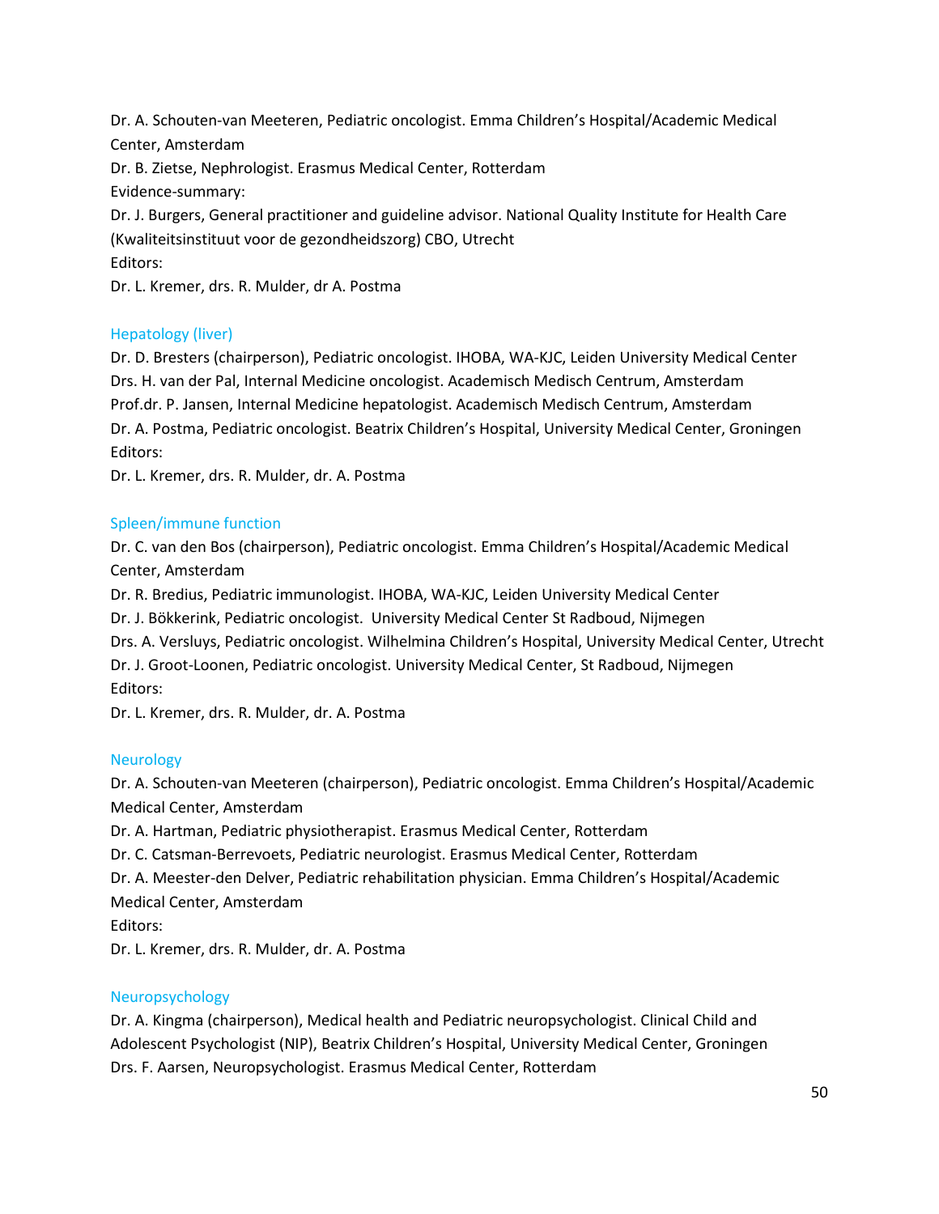Dr. A. Schouten-van Meeteren, Pediatric oncologist. Emma Children's Hospital/Academic Medical Center, Amsterdam
Dr. B. Zietse, Nephrologist. Erasmus Medical Center, Rotterdam
Evidence-summary:
Dr. J. Burgers, General practitioner and guideline advisor. National Quality Institute for Health Care (Kwaliteitsinstituut voor de gezondheidszorg) CBO, Utrecht
Editors:
Dr. L. Kremer, drs. R. Mulder, dr A. Postma

### Hepatology (liver)

Dr. D. Bresters (chairperson), Pediatric oncologist. IHOBA, WA-KJC, Leiden University Medical Center
Drs. H. van der Pal, Internal Medicine oncologist. Academisch Medisch Centrum, Amsterdam
Prof.dr. P. Jansen, Internal Medicine hepatologist. Academisch Medisch Centrum, Amsterdam
Dr. A. Postma, Pediatric oncologist. Beatrix Children's Hospital, University Medical Center, Groningen
Editors:
Dr. L. Kremer, drs. R. Mulder, dr. A. Postma

### Spleen/immune function

Dr. C. van den Bos (chairperson), Pediatric oncologist. Emma Children's Hospital/Academic Medical Center, Amsterdam
Dr. R. Bredius, Pediatric immunologist. IHOBA, WA-KJC, Leiden University Medical Center
Dr. J. Bökkerink, Pediatric oncologist. University Medical Center St Radboud, Nijmegen
Drs. A. Versluys, Pediatric oncologist. Wilhelmina Children's Hospital, University Medical Center, Utrecht
Dr. J. Groot-Loonen, Pediatric oncologist. University Medical Center, St Radboud, Nijmegen
Editors:
Dr. L. Kremer, drs. R. Mulder, dr. A. Postma

### Neurology

Dr. A. Schouten-van Meeteren (chairperson), Pediatric oncologist. Emma Children's Hospital/Academic Medical Center, Amsterdam
Dr. A. Hartman, Pediatric physiotherapist. Erasmus Medical Center, Rotterdam
Dr. C. Catsman-Berrevoets, Pediatric neurologist. Erasmus Medical Center, Rotterdam
Dr. A. Meester-den Delver, Pediatric rehabilitation physician. Emma Children's Hospital/Academic Medical Center, Amsterdam
Editors:
Dr. L. Kremer, drs. R. Mulder, dr. A. Postma

### Neuropsychology

Dr. A. Kingma (chairperson), Medical health and Pediatric neuropsychologist. Clinical Child and Adolescent Psychologist (NIP), Beatrix Children's Hospital, University Medical Center, Groningen
Drs. F. Aarsen, Neuropsychologist. Erasmus Medical Center, Rotterdam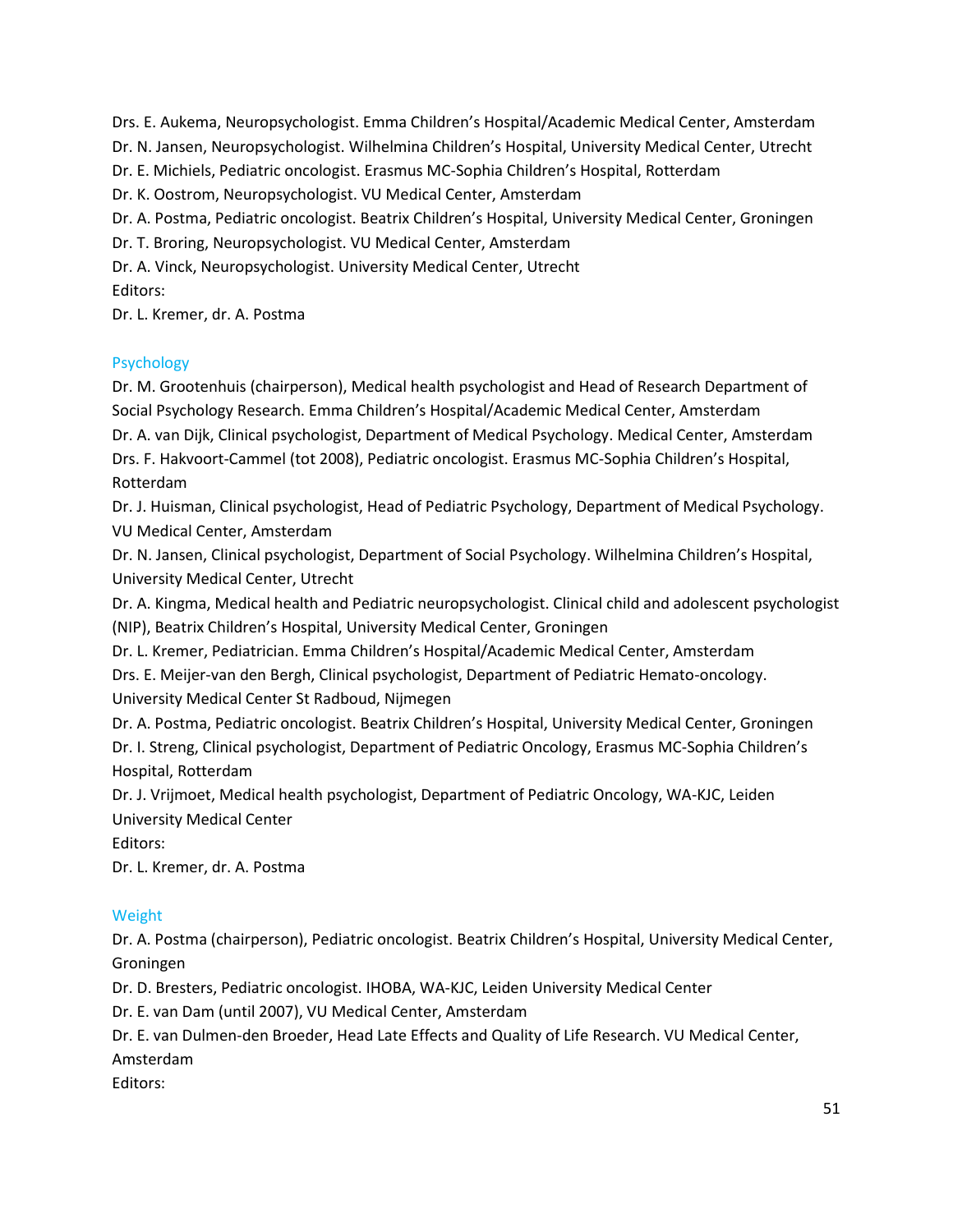Drs. E. Aukema, Neuropsychologist. Emma Children's Hospital/Academic Medical Center, Amsterdam
Dr. N. Jansen, Neuropsychologist. Wilhelmina Children's Hospital, University Medical Center, Utrecht
Dr. E. Michiels, Pediatric oncologist. Erasmus MC-Sophia Children's Hospital, Rotterdam
Dr. K. Oostrom, Neuropsychologist. VU Medical Center, Amsterdam
Dr. A. Postma, Pediatric oncologist. Beatrix Children's Hospital, University Medical Center, Groningen
Dr. T. Broring, Neuropsychologist. VU Medical Center, Amsterdam
Dr. A. Vinck, Neuropsychologist. University Medical Center, Utrecht
Editors:
Dr. L. Kremer, dr. A. Postma

## Psychology

Dr. M. Grootenhuis (chairperson), Medical health psychologist and Head of Research Department of Social Psychology Research. Emma Children's Hospital/Academic Medical Center, Amsterdam
Dr. A. van Dijk, Clinical psychologist, Department of Medical Psychology. Medical Center, Amsterdam
Drs. F. Hakvoort-Cammel (tot 2008), Pediatric oncologist. Erasmus MC-Sophia Children's Hospital, Rotterdam
Dr. J. Huisman, Clinical psychologist, Head of Pediatric Psychology, Department of Medical Psychology. VU Medical Center, Amsterdam
Dr. N. Jansen, Clinical psychologist, Department of Social Psychology. Wilhelmina Children's Hospital, University Medical Center, Utrecht
Dr. A. Kingma, Medical health and Pediatric neuropsychologist. Clinical child and adolescent psychologist (NIP), Beatrix Children's Hospital, University Medical Center, Groningen
Dr. L. Kremer, Pediatrician. Emma Children's Hospital/Academic Medical Center, Amsterdam
Drs. E. Meijer-van den Bergh, Clinical psychologist, Department of Pediatric Hemato-oncology. University Medical Center St Radboud, Nijmegen
Dr. A. Postma, Pediatric oncologist. Beatrix Children's Hospital, University Medical Center, Groningen
Dr. I. Streng, Clinical psychologist, Department of Pediatric Oncology, Erasmus MC-Sophia Children's Hospital, Rotterdam
Dr. J. Vrijmoet, Medical health psychologist, Department of Pediatric Oncology, WA-KJC, Leiden University Medical Center
Editors:
Dr. L. Kremer, dr. A. Postma

## Weight

Dr. A. Postma (chairperson), Pediatric oncologist. Beatrix Children's Hospital, University Medical Center, Groningen
Dr. D. Bresters, Pediatric oncologist. IHOBA, WA-KJC, Leiden University Medical Center
Dr. E. van Dam (until 2007), VU Medical Center, Amsterdam
Dr. E. van Dulmen-den Broeder, Head Late Effects and Quality of Life Research. VU Medical Center, Amsterdam
Editors: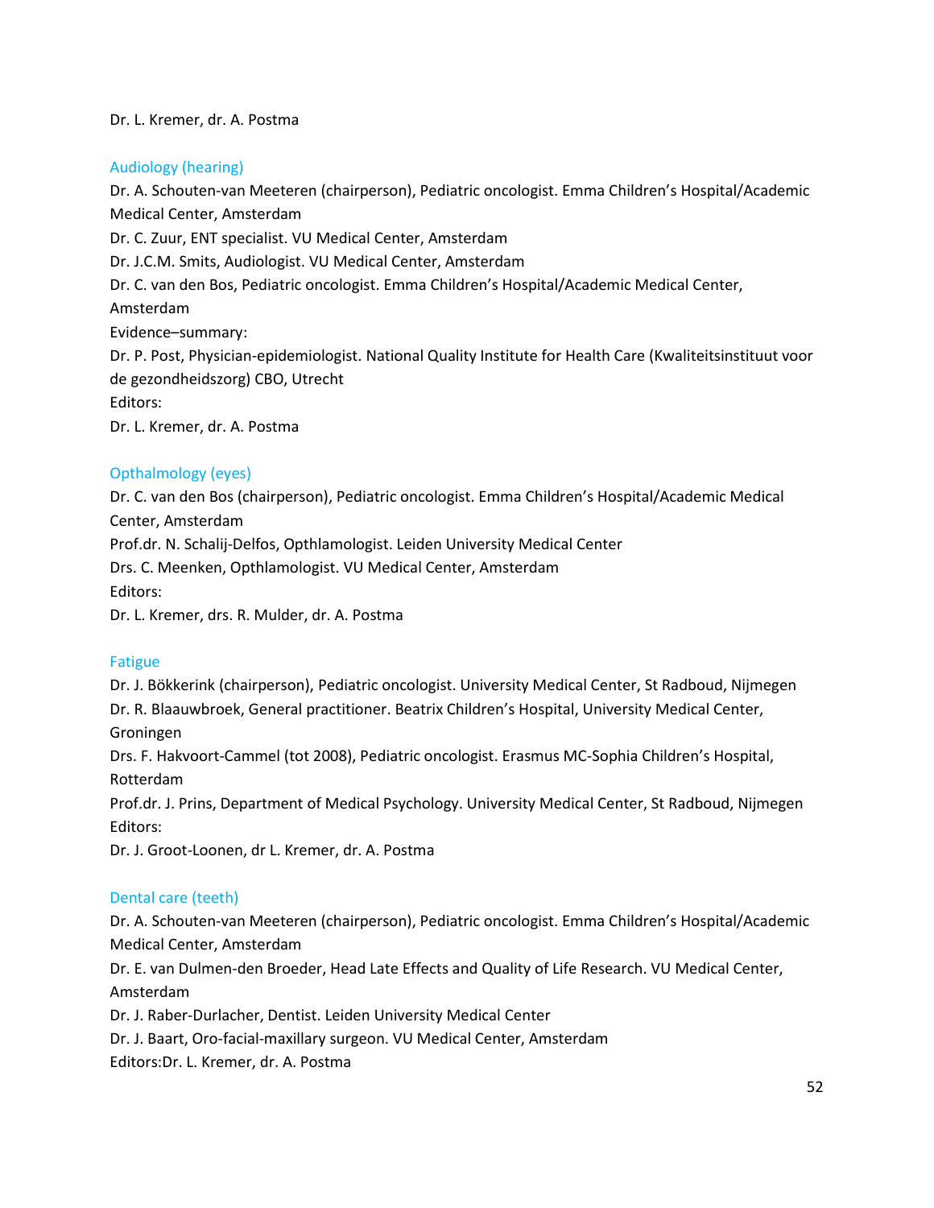Dr. L. Kremer, dr. A. Postma

### Audiology (hearing)

Dr. A. Schouten-van Meeteren (chairperson), Pediatric oncologist. Emma Children's Hospital/Academic Medical Center, Amsterdam
Dr. C. Zuur, ENT specialist. VU Medical Center, Amsterdam
Dr. J.C.M. Smits, Audiologist. VU Medical Center, Amsterdam
Dr. C. van den Bos, Pediatric oncologist. Emma Children's Hospital/Academic Medical Center, Amsterdam
Evidence–summary:
Dr. P. Post, Physician-epidemiologist. National Quality Institute for Health Care (Kwaliteitsinstituut voor de gezondheidszorg) CBO, Utrecht
Editors:
Dr. L. Kremer, dr. A. Postma

### Opthalmology (eyes)

Dr. C. van den Bos (chairperson), Pediatric oncologist. Emma Children's Hospital/Academic Medical Center, Amsterdam
Prof.dr. N. Schalij-Delfos, Opthlamologist. Leiden University Medical Center
Drs. C. Meenken, Opthlamologist. VU Medical Center, Amsterdam
Editors:
Dr. L. Kremer, drs. R. Mulder, dr. A. Postma

### Fatigue

Dr. J. Bökkerink (chairperson), Pediatric oncologist. University Medical Center, St Radboud, Nijmegen
Dr. R. Blaauwbroek, General practitioner. Beatrix Children's Hospital, University Medical Center, Groningen
Drs. F. Hakvoort-Cammel (tot 2008), Pediatric oncologist. Erasmus MC-Sophia Children's Hospital, Rotterdam
Prof.dr. J. Prins, Department of Medical Psychology. University Medical Center, St Radboud, Nijmegen
Editors:
Dr. J. Groot-Loonen, dr L. Kremer, dr. A. Postma

### Dental care (teeth)

Dr. A. Schouten-van Meeteren (chairperson), Pediatric oncologist. Emma Children's Hospital/Academic Medical Center, Amsterdam
Dr. E. van Dulmen-den Broeder, Head Late Effects and Quality of Life Research. VU Medical Center, Amsterdam
Dr. J. Raber-Durlacher, Dentist. Leiden University Medical Center
Dr. J. Baart, Oro-facial-maxillary surgeon. VU Medical Center, Amsterdam
Editors:Dr. L. Kremer, dr. A. Postma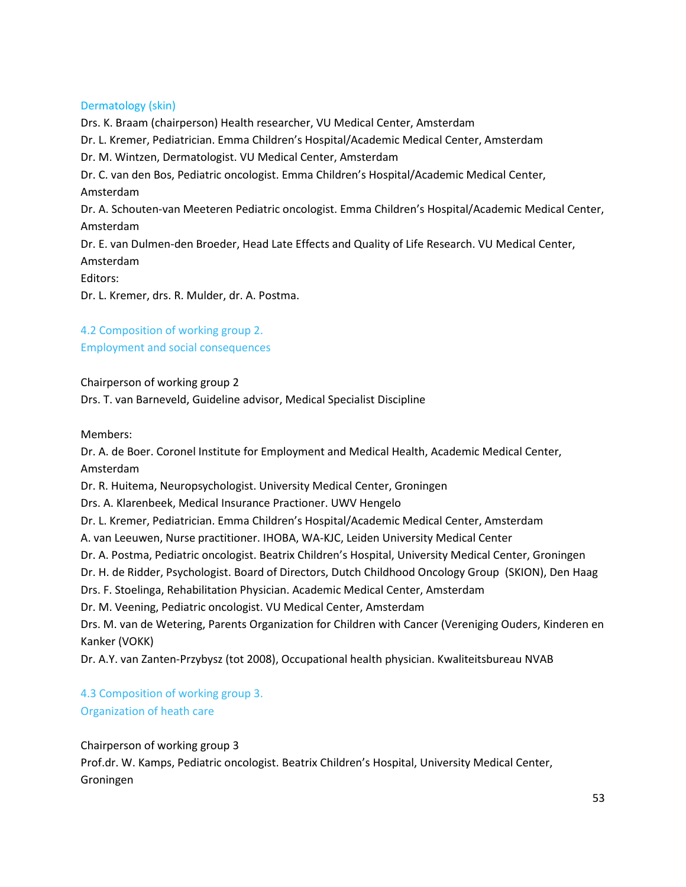### Dermatology (skin)

Drs. K. Braam (chairperson) Health researcher, VU Medical Center, Amsterdam
Dr. L. Kremer, Pediatrician. Emma Children's Hospital/Academic Medical Center, Amsterdam
Dr. M. Wintzen, Dermatologist. VU Medical Center, Amsterdam
Dr. C. van den Bos, Pediatric oncologist. Emma Children's Hospital/Academic Medical Center, Amsterdam
Dr. A. Schouten-van Meeteren Pediatric oncologist. Emma Children's Hospital/Academic Medical Center, Amsterdam
Dr. E. van Dulmen-den Broeder, Head Late Effects and Quality of Life Research. VU Medical Center, Amsterdam
Editors:
Dr. L. Kremer, drs. R. Mulder, dr. A. Postma.

## 4.2 Composition of working group 2. Employment and social consequences

Chairperson of working group 2
Drs. T. van Barneveld, Guideline advisor, Medical Specialist Discipline

Members:
Dr. A. de Boer. Coronel Institute for Employment and Medical Health, Academic Medical Center, Amsterdam
Dr. R. Huitema, Neuropsychologist. University Medical Center, Groningen
Drs. A. Klarenbeek, Medical Insurance Practioner. UWV Hengelo
Dr. L. Kremer, Pediatrician. Emma Children's Hospital/Academic Medical Center, Amsterdam
A. van Leeuwen, Nurse practitioner. IHOBA, WA-KJC, Leiden University Medical Center
Dr. A. Postma, Pediatric oncologist. Beatrix Children's Hospital, University Medical Center, Groningen
Dr. H. de Ridder, Psychologist. Board of Directors, Dutch Childhood Oncology Group (SKION), Den Haag
Drs. F. Stoelinga, Rehabilitation Physician. Academic Medical Center, Amsterdam
Dr. M. Veening, Pediatric oncologist. VU Medical Center, Amsterdam
Drs. M. van de Wetering, Parents Organization for Children with Cancer (Vereniging Ouders, Kinderen en Kanker (VOKK)
Dr. A.Y. van Zanten-Przybysz (tot 2008), Occupational health physician. Kwaliteitsbureau NVAB

## 4.3 Composition of working group 3. Organization of heath care

Chairperson of working group 3
Prof.dr. W. Kamps, Pediatric oncologist. Beatrix Children's Hospital, University Medical Center, Groningen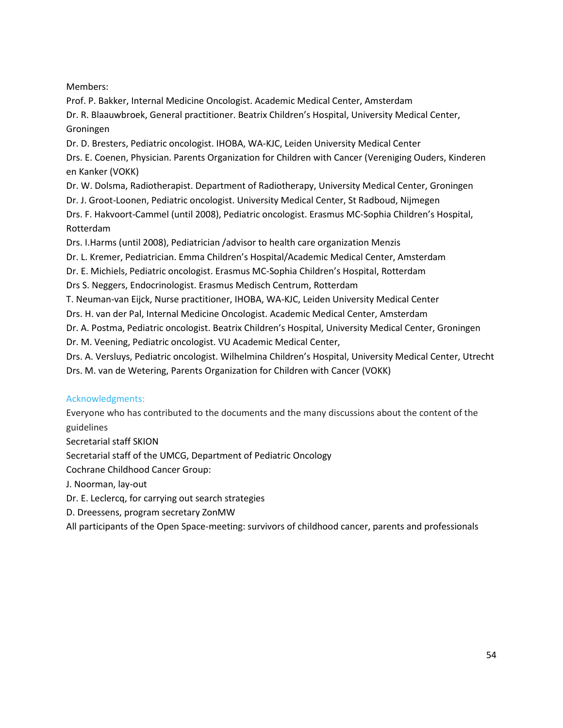Members:

Prof. P. Bakker, Internal Medicine Oncologist. Academic Medical Center, Amsterdam

Dr. R. Blaauwbroek, General practitioner. Beatrix Children's Hospital, University Medical Center, Groningen

Dr. D. Bresters, Pediatric oncologist. IHOBA, WA-KJC, Leiden University Medical Center

Drs. E. Coenen, Physician. Parents Organization for Children with Cancer (Vereniging Ouders, Kinderen en Kanker (VOKK)

Dr. W. Dolsma, Radiotherapist. Department of Radiotherapy, University Medical Center, Groningen

Dr. J. Groot-Loonen, Pediatric oncologist. University Medical Center, St Radboud, Nijmegen

Drs. F. Hakvoort-Cammel (until 2008), Pediatric oncologist. Erasmus MC-Sophia Children's Hospital, Rotterdam

Drs. I.Harms (until 2008), Pediatrician /advisor to health care organization Menzis

Dr. L. Kremer, Pediatrician. Emma Children's Hospital/Academic Medical Center, Amsterdam

Dr. E. Michiels, Pediatric oncologist. Erasmus MC-Sophia Children's Hospital, Rotterdam

Drs S. Neggers, Endocrinologist. Erasmus Medisch Centrum, Rotterdam

T. Neuman-van Eijck, Nurse practitioner, IHOBA, WA-KJC, Leiden University Medical Center

Drs. H. van der Pal, Internal Medicine Oncologist. Academic Medical Center, Amsterdam

Dr. A. Postma, Pediatric oncologist. Beatrix Children's Hospital, University Medical Center, Groningen

Dr. M. Veening, Pediatric oncologist. VU Academic Medical Center,

Drs. A. Versluys, Pediatric oncologist. Wilhelmina Children's Hospital, University Medical Center, Utrecht

Drs. M. van de Wetering, Parents Organization for Children with Cancer (VOKK)

## Acknowledgments:

Everyone who has contributed to the documents and the many discussions about the content of the guidelines

Secretarial staff SKION

Secretarial staff of the UMCG, Department of Pediatric Oncology

Cochrane Childhood Cancer Group:

J. Noorman, lay-out

Dr. E. Leclercq, for carrying out search strategies

D. Dreessens, program secretary ZonMW

All participants of the Open Space-meeting: survivors of childhood cancer, parents and professionals